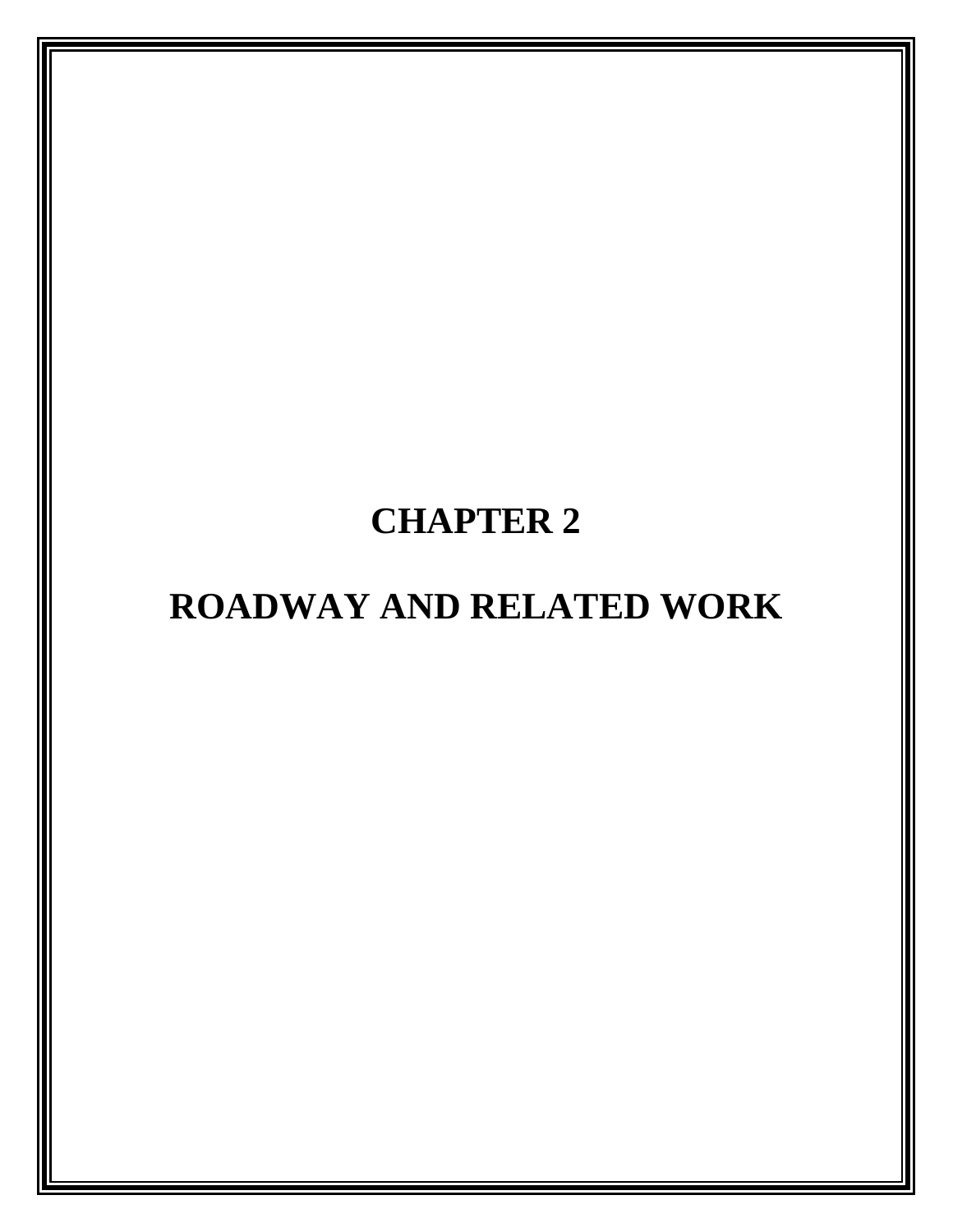# CHAPTER 2

# ROADWAY AND RELATED WORK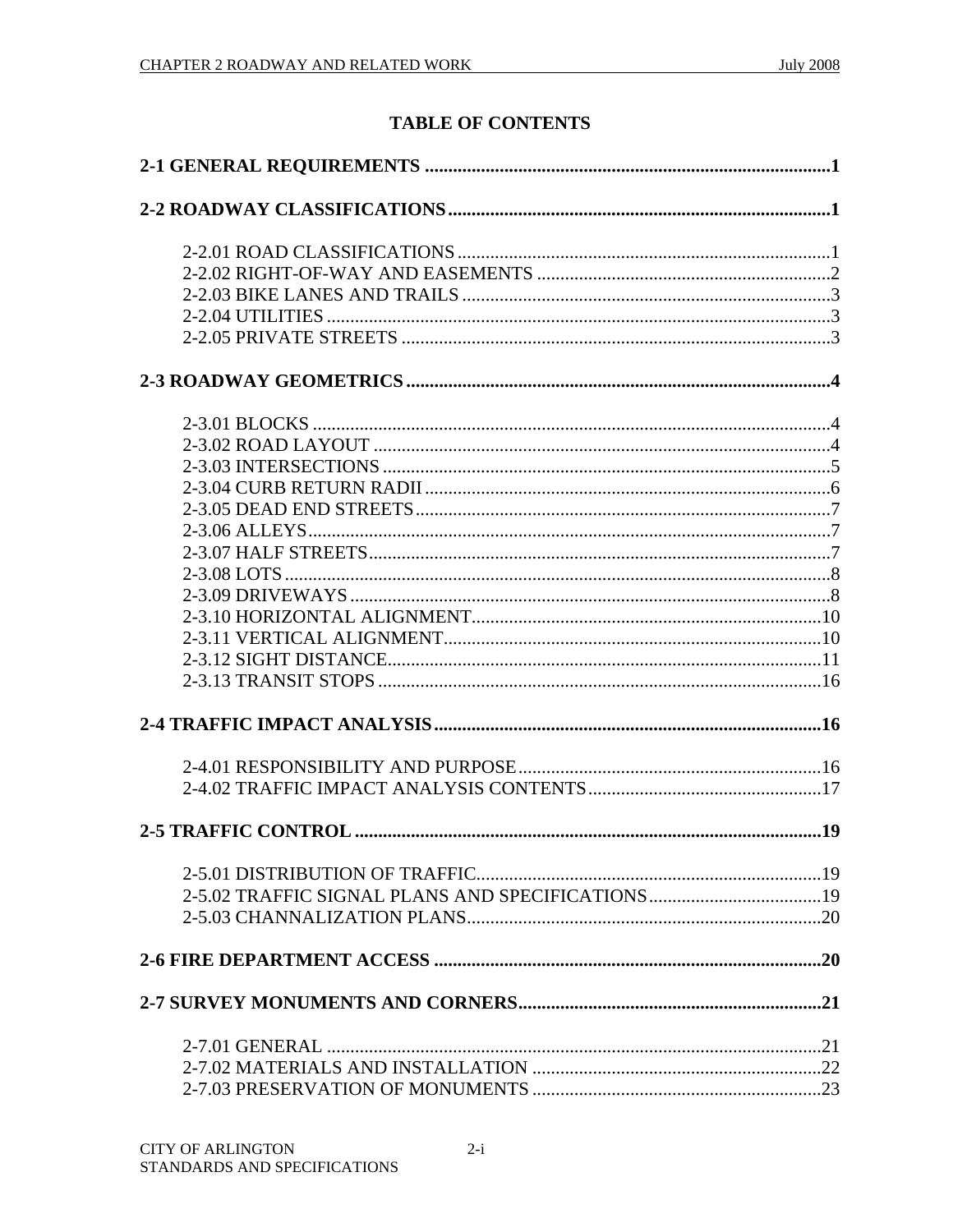## TABLE OF CONTENTS

**2-1 GENERAL REQUIREMENTS** .......... **1**

**2-2 ROADWAY CLASSIFICATIONS** .......... **1**

- 2-2.01 ROAD CLASSIFICATIONS .......... 1
- 2-2.02 RIGHT-OF-WAY AND EASEMENTS .......... 2
- 2-2.03 BIKE LANES AND TRAILS .......... 3
- 2-2.04 UTILITIES .......... 3
- 2-2.05 PRIVATE STREETS .......... 3

**2-3 ROADWAY GEOMETRICS** .......... **4**

- 2-3.01 BLOCKS .......... 4
- 2-3.02 ROAD LAYOUT .......... 4
- 2-3.03 INTERSECTIONS .......... 5
- 2-3.04 CURB RETURN RADII .......... 6
- 2-3.05 DEAD END STREETS .......... 7
- 2-3.06 ALLEYS .......... 7
- 2-3.07 HALF STREETS .......... 7
- 2-3.08 LOTS .......... 8
- 2-3.09 DRIVEWAYS .......... 8
- 2-3.10 HORIZONTAL ALIGNMENT .......... 10
- 2-3.11 VERTICAL ALIGNMENT .......... 10
- 2-3.12 SIGHT DISTANCE .......... 11
- 2-3.13 TRANSIT STOPS .......... 16

**2-4 TRAFFIC IMPACT ANALYSIS** .......... **16**

- 2-4.01 RESPONSIBILITY AND PURPOSE .......... 16
- 2-4.02 TRAFFIC IMPACT ANALYSIS CONTENTS .......... 17

**2-5 TRAFFIC CONTROL** .......... **19**

- 2-5.01 DISTRIBUTION OF TRAFFIC .......... 19
- 2-5.02 TRAFFIC SIGNAL PLANS AND SPECIFICATIONS .......... 19
- 2-5.03 CHANNALIZATION PLANS .......... 20

**2-6 FIRE DEPARTMENT ACCESS** .......... **20**

**2-7 SURVEY MONUMENTS AND CORNERS** .......... **21**

- 2-7.01 GENERAL .......... 21
- 2-7.02 MATERIALS AND INSTALLATION .......... 22
- 2-7.03 PRESERVATION OF MONUMENTS .......... 23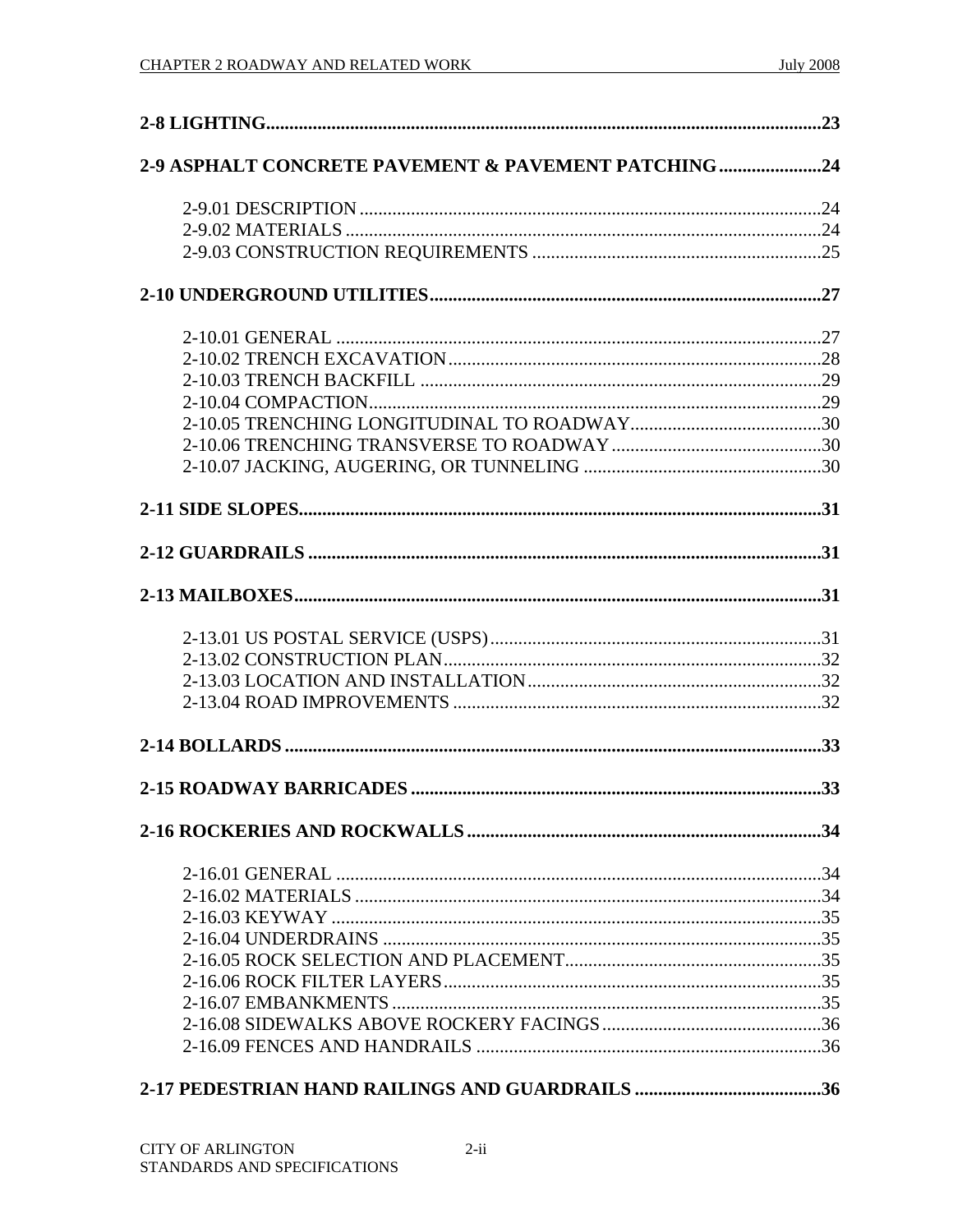**2-8 LIGHTING........................................................................................................................23**

**2-9 ASPHALT CONCRETE PAVEMENT & PAVEMENT PATCHING......................24**

2-9.01 DESCRIPTION..................................................................................................24
2-9.02 MATERIALS......................................................................................................24
2-9.03 CONSTRUCTION REQUIREMENTS ..............................................................25

**2-10 UNDERGROUND UTILITIES...................................................................................27**

2-10.01 GENERAL ........................................................................................................27
2-10.02 TRENCH EXCAVATION................................................................................28
2-10.03 TRENCH BACKFILL .....................................................................................29
2-10.04 COMPACTION................................................................................................29
2-10.05 TRENCHING LONGITUDINAL TO ROADWAY.........................................30
2-10.06 TRENCHING TRANSVERSE TO ROADWAY.............................................30
2-10.07 JACKING, AUGERING, OR TUNNELING ...................................................30

**2-11 SIDE SLOPES...............................................................................................................31**

**2-12 GUARDRAILS .............................................................................................................31**

**2-13 MAILBOXES................................................................................................................31**

2-13.01 US POSTAL SERVICE (USPS).......................................................................31
2-13.02 CONSTRUCTION PLAN.................................................................................32
2-13.03 LOCATION AND INSTALLATION...............................................................32
2-13.04 ROAD IMPROVEMENTS ...............................................................................32

**2-14 BOLLARDS ..................................................................................................................33**

**2-15 ROADWAY BARRICADES ........................................................................................33**

**2-16 ROCKERIES AND ROCKWALLS ............................................................................34**

2-16.01 GENERAL ........................................................................................................34
2-16.02 MATERIALS ....................................................................................................34
2-16.03 KEYWAY .........................................................................................................35
2-16.04 UNDERDRAINS ..............................................................................................35
2-16.05 ROCK SELECTION AND PLACEMENT.......................................................35
2-16.06 ROCK FILTER LAYERS.................................................................................35
2-16.07 EMBANKMENTS ............................................................................................35
2-16.08 SIDEWALKS ABOVE ROCKERY FACINGS...............................................36
2-16.09 FENCES AND HANDRAILS ..........................................................................36

**2-17 PEDESTRIAN HAND RAILINGS AND GUARDRAILS ........................................36**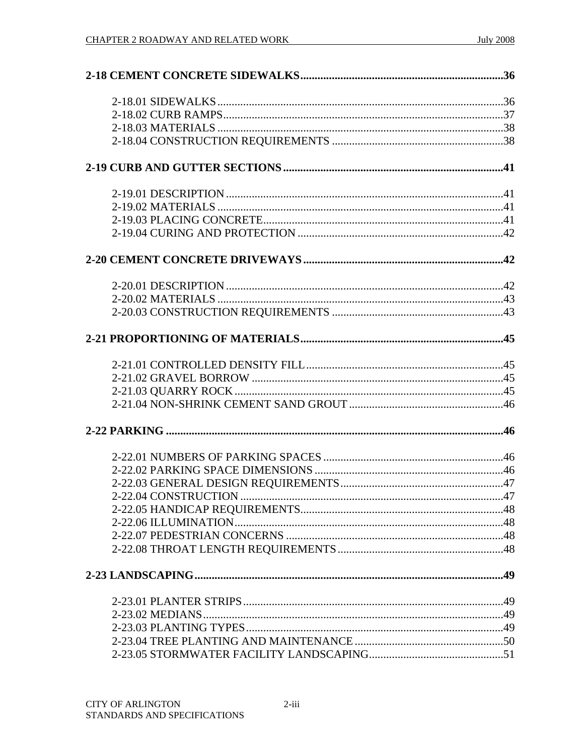**2-18 CEMENT CONCRETE SIDEWALKS....................................................................36**

2-18.01 SIDEWALKS....................................................................................................36
2-18.02 CURB RAMPS..................................................................................................37
2-18.03 MATERIALS ....................................................................................................38
2-18.04 CONSTRUCTION REQUIREMENTS ............................................................38

**2-19 CURB AND GUTTER SECTIONS.............................................................................41**

2-19.01 DESCRIPTION.................................................................................................41
2-19.02 MATERIALS ....................................................................................................41
2-19.03 PLACING CONCRETE....................................................................................41
2-19.04 CURING AND PROTECTION .......................................................................42

**2-20 CEMENT CONCRETE DRIVEWAYS......................................................................42**

2-20.01 DESCRIPTION.................................................................................................42
2-20.02 MATERIALS ....................................................................................................43
2-20.03 CONSTRUCTION REQUIREMENTS ............................................................43

**2-21 PROPORTIONING OF MATERIALS.......................................................................45**

2-21.01 CONTROLLED DENSITY FILL.....................................................................45
2-21.02 GRAVEL BORROW ........................................................................................45
2-21.03 QUARRY ROCK..............................................................................................45
2-21.04 NON-SHRINK CEMENT SAND GROUT.......................................................46

**2-22 PARKING ....................................................................................................................46**

2-22.01 NUMBERS OF PARKING SPACES ...............................................................46
2-22.02 PARKING SPACE DIMENSIONS..................................................................46
2-22.03 GENERAL DESIGN REQUIREMENTS.........................................................47
2-22.04 CONSTRUCTION ............................................................................................47
2-22.05 HANDICAP REQUIREMENTS.......................................................................48
2-22.06 ILLUMINATION..............................................................................................48
2-22.07 PEDESTRIAN CONCERNS ............................................................................48
2-22.08 THROAT LENGTH REQUIREMENTS..........................................................48

**2-23 LANDSCAPING............................................................................................................49**

2-23.01 PLANTER STRIPS...........................................................................................49
2-23.02 MEDIANS.........................................................................................................49
2-23.03 PLANTING TYPES..........................................................................................49
2-23.04 TREE PLANTING AND MAINTENANCE ....................................................50
2-23.05 STORMWATER FACILITY LANDSCAPING...............................................51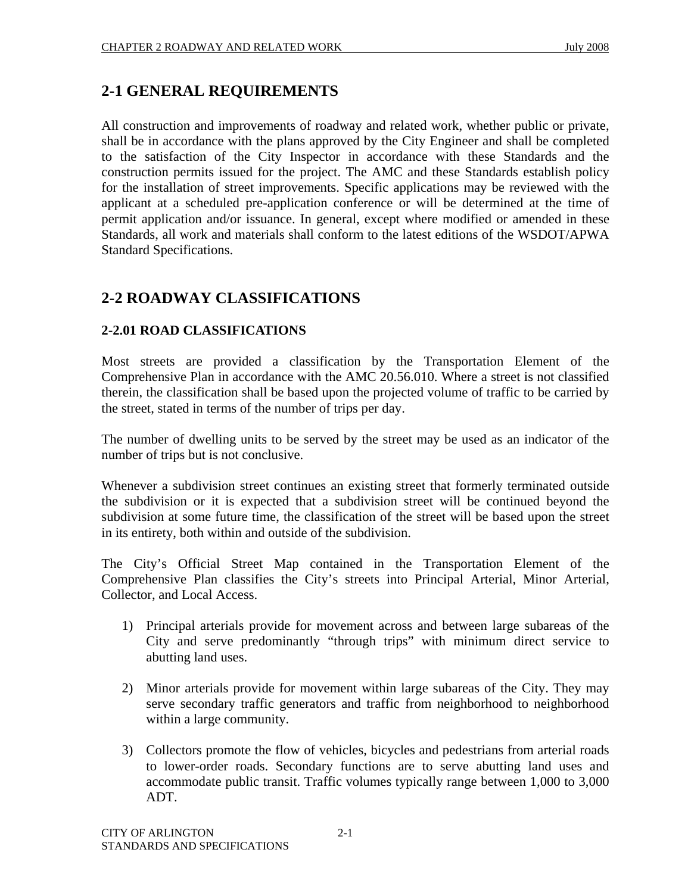## 2-1 GENERAL REQUIREMENTS

All construction and improvements of roadway and related work, whether public or private, shall be in accordance with the plans approved by the City Engineer and shall be completed to the satisfaction of the City Inspector in accordance with these Standards and the construction permits issued for the project. The AMC and these Standards establish policy for the installation of street improvements. Specific applications may be reviewed with the applicant at a scheduled pre-application conference or will be determined at the time of permit application and/or issuance. In general, except where modified or amended in these Standards, all work and materials shall conform to the latest editions of the WSDOT/APWA Standard Specifications.

## 2-2 ROADWAY CLASSIFICATIONS

### 2-2.01 ROAD CLASSIFICATIONS

Most streets are provided a classification by the Transportation Element of the Comprehensive Plan in accordance with the AMC 20.56.010. Where a street is not classified therein, the classification shall be based upon the projected volume of traffic to be carried by the street, stated in terms of the number of trips per day.

The number of dwelling units to be served by the street may be used as an indicator of the number of trips but is not conclusive.

Whenever a subdivision street continues an existing street that formerly terminated outside the subdivision or it is expected that a subdivision street will be continued beyond the subdivision at some future time, the classification of the street will be based upon the street in its entirety, both within and outside of the subdivision.

The City's Official Street Map contained in the Transportation Element of the Comprehensive Plan classifies the City's streets into Principal Arterial, Minor Arterial, Collector, and Local Access.

1) Principal arterials provide for movement across and between large subareas of the City and serve predominantly "through trips" with minimum direct service to abutting land uses.

2) Minor arterials provide for movement within large subareas of the City. They may serve secondary traffic generators and traffic from neighborhood to neighborhood within a large community.

3) Collectors promote the flow of vehicles, bicycles and pedestrians from arterial roads to lower-order roads. Secondary functions are to serve abutting land uses and accommodate public transit. Traffic volumes typically range between 1,000 to 3,000 ADT.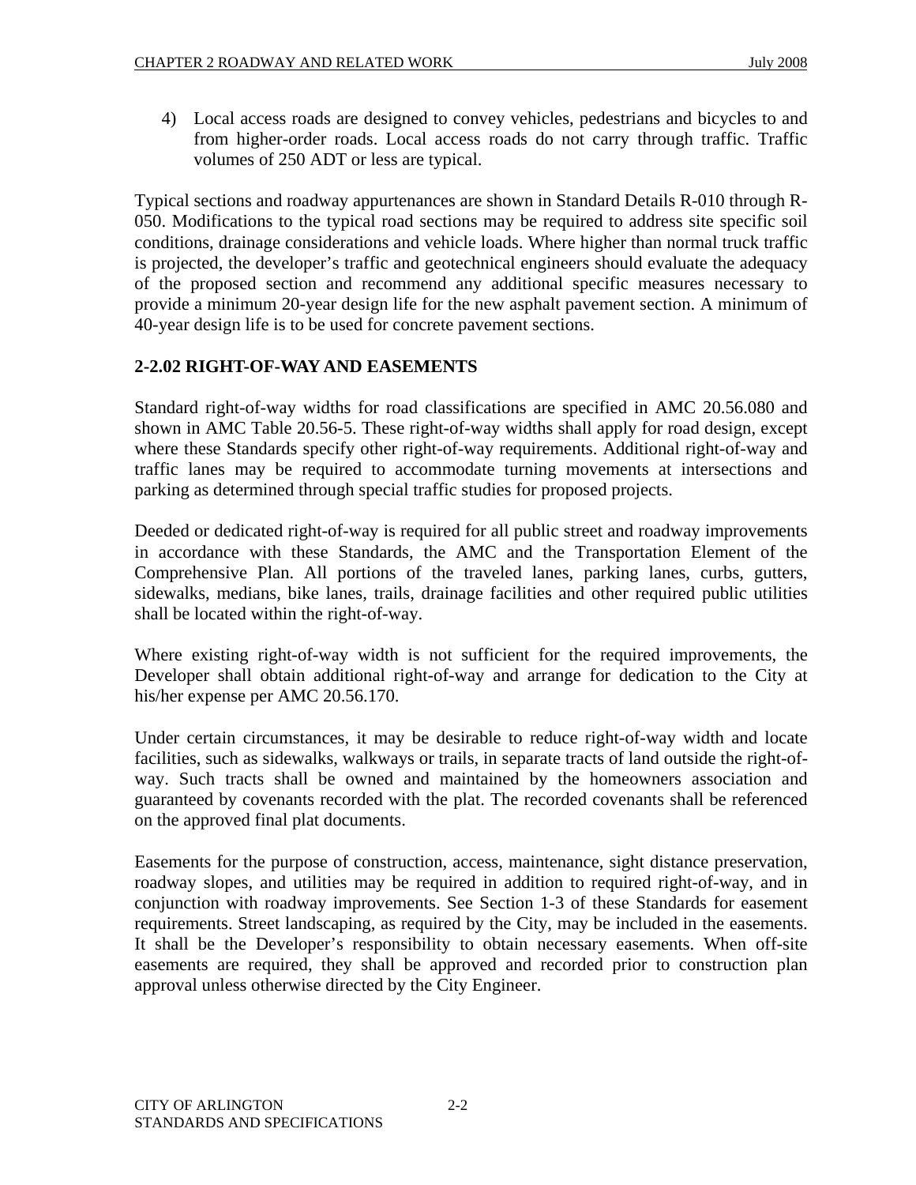4) Local access roads are designed to convey vehicles, pedestrians and bicycles to and from higher-order roads. Local access roads do not carry through traffic. Traffic volumes of 250 ADT or less are typical.

Typical sections and roadway appurtenances are shown in Standard Details R-010 through R-050. Modifications to the typical road sections may be required to address site specific soil conditions, drainage considerations and vehicle loads. Where higher than normal truck traffic is projected, the developer's traffic and geotechnical engineers should evaluate the adequacy of the proposed section and recommend any additional specific measures necessary to provide a minimum 20-year design life for the new asphalt pavement section. A minimum of 40-year design life is to be used for concrete pavement sections.

### 2-2.02 RIGHT-OF-WAY AND EASEMENTS

Standard right-of-way widths for road classifications are specified in AMC 20.56.080 and shown in AMC Table 20.56-5. These right-of-way widths shall apply for road design, except where these Standards specify other right-of-way requirements. Additional right-of-way and traffic lanes may be required to accommodate turning movements at intersections and parking as determined through special traffic studies for proposed projects.

Deeded or dedicated right-of-way is required for all public street and roadway improvements in accordance with these Standards, the AMC and the Transportation Element of the Comprehensive Plan. All portions of the traveled lanes, parking lanes, curbs, gutters, sidewalks, medians, bike lanes, trails, drainage facilities and other required public utilities shall be located within the right-of-way.

Where existing right-of-way width is not sufficient for the required improvements, the Developer shall obtain additional right-of-way and arrange for dedication to the City at his/her expense per AMC 20.56.170.

Under certain circumstances, it may be desirable to reduce right-of-way width and locate facilities, such as sidewalks, walkways or trails, in separate tracts of land outside the right-of-way. Such tracts shall be owned and maintained by the homeowners association and guaranteed by covenants recorded with the plat. The recorded covenants shall be referenced on the approved final plat documents.

Easements for the purpose of construction, access, maintenance, sight distance preservation, roadway slopes, and utilities may be required in addition to required right-of-way, and in conjunction with roadway improvements. See Section 1-3 of these Standards for easement requirements. Street landscaping, as required by the City, may be included in the easements. It shall be the Developer's responsibility to obtain necessary easements. When off-site easements are required, they shall be approved and recorded prior to construction plan approval unless otherwise directed by the City Engineer.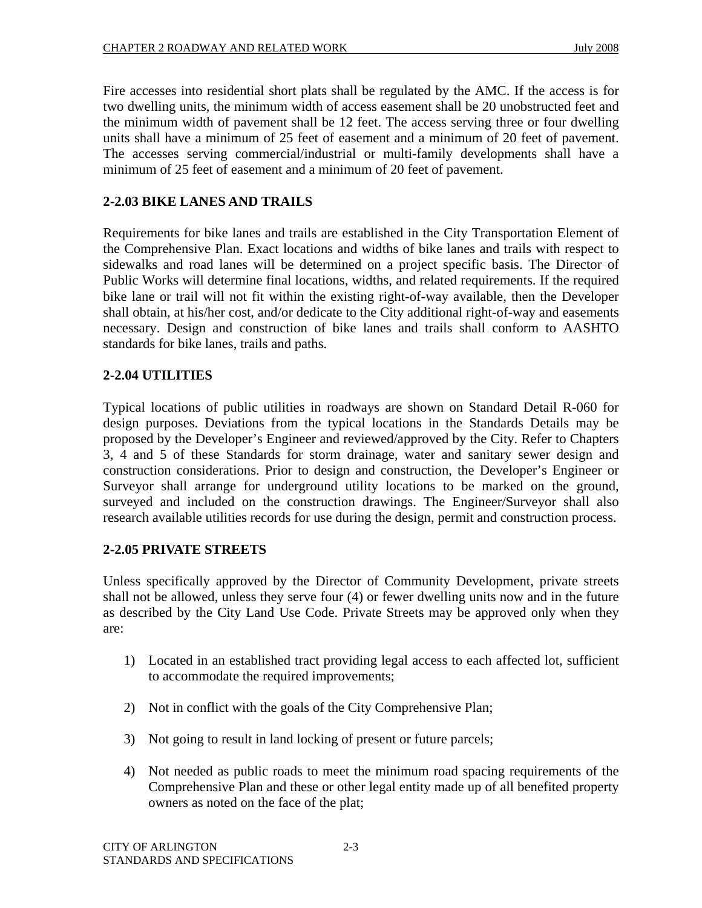Fire accesses into residential short plats shall be regulated by the AMC. If the access is for two dwelling units, the minimum width of access easement shall be 20 unobstructed feet and the minimum width of pavement shall be 12 feet. The access serving three or four dwelling units shall have a minimum of 25 feet of easement and a minimum of 20 feet of pavement. The accesses serving commercial/industrial or multi-family developments shall have a minimum of 25 feet of easement and a minimum of 20 feet of pavement.

### 2-2.03 BIKE LANES AND TRAILS

Requirements for bike lanes and trails are established in the City Transportation Element of the Comprehensive Plan. Exact locations and widths of bike lanes and trails with respect to sidewalks and road lanes will be determined on a project specific basis. The Director of Public Works will determine final locations, widths, and related requirements. If the required bike lane or trail will not fit within the existing right-of-way available, then the Developer shall obtain, at his/her cost, and/or dedicate to the City additional right-of-way and easements necessary. Design and construction of bike lanes and trails shall conform to AASHTO standards for bike lanes, trails and paths.

### 2-2.04 UTILITIES

Typical locations of public utilities in roadways are shown on Standard Detail R-060 for design purposes. Deviations from the typical locations in the Standards Details may be proposed by the Developer's Engineer and reviewed/approved by the City. Refer to Chapters 3, 4 and 5 of these Standards for storm drainage, water and sanitary sewer design and construction considerations. Prior to design and construction, the Developer's Engineer or Surveyor shall arrange for underground utility locations to be marked on the ground, surveyed and included on the construction drawings. The Engineer/Surveyor shall also research available utilities records for use during the design, permit and construction process.

### 2-2.05 PRIVATE STREETS

Unless specifically approved by the Director of Community Development, private streets shall not be allowed, unless they serve four (4) or fewer dwelling units now and in the future as described by the City Land Use Code. Private Streets may be approved only when they are:

1) Located in an established tract providing legal access to each affected lot, sufficient to accommodate the required improvements;

2) Not in conflict with the goals of the City Comprehensive Plan;

3) Not going to result in land locking of present or future parcels;

4) Not needed as public roads to meet the minimum road spacing requirements of the Comprehensive Plan and these or other legal entity made up of all benefited property owners as noted on the face of the plat;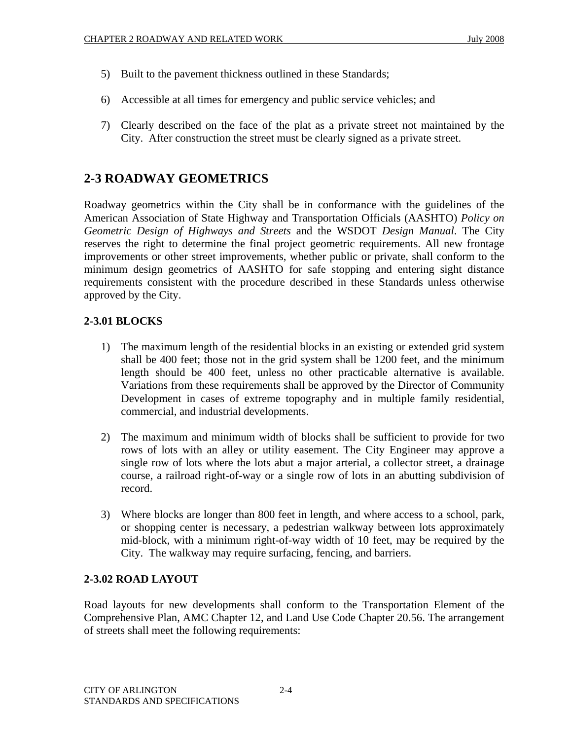5) Built to the pavement thickness outlined in these Standards;

6) Accessible at all times for emergency and public service vehicles; and

7) Clearly described on the face of the plat as a private street not maintained by the City. After construction the street must be clearly signed as a private street.

## 2-3 ROADWAY GEOMETRICS

Roadway geometrics within the City shall be in conformance with the guidelines of the American Association of State Highway and Transportation Officials (AASHTO) *Policy on Geometric Design of Highways and Streets* and the WSDOT *Design Manual*. The City reserves the right to determine the final project geometric requirements. All new frontage improvements or other street improvements, whether public or private, shall conform to the minimum design geometrics of AASHTO for safe stopping and entering sight distance requirements consistent with the procedure described in these Standards unless otherwise approved by the City.

### 2-3.01 BLOCKS

1) The maximum length of the residential blocks in an existing or extended grid system shall be 400 feet; those not in the grid system shall be 1200 feet, and the minimum length should be 400 feet, unless no other practicable alternative is available. Variations from these requirements shall be approved by the Director of Community Development in cases of extreme topography and in multiple family residential, commercial, and industrial developments.

2) The maximum and minimum width of blocks shall be sufficient to provide for two rows of lots with an alley or utility easement. The City Engineer may approve a single row of lots where the lots abut a major arterial, a collector street, a drainage course, a railroad right-of-way or a single row of lots in an abutting subdivision of record.

3) Where blocks are longer than 800 feet in length, and where access to a school, park, or shopping center is necessary, a pedestrian walkway between lots approximately mid-block, with a minimum right-of-way width of 10 feet, may be required by the City. The walkway may require surfacing, fencing, and barriers.

### 2-3.02 ROAD LAYOUT

Road layouts for new developments shall conform to the Transportation Element of the Comprehensive Plan, AMC Chapter 12, and Land Use Code Chapter 20.56. The arrangement of streets shall meet the following requirements: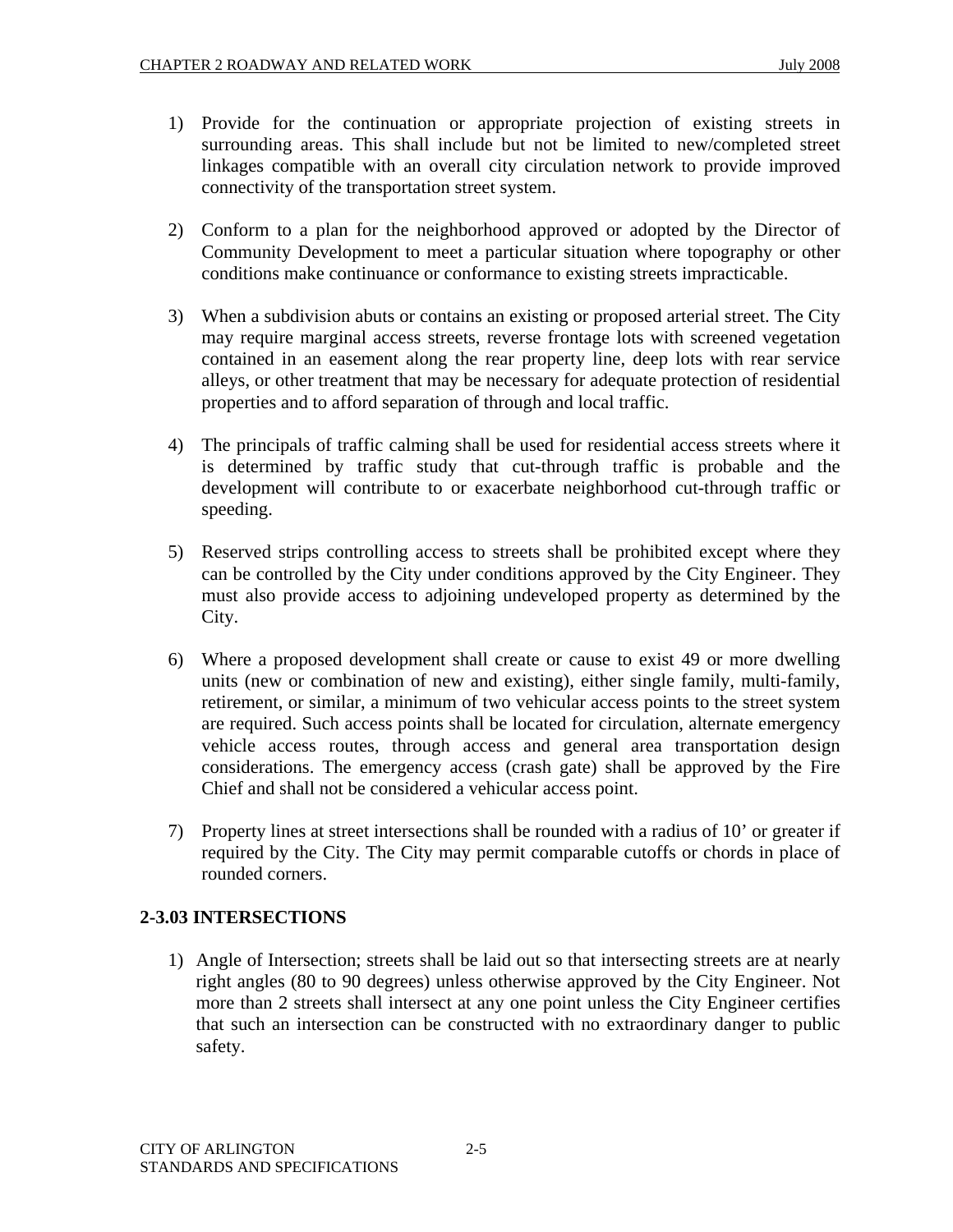1) Provide for the continuation or appropriate projection of existing streets in surrounding areas. This shall include but not be limited to new/completed street linkages compatible with an overall city circulation network to provide improved connectivity of the transportation street system.

2) Conform to a plan for the neighborhood approved or adopted by the Director of Community Development to meet a particular situation where topography or other conditions make continuance or conformance to existing streets impracticable.

3) When a subdivision abuts or contains an existing or proposed arterial street. The City may require marginal access streets, reverse frontage lots with screened vegetation contained in an easement along the rear property line, deep lots with rear service alleys, or other treatment that may be necessary for adequate protection of residential properties and to afford separation of through and local traffic.

4) The principals of traffic calming shall be used for residential access streets where it is determined by traffic study that cut-through traffic is probable and the development will contribute to or exacerbate neighborhood cut-through traffic or speeding.

5) Reserved strips controlling access to streets shall be prohibited except where they can be controlled by the City under conditions approved by the City Engineer. They must also provide access to adjoining undeveloped property as determined by the City.

6) Where a proposed development shall create or cause to exist 49 or more dwelling units (new or combination of new and existing), either single family, multi-family, retirement, or similar, a minimum of two vehicular access points to the street system are required. Such access points shall be located for circulation, alternate emergency vehicle access routes, through access and general area transportation design considerations. The emergency access (crash gate) shall be approved by the Fire Chief and shall not be considered a vehicular access point.

7) Property lines at street intersections shall be rounded with a radius of 10' or greater if required by the City. The City may permit comparable cutoffs or chords in place of rounded corners.

## 2-3.03 INTERSECTIONS

1) Angle of Intersection; streets shall be laid out so that intersecting streets are at nearly right angles (80 to 90 degrees) unless otherwise approved by the City Engineer. Not more than 2 streets shall intersect at any one point unless the City Engineer certifies that such an intersection can be constructed with no extraordinary danger to public safety.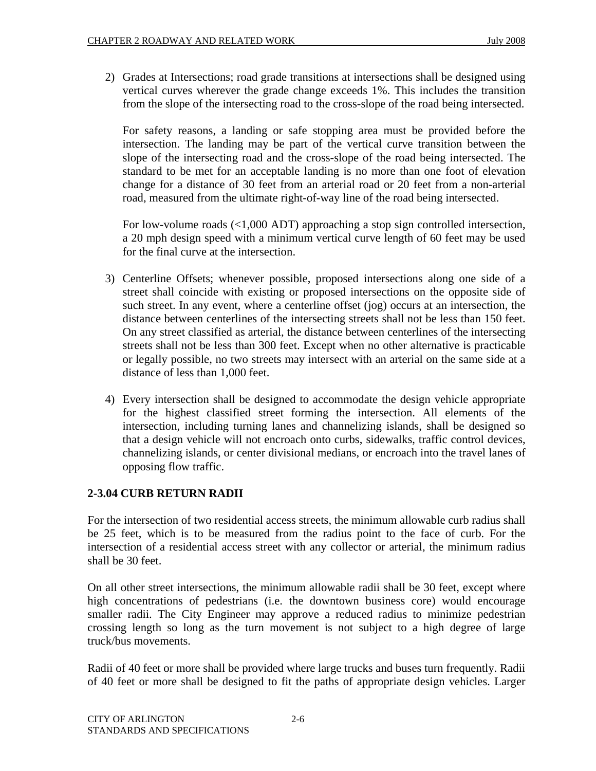2) Grades at Intersections; road grade transitions at intersections shall be designed using vertical curves wherever the grade change exceeds 1%. This includes the transition from the slope of the intersecting road to the cross-slope of the road being intersected.

   For safety reasons, a landing or safe stopping area must be provided before the intersection. The landing may be part of the vertical curve transition between the slope of the intersecting road and the cross-slope of the road being intersected. The standard to be met for an acceptable landing is no more than one foot of elevation change for a distance of 30 feet from an arterial road or 20 feet from a non-arterial road, measured from the ultimate right-of-way line of the road being intersected.

   For low-volume roads (<1,000 ADT) approaching a stop sign controlled intersection, a 20 mph design speed with a minimum vertical curve length of 60 feet may be used for the final curve at the intersection.

3) Centerline Offsets; whenever possible, proposed intersections along one side of a street shall coincide with existing or proposed intersections on the opposite side of such street. In any event, where a centerline offset (jog) occurs at an intersection, the distance between centerlines of the intersecting streets shall not be less than 150 feet. On any street classified as arterial, the distance between centerlines of the intersecting streets shall not be less than 300 feet. Except when no other alternative is practicable or legally possible, no two streets may intersect with an arterial on the same side at a distance of less than 1,000 feet.

4) Every intersection shall be designed to accommodate the design vehicle appropriate for the highest classified street forming the intersection. All elements of the intersection, including turning lanes and channelizing islands, shall be designed so that a design vehicle will not encroach onto curbs, sidewalks, traffic control devices, channelizing islands, or center divisional medians, or encroach into the travel lanes of opposing flow traffic.

### 2-3.04 CURB RETURN RADII

For the intersection of two residential access streets, the minimum allowable curb radius shall be 25 feet, which is to be measured from the radius point to the face of curb. For the intersection of a residential access street with any collector or arterial, the minimum radius shall be 30 feet.

On all other street intersections, the minimum allowable radii shall be 30 feet, except where high concentrations of pedestrians (i.e. the downtown business core) would encourage smaller radii. The City Engineer may approve a reduced radius to minimize pedestrian crossing length so long as the turn movement is not subject to a high degree of large truck/bus movements.

Radii of 40 feet or more shall be provided where large trucks and buses turn frequently. Radii of 40 feet or more shall be designed to fit the paths of appropriate design vehicles. Larger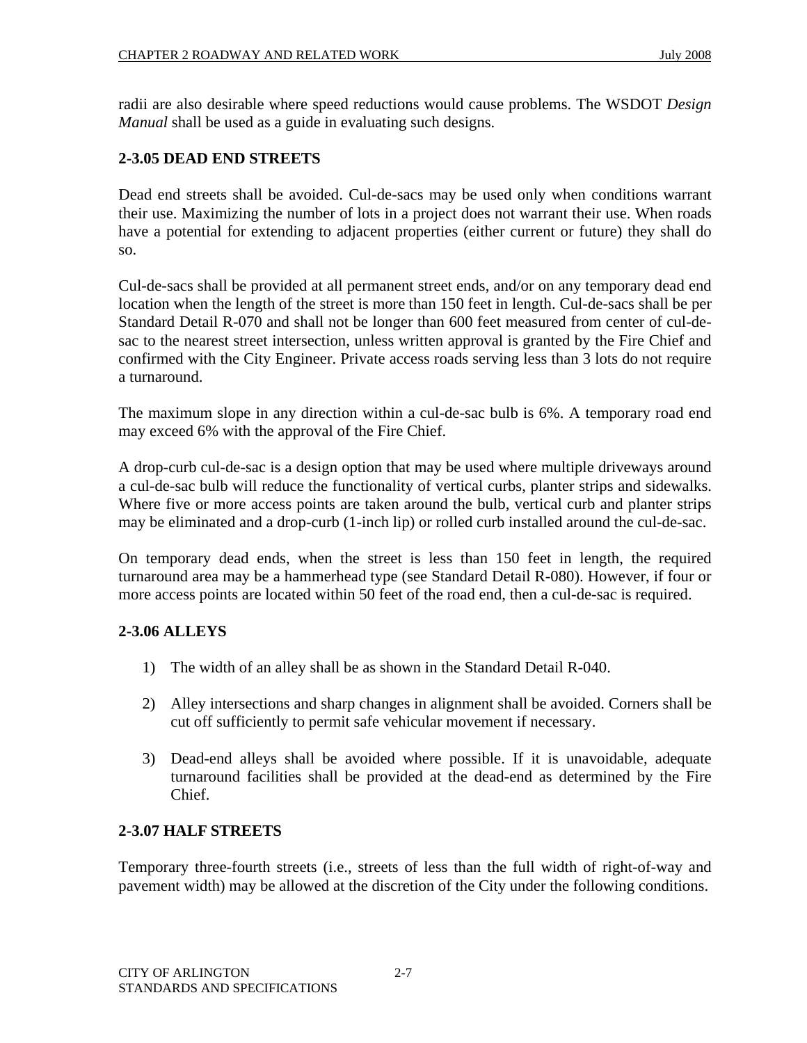radii are also desirable where speed reductions would cause problems. The WSDOT *Design Manual* shall be used as a guide in evaluating such designs.

### 2-3.05 DEAD END STREETS

Dead end streets shall be avoided. Cul-de-sacs may be used only when conditions warrant their use. Maximizing the number of lots in a project does not warrant their use. When roads have a potential for extending to adjacent properties (either current or future) they shall do so.

Cul-de-sacs shall be provided at all permanent street ends, and/or on any temporary dead end location when the length of the street is more than 150 feet in length. Cul-de-sacs shall be per Standard Detail R-070 and shall not be longer than 600 feet measured from center of cul-de-sac to the nearest street intersection, unless written approval is granted by the Fire Chief and confirmed with the City Engineer. Private access roads serving less than 3 lots do not require a turnaround.

The maximum slope in any direction within a cul-de-sac bulb is 6%. A temporary road end may exceed 6% with the approval of the Fire Chief.

A drop-curb cul-de-sac is a design option that may be used where multiple driveways around a cul-de-sac bulb will reduce the functionality of vertical curbs, planter strips and sidewalks. Where five or more access points are taken around the bulb, vertical curb and planter strips may be eliminated and a drop-curb (1-inch lip) or rolled curb installed around the cul-de-sac.

On temporary dead ends, when the street is less than 150 feet in length, the required turnaround area may be a hammerhead type (see Standard Detail R-080). However, if four or more access points are located within 50 feet of the road end, then a cul-de-sac is required.

### 2-3.06 ALLEYS

1) The width of an alley shall be as shown in the Standard Detail R-040.

2) Alley intersections and sharp changes in alignment shall be avoided. Corners shall be cut off sufficiently to permit safe vehicular movement if necessary.

3) Dead-end alleys shall be avoided where possible. If it is unavoidable, adequate turnaround facilities shall be provided at the dead-end as determined by the Fire Chief.

### 2-3.07 HALF STREETS

Temporary three-fourth streets (i.e., streets of less than the full width of right-of-way and pavement width) may be allowed at the discretion of the City under the following conditions.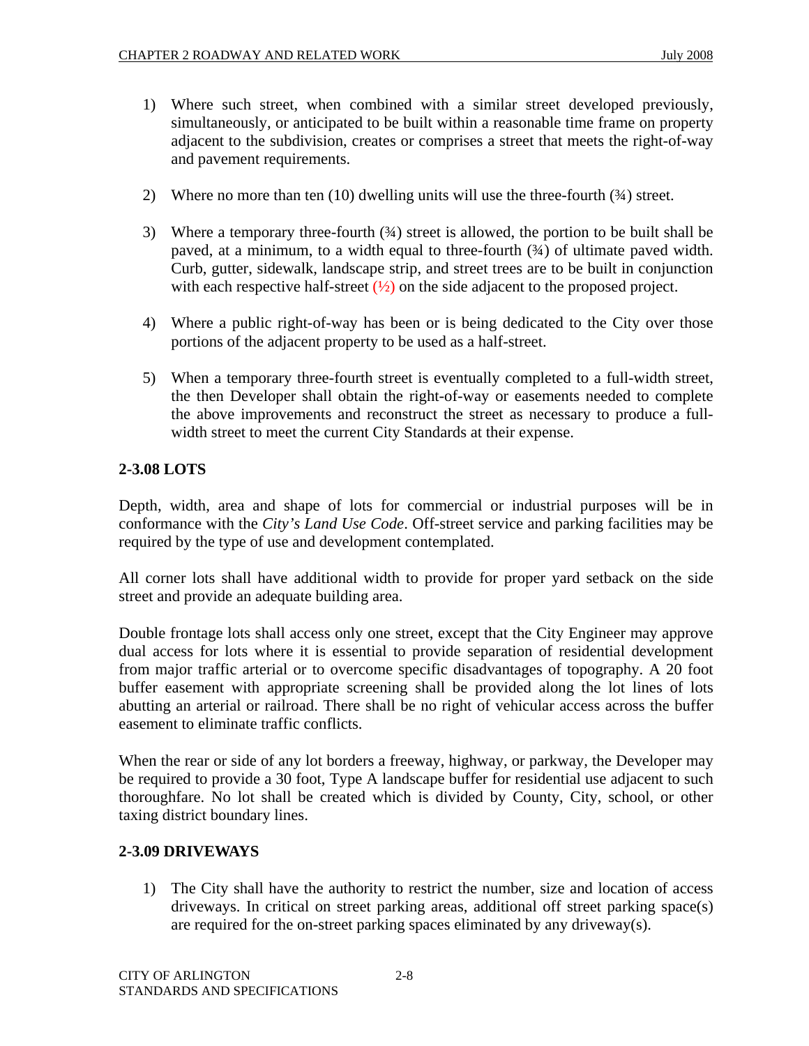1) Where such street, when combined with a similar street developed previously, simultaneously, or anticipated to be built within a reasonable time frame on property adjacent to the subdivision, creates or comprises a street that meets the right-of-way and pavement requirements.

2) Where no more than ten (10) dwelling units will use the three-fourth (¾) street.

3) Where a temporary three-fourth (¾) street is allowed, the portion to be built shall be paved, at a minimum, to a width equal to three-fourth (¾) of ultimate paved width. Curb, gutter, sidewalk, landscape strip, and street trees are to be built in conjunction with each respective half-street (½) on the side adjacent to the proposed project.

4) Where a public right-of-way has been or is being dedicated to the City over those portions of the adjacent property to be used as a half-street.

5) When a temporary three-fourth street is eventually completed to a full-width street, the then Developer shall obtain the right-of-way or easements needed to complete the above improvements and reconstruct the street as necessary to produce a full-width street to meet the current City Standards at their expense.

## 2-3.08 LOTS

Depth, width, area and shape of lots for commercial or industrial purposes will be in conformance with the *City's Land Use Code*. Off-street service and parking facilities may be required by the type of use and development contemplated.

All corner lots shall have additional width to provide for proper yard setback on the side street and provide an adequate building area.

Double frontage lots shall access only one street, except that the City Engineer may approve dual access for lots where it is essential to provide separation of residential development from major traffic arterial or to overcome specific disadvantages of topography. A 20 foot buffer easement with appropriate screening shall be provided along the lot lines of lots abutting an arterial or railroad. There shall be no right of vehicular access across the buffer easement to eliminate traffic conflicts.

When the rear or side of any lot borders a freeway, highway, or parkway, the Developer may be required to provide a 30 foot, Type A landscape buffer for residential use adjacent to such thoroughfare. No lot shall be created which is divided by County, City, school, or other taxing district boundary lines.

## 2-3.09 DRIVEWAYS

1) The City shall have the authority to restrict the number, size and location of access driveways. In critical on street parking areas, additional off street parking space(s) are required for the on-street parking spaces eliminated by any driveway(s).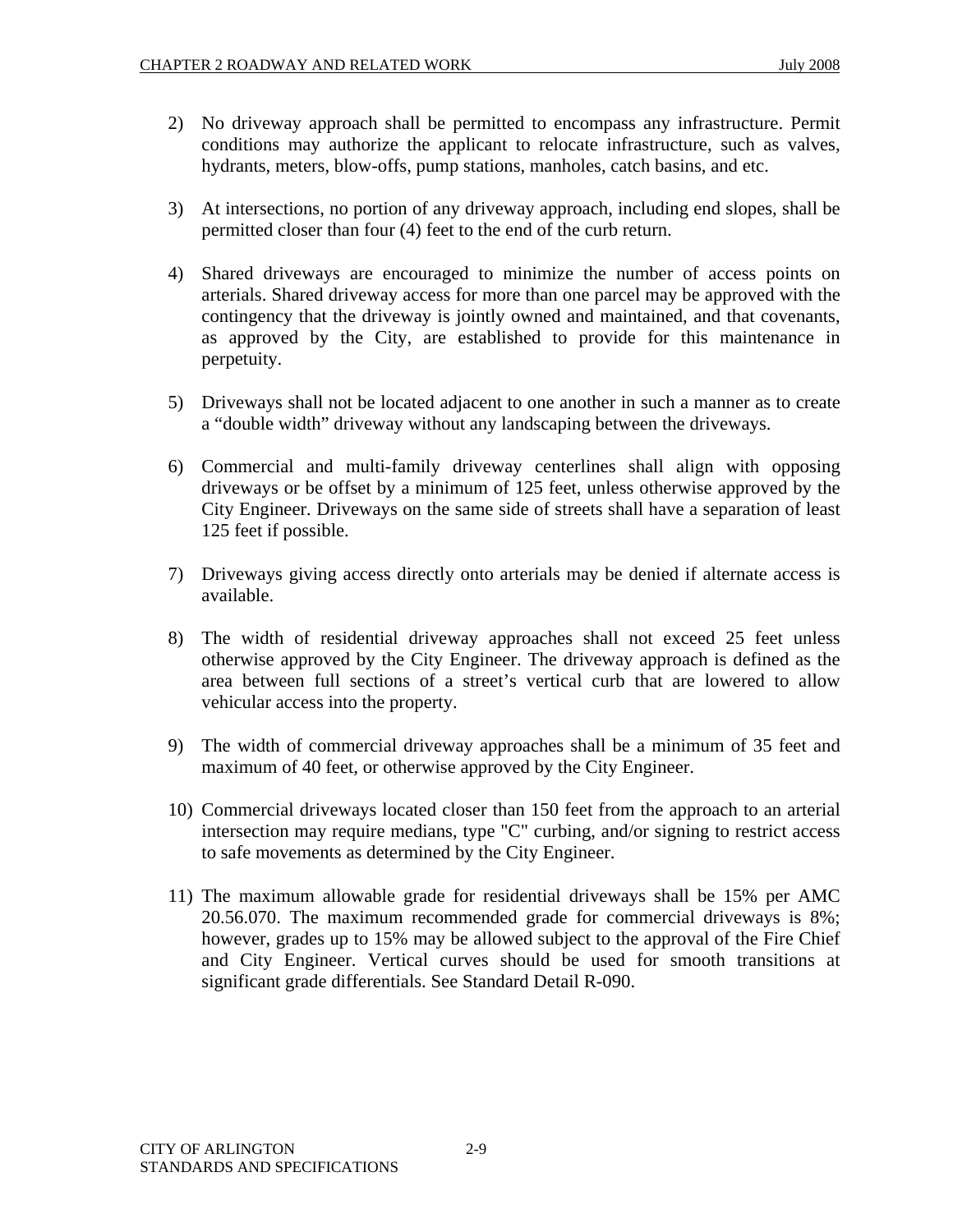2) No driveway approach shall be permitted to encompass any infrastructure. Permit conditions may authorize the applicant to relocate infrastructure, such as valves, hydrants, meters, blow-offs, pump stations, manholes, catch basins, and etc.

3) At intersections, no portion of any driveway approach, including end slopes, shall be permitted closer than four (4) feet to the end of the curb return.

4) Shared driveways are encouraged to minimize the number of access points on arterials. Shared driveway access for more than one parcel may be approved with the contingency that the driveway is jointly owned and maintained, and that covenants, as approved by the City, are established to provide for this maintenance in perpetuity.

5) Driveways shall not be located adjacent to one another in such a manner as to create a "double width" driveway without any landscaping between the driveways.

6) Commercial and multi-family driveway centerlines shall align with opposing driveways or be offset by a minimum of 125 feet, unless otherwise approved by the City Engineer. Driveways on the same side of streets shall have a separation of least 125 feet if possible.

7) Driveways giving access directly onto arterials may be denied if alternate access is available.

8) The width of residential driveway approaches shall not exceed 25 feet unless otherwise approved by the City Engineer. The driveway approach is defined as the area between full sections of a street's vertical curb that are lowered to allow vehicular access into the property.

9) The width of commercial driveway approaches shall be a minimum of 35 feet and maximum of 40 feet, or otherwise approved by the City Engineer.

10) Commercial driveways located closer than 150 feet from the approach to an arterial intersection may require medians, type "C" curbing, and/or signing to restrict access to safe movements as determined by the City Engineer.

11) The maximum allowable grade for residential driveways shall be 15% per AMC 20.56.070. The maximum recommended grade for commercial driveways is 8%; however, grades up to 15% may be allowed subject to the approval of the Fire Chief and City Engineer. Vertical curves should be used for smooth transitions at significant grade differentials. See Standard Detail R-090.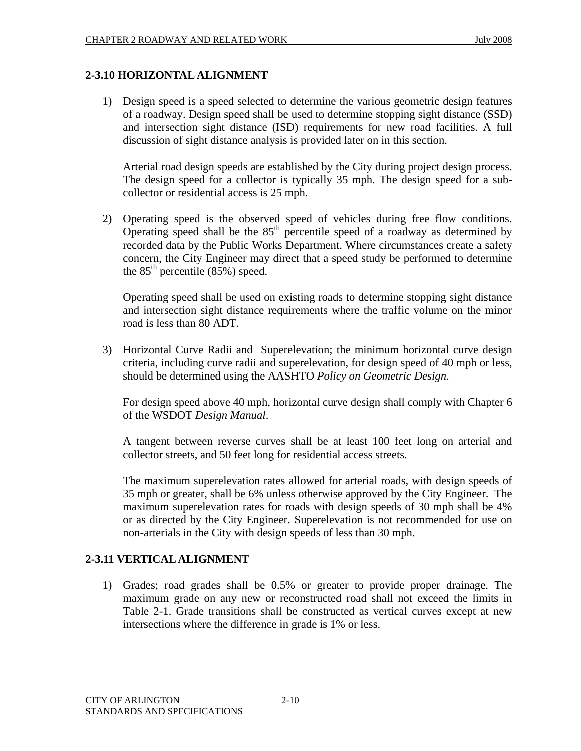## 2-3.10 HORIZONTAL ALIGNMENT

1) Design speed is a speed selected to determine the various geometric design features of a roadway. Design speed shall be used to determine stopping sight distance (SSD) and intersection sight distance (ISD) requirements for new road facilities. A full discussion of sight distance analysis is provided later on in this section.

   Arterial road design speeds are established by the City during project design process. The design speed for a collector is typically 35 mph. The design speed for a sub-collector or residential access is 25 mph.

2) Operating speed is the observed speed of vehicles during free flow conditions. Operating speed shall be the 85th percentile speed of a roadway as determined by recorded data by the Public Works Department. Where circumstances create a safety concern, the City Engineer may direct that a speed study be performed to determine the 85th percentile (85%) speed.

   Operating speed shall be used on existing roads to determine stopping sight distance and intersection sight distance requirements where the traffic volume on the minor road is less than 80 ADT.

3) Horizontal Curve Radii and Superelevation; the minimum horizontal curve design criteria, including curve radii and superelevation, for design speed of 40 mph or less, should be determined using the AASHTO *Policy on Geometric Design*.

   For design speed above 40 mph, horizontal curve design shall comply with Chapter 6 of the WSDOT *Design Manual*.

   A tangent between reverse curves shall be at least 100 feet long on arterial and collector streets, and 50 feet long for residential access streets.

   The maximum superelevation rates allowed for arterial roads, with design speeds of 35 mph or greater, shall be 6% unless otherwise approved by the City Engineer. The maximum superelevation rates for roads with design speeds of 30 mph shall be 4% or as directed by the City Engineer. Superelevation is not recommended for use on non-arterials in the City with design speeds of less than 30 mph.

## 2-3.11 VERTICAL ALIGNMENT

1) Grades; road grades shall be 0.5% or greater to provide proper drainage. The maximum grade on any new or reconstructed road shall not exceed the limits in Table 2-1. Grade transitions shall be constructed as vertical curves except at new intersections where the difference in grade is 1% or less.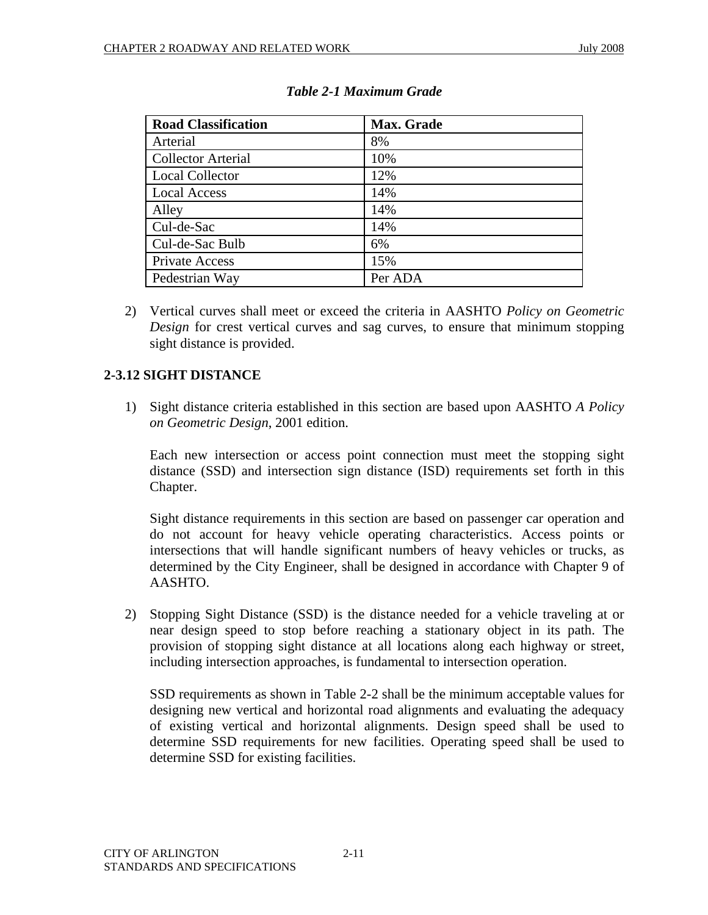*Table 2-1 Maximum Grade*

| Road Classification | Max. Grade |
|---|---|
| Arterial | 8% |
| Collector Arterial | 10% |
| Local Collector | 12% |
| Local Access | 14% |
| Alley | 14% |
| Cul-de-Sac | 14% |
| Cul-de-Sac Bulb | 6% |
| Private Access | 15% |
| Pedestrian Way | Per ADA |

2) Vertical curves shall meet or exceed the criteria in AASHTO *Policy on Geometric Design* for crest vertical curves and sag curves, to ensure that minimum stopping sight distance is provided.

### 2-3.12 SIGHT DISTANCE

1) Sight distance criteria established in this section are based upon AASHTO *A Policy on Geometric Design,* 2001 edition.

   Each new intersection or access point connection must meet the stopping sight distance (SSD) and intersection sign distance (ISD) requirements set forth in this Chapter.

   Sight distance requirements in this section are based on passenger car operation and do not account for heavy vehicle operating characteristics. Access points or intersections that will handle significant numbers of heavy vehicles or trucks, as determined by the City Engineer, shall be designed in accordance with Chapter 9 of AASHTO.

2) Stopping Sight Distance (SSD) is the distance needed for a vehicle traveling at or near design speed to stop before reaching a stationary object in its path. The provision of stopping sight distance at all locations along each highway or street, including intersection approaches, is fundamental to intersection operation.

   SSD requirements as shown in Table 2-2 shall be the minimum acceptable values for designing new vertical and horizontal road alignments and evaluating the adequacy of existing vertical and horizontal alignments. Design speed shall be used to determine SSD requirements for new facilities. Operating speed shall be used to determine SSD for existing facilities.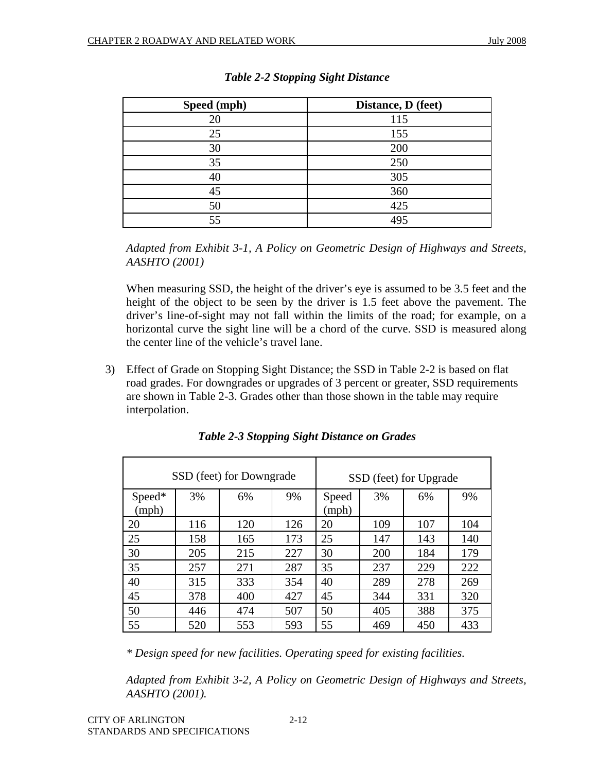*Table 2-2 Stopping Sight Distance*

| Speed (mph) | Distance, D (feet) |
|---|---|
| 20 | 115 |
| 25 | 155 |
| 30 | 200 |
| 35 | 250 |
| 40 | 305 |
| 45 | 360 |
| 50 | 425 |
| 55 | 495 |

*Adapted from Exhibit 3-1, A Policy on Geometric Design of Highways and Streets, AASHTO (2001)*

When measuring SSD, the height of the driver's eye is assumed to be 3.5 feet and the height of the object to be seen by the driver is 1.5 feet above the pavement. The driver's line-of-sight may not fall within the limits of the road; for example, on a horizontal curve the sight line will be a chord of the curve. SSD is measured along the center line of the vehicle's travel lane.

3) Effect of Grade on Stopping Sight Distance; the SSD in Table 2-2 is based on flat road grades. For downgrades or upgrades of 3 percent or greater, SSD requirements are shown in Table 2-3. Grades other than those shown in the table may require interpolation.

*Table 2-3 Stopping Sight Distance on Grades*

| SSD (feet) for Downgrade | | | | SSD (feet) for Upgrade | | | |
|---|---|---|---|---|---|---|---|
| Speed* (mph) | 3% | 6% | 9% | Speed (mph) | 3% | 6% | 9% |
| 20 | 116 | 120 | 126 | 20 | 109 | 107 | 104 |
| 25 | 158 | 165 | 173 | 25 | 147 | 143 | 140 |
| 30 | 205 | 215 | 227 | 30 | 200 | 184 | 179 |
| 35 | 257 | 271 | 287 | 35 | 237 | 229 | 222 |
| 40 | 315 | 333 | 354 | 40 | 289 | 278 | 269 |
| 45 | 378 | 400 | 427 | 45 | 344 | 331 | 320 |
| 50 | 446 | 474 | 507 | 50 | 405 | 388 | 375 |
| 55 | 520 | 553 | 593 | 55 | 469 | 450 | 433 |

*\* Design speed for new facilities. Operating speed for existing facilities.*

*Adapted from Exhibit 3-2, A Policy on Geometric Design of Highways and Streets, AASHTO (2001).*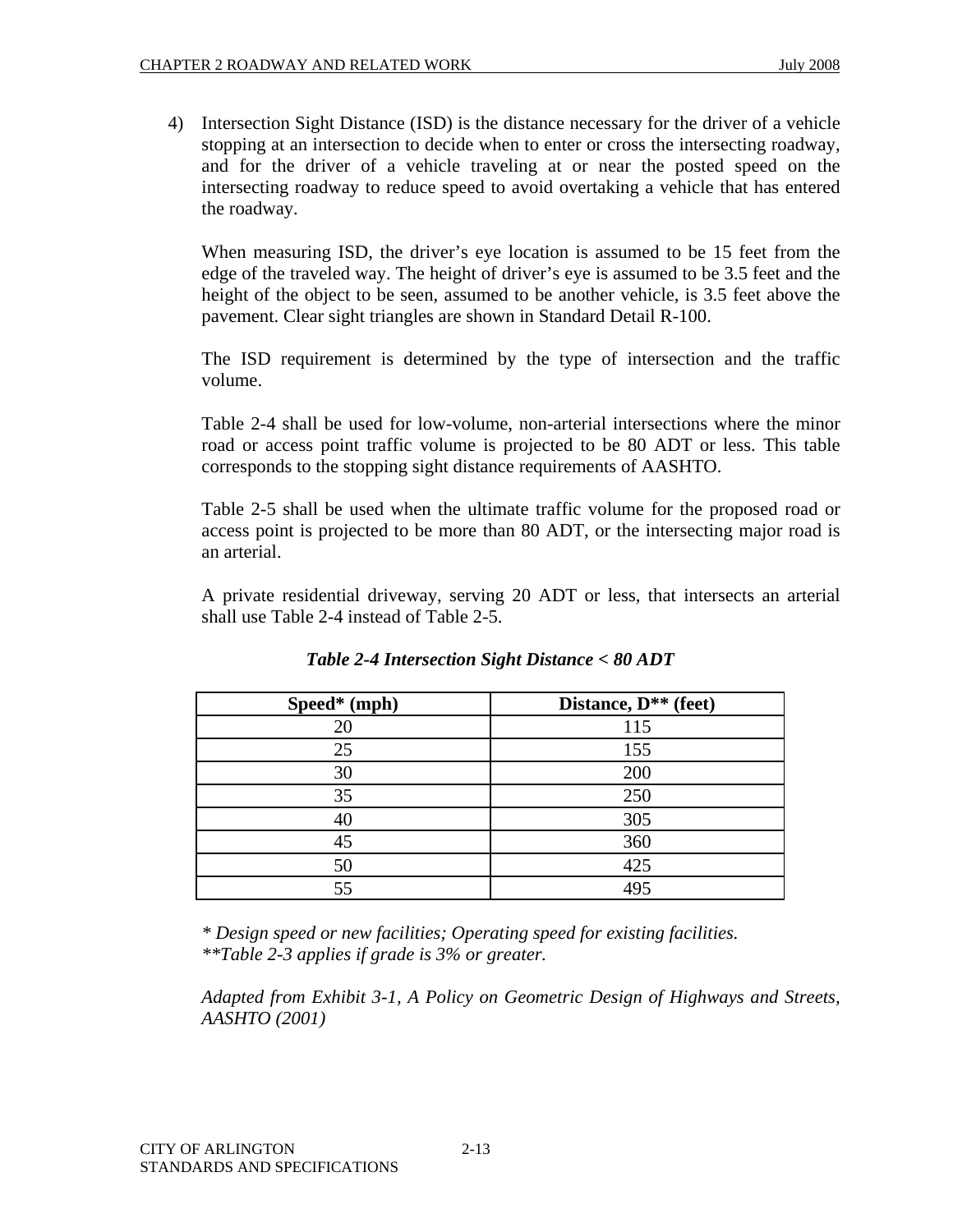4) Intersection Sight Distance (ISD) is the distance necessary for the driver of a vehicle stopping at an intersection to decide when to enter or cross the intersecting roadway, and for the driver of a vehicle traveling at or near the posted speed on the intersecting roadway to reduce speed to avoid overtaking a vehicle that has entered the roadway.

   When measuring ISD, the driver's eye location is assumed to be 15 feet from the edge of the traveled way. The height of driver's eye is assumed to be 3.5 feet and the height of the object to be seen, assumed to be another vehicle, is 3.5 feet above the pavement. Clear sight triangles are shown in Standard Detail R-100.

   The ISD requirement is determined by the type of intersection and the traffic volume.

   Table 2-4 shall be used for low-volume, non-arterial intersections where the minor road or access point traffic volume is projected to be 80 ADT or less. This table corresponds to the stopping sight distance requirements of AASHTO.

   Table 2-5 shall be used when the ultimate traffic volume for the proposed road or access point is projected to be more than 80 ADT, or the intersecting major road is an arterial.

   A private residential driveway, serving 20 ADT or less, that intersects an arterial shall use Table 2-4 instead of Table 2-5.

***Table 2-4 Intersection Sight Distance < 80 ADT***

| Speed* (mph) | Distance, D** (feet) |
|---|---|
| 20 | 115 |
| 25 | 155 |
| 30 | 200 |
| 35 | 250 |
| 40 | 305 |
| 45 | 360 |
| 50 | 425 |
| 55 | 495 |

*\* Design speed or new facilities; Operating speed for existing facilities.*
*\*\*Table 2-3 applies if grade is 3% or greater.*

*Adapted from Exhibit 3-1, A Policy on Geometric Design of Highways and Streets, AASHTO (2001)*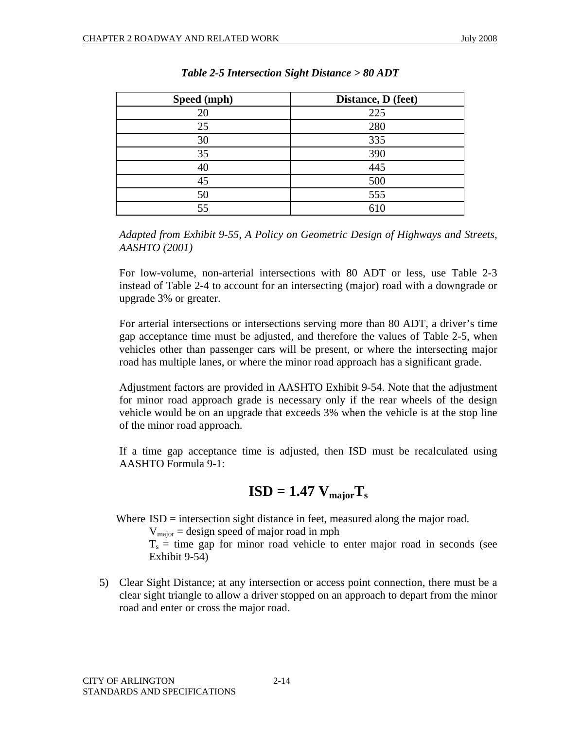*Table 2-5 Intersection Sight Distance > 80 ADT*

| Speed (mph) | Distance, D (feet) |
|---|---|
| 20 | 225 |
| 25 | 280 |
| 30 | 335 |
| 35 | 390 |
| 40 | 445 |
| 45 | 500 |
| 50 | 555 |
| 55 | 610 |

*Adapted from Exhibit 9-55, A Policy on Geometric Design of Highways and Streets, AASHTO (2001)*

For low-volume, non-arterial intersections with 80 ADT or less, use Table 2-3 instead of Table 2-4 to account for an intersecting (major) road with a downgrade or upgrade 3% or greater.

For arterial intersections or intersections serving more than 80 ADT, a driver's time gap acceptance time must be adjusted, and therefore the values of Table 2-5, when vehicles other than passenger cars will be present, or where the intersecting major road has multiple lanes, or where the minor road approach has a significant grade.

Adjustment factors are provided in AASHTO Exhibit 9-54. Note that the adjustment for minor road approach grade is necessary only if the rear wheels of the design vehicle would be on an upgrade that exceeds 3% when the vehicle is at the stop line of the minor road approach.

If a time gap acceptance time is adjusted, then ISD must be recalculated using AASHTO Formula 9-1:

$$\mathbf{ISD = 1.47\ V_{major} T_s}$$

Where ISD = intersection sight distance in feet, measured along the major road.

$V_{major}$ = design speed of major road in mph

$T_s$ = time gap for minor road vehicle to enter major road in seconds (see Exhibit 9-54)

5) Clear Sight Distance; at any intersection or access point connection, there must be a clear sight triangle to allow a driver stopped on an approach to depart from the minor road and enter or cross the major road.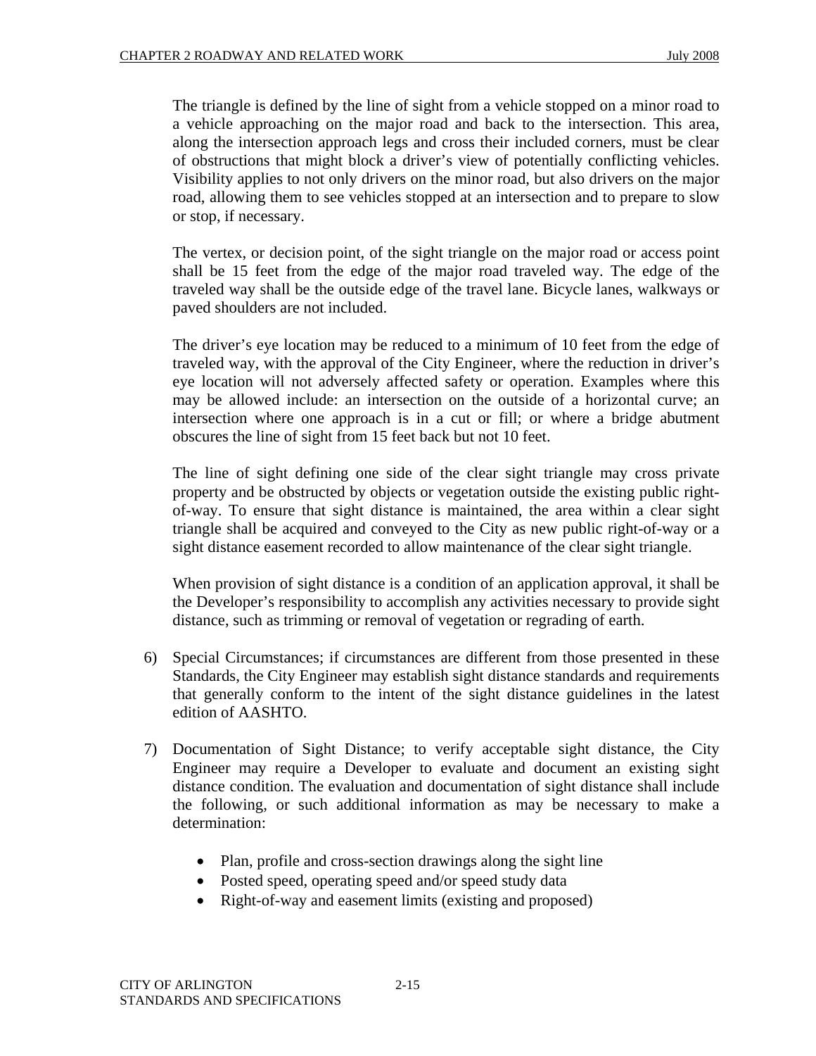The triangle is defined by the line of sight from a vehicle stopped on a minor road to a vehicle approaching on the major road and back to the intersection. This area, along the intersection approach legs and cross their included corners, must be clear of obstructions that might block a driver's view of potentially conflicting vehicles. Visibility applies to not only drivers on the minor road, but also drivers on the major road, allowing them to see vehicles stopped at an intersection and to prepare to slow or stop, if necessary.

The vertex, or decision point, of the sight triangle on the major road or access point shall be 15 feet from the edge of the major road traveled way. The edge of the traveled way shall be the outside edge of the travel lane. Bicycle lanes, walkways or paved shoulders are not included.

The driver's eye location may be reduced to a minimum of 10 feet from the edge of traveled way, with the approval of the City Engineer, where the reduction in driver's eye location will not adversely affected safety or operation. Examples where this may be allowed include: an intersection on the outside of a horizontal curve; an intersection where one approach is in a cut or fill; or where a bridge abutment obscures the line of sight from 15 feet back but not 10 feet.

The line of sight defining one side of the clear sight triangle may cross private property and be obstructed by objects or vegetation outside the existing public right-of-way. To ensure that sight distance is maintained, the area within a clear sight triangle shall be acquired and conveyed to the City as new public right-of-way or a sight distance easement recorded to allow maintenance of the clear sight triangle.

When provision of sight distance is a condition of an application approval, it shall be the Developer's responsibility to accomplish any activities necessary to provide sight distance, such as trimming or removal of vegetation or regrading of earth.

6) Special Circumstances; if circumstances are different from those presented in these Standards, the City Engineer may establish sight distance standards and requirements that generally conform to the intent of the sight distance guidelines in the latest edition of AASHTO.

7) Documentation of Sight Distance; to verify acceptable sight distance, the City Engineer may require a Developer to evaluate and document an existing sight distance condition. The evaluation and documentation of sight distance shall include the following, or such additional information as may be necessary to make a determination:

   - Plan, profile and cross-section drawings along the sight line
   - Posted speed, operating speed and/or speed study data
   - Right-of-way and easement limits (existing and proposed)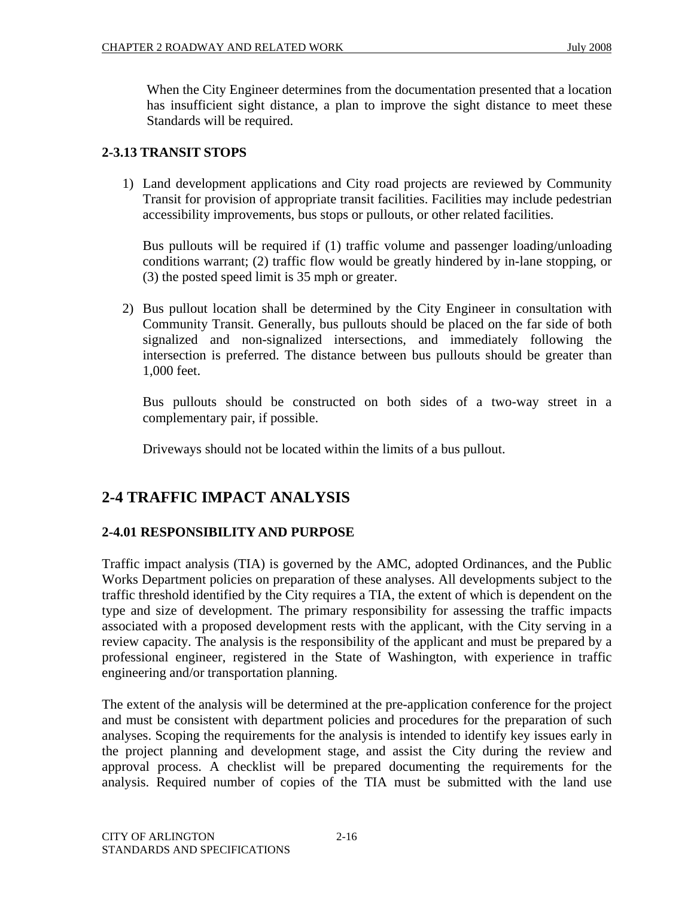When the City Engineer determines from the documentation presented that a location has insufficient sight distance, a plan to improve the sight distance to meet these Standards will be required.

### 2-3.13 TRANSIT STOPS

1) Land development applications and City road projects are reviewed by Community Transit for provision of appropriate transit facilities. Facilities may include pedestrian accessibility improvements, bus stops or pullouts, or other related facilities.

   Bus pullouts will be required if (1) traffic volume and passenger loading/unloading conditions warrant; (2) traffic flow would be greatly hindered by in-lane stopping, or (3) the posted speed limit is 35 mph or greater.

2) Bus pullout location shall be determined by the City Engineer in consultation with Community Transit. Generally, bus pullouts should be placed on the far side of both signalized and non-signalized intersections, and immediately following the intersection is preferred. The distance between bus pullouts should be greater than 1,000 feet.

   Bus pullouts should be constructed on both sides of a two-way street in a complementary pair, if possible.

   Driveways should not be located within the limits of a bus pullout.

## 2-4 TRAFFIC IMPACT ANALYSIS

### 2-4.01 RESPONSIBILITY AND PURPOSE

Traffic impact analysis (TIA) is governed by the AMC, adopted Ordinances, and the Public Works Department policies on preparation of these analyses. All developments subject to the traffic threshold identified by the City requires a TIA, the extent of which is dependent on the type and size of development. The primary responsibility for assessing the traffic impacts associated with a proposed development rests with the applicant, with the City serving in a review capacity. The analysis is the responsibility of the applicant and must be prepared by a professional engineer, registered in the State of Washington, with experience in traffic engineering and/or transportation planning.

The extent of the analysis will be determined at the pre-application conference for the project and must be consistent with department policies and procedures for the preparation of such analyses. Scoping the requirements for the analysis is intended to identify key issues early in the project planning and development stage, and assist the City during the review and approval process. A checklist will be prepared documenting the requirements for the analysis. Required number of copies of the TIA must be submitted with the land use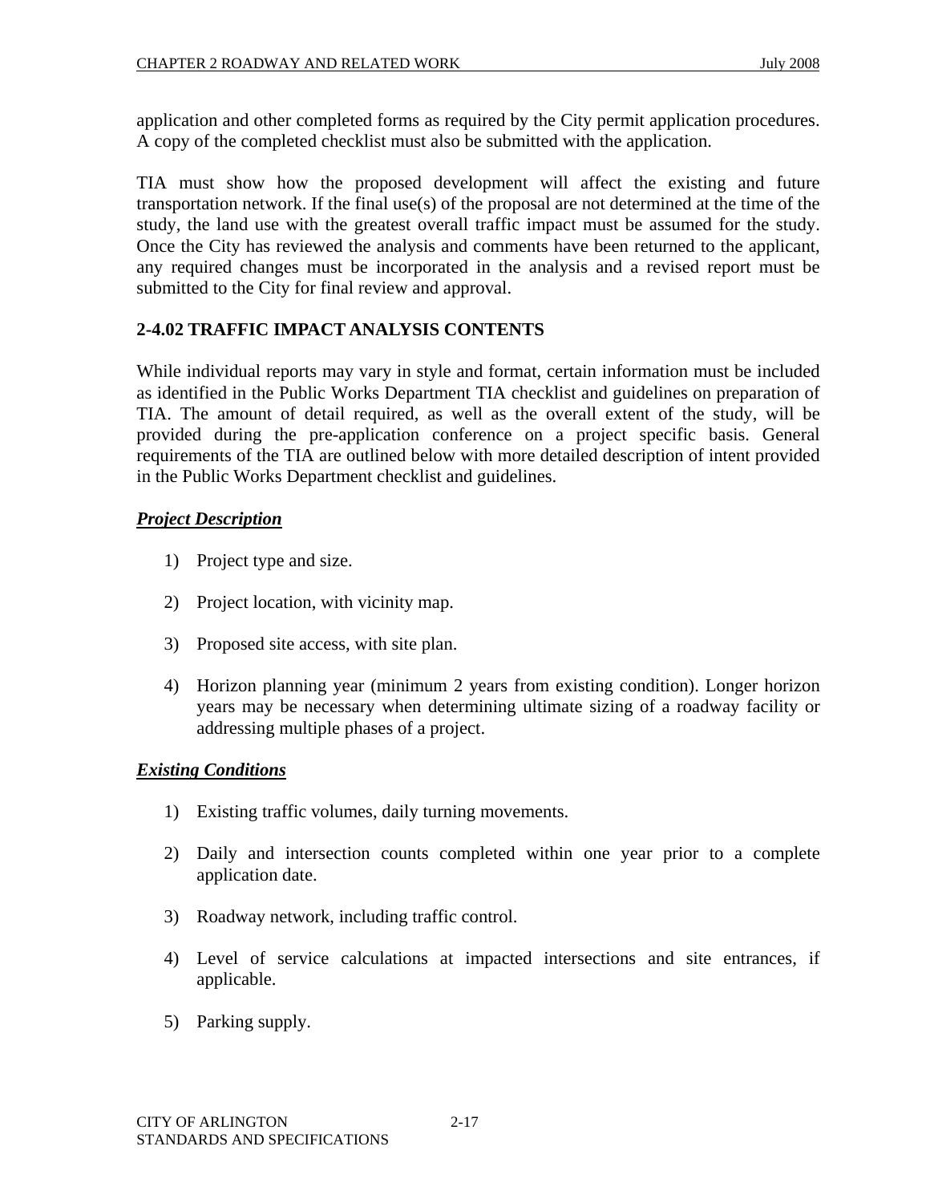application and other completed forms as required by the City permit application procedures. A copy of the completed checklist must also be submitted with the application.

TIA must show how the proposed development will affect the existing and future transportation network. If the final use(s) of the proposal are not determined at the time of the study, the land use with the greatest overall traffic impact must be assumed for the study. Once the City has reviewed the analysis and comments have been returned to the applicant, any required changes must be incorporated in the analysis and a revised report must be submitted to the City for final review and approval.

### 2-4.02 TRAFFIC IMPACT ANALYSIS CONTENTS

While individual reports may vary in style and format, certain information must be included as identified in the Public Works Department TIA checklist and guidelines on preparation of TIA. The amount of detail required, as well as the overall extent of the study, will be provided during the pre-application conference on a project specific basis. General requirements of the TIA are outlined below with more detailed description of intent provided in the Public Works Department checklist and guidelines.

***Project Description***

1) Project type and size.

2) Project location, with vicinity map.

3) Proposed site access, with site plan.

4) Horizon planning year (minimum 2 years from existing condition). Longer horizon years may be necessary when determining ultimate sizing of a roadway facility or addressing multiple phases of a project.

***Existing Conditions***

1) Existing traffic volumes, daily turning movements.

2) Daily and intersection counts completed within one year prior to a complete application date.

3) Roadway network, including traffic control.

4) Level of service calculations at impacted intersections and site entrances, if applicable.

5) Parking supply.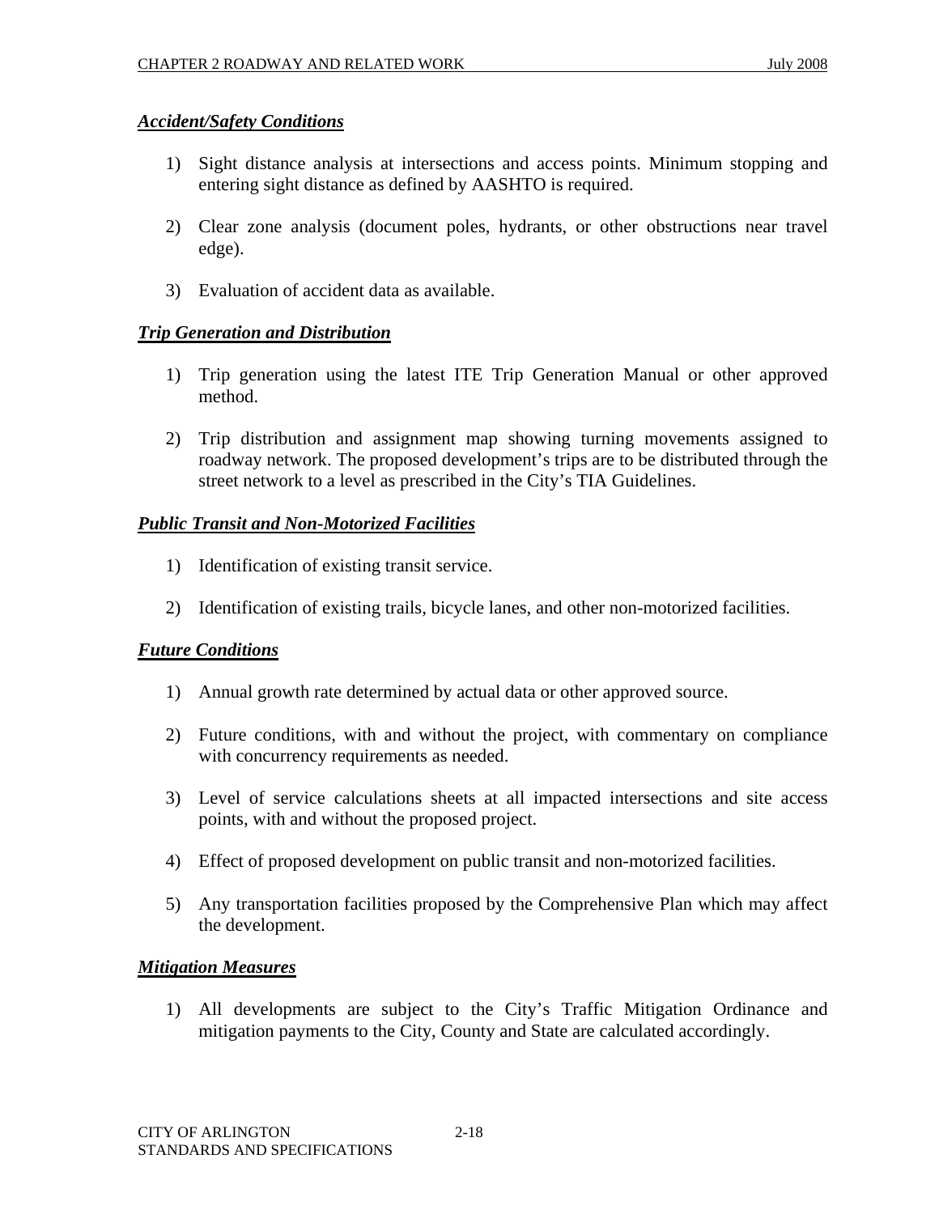***Accident/Safety Conditions***

1) Sight distance analysis at intersections and access points. Minimum stopping and entering sight distance as defined by AASHTO is required.

2) Clear zone analysis (document poles, hydrants, or other obstructions near travel edge).

3) Evaluation of accident data as available.

***Trip Generation and Distribution***

1) Trip generation using the latest ITE Trip Generation Manual or other approved method.

2) Trip distribution and assignment map showing turning movements assigned to roadway network. The proposed development's trips are to be distributed through the street network to a level as prescribed in the City's TIA Guidelines.

***Public Transit and Non-Motorized Facilities***

1) Identification of existing transit service.

2) Identification of existing trails, bicycle lanes, and other non-motorized facilities.

***Future Conditions***

1) Annual growth rate determined by actual data or other approved source.

2) Future conditions, with and without the project, with commentary on compliance with concurrency requirements as needed.

3) Level of service calculations sheets at all impacted intersections and site access points, with and without the proposed project.

4) Effect of proposed development on public transit and non-motorized facilities.

5) Any transportation facilities proposed by the Comprehensive Plan which may affect the development.

***Mitigation Measures***

1) All developments are subject to the City's Traffic Mitigation Ordinance and mitigation payments to the City, County and State are calculated accordingly.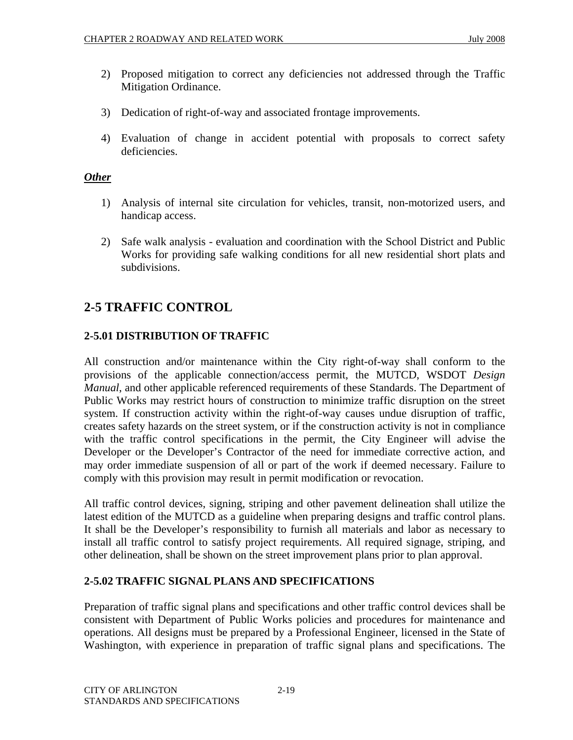2) Proposed mitigation to correct any deficiencies not addressed through the Traffic Mitigation Ordinance.

3) Dedication of right-of-way and associated frontage improvements.

4) Evaluation of change in accident potential with proposals to correct safety deficiencies.

***Other***

1) Analysis of internal site circulation for vehicles, transit, non-motorized users, and handicap access.

2) Safe walk analysis - evaluation and coordination with the School District and Public Works for providing safe walking conditions for all new residential short plats and subdivisions.

## 2-5 TRAFFIC CONTROL

### 2-5.01 DISTRIBUTION OF TRAFFIC

All construction and/or maintenance within the City right-of-way shall conform to the provisions of the applicable connection/access permit, the MUTCD, WSDOT *Design Manual*, and other applicable referenced requirements of these Standards. The Department of Public Works may restrict hours of construction to minimize traffic disruption on the street system. If construction activity within the right-of-way causes undue disruption of traffic, creates safety hazards on the street system, or if the construction activity is not in compliance with the traffic control specifications in the permit, the City Engineer will advise the Developer or the Developer's Contractor of the need for immediate corrective action, and may order immediate suspension of all or part of the work if deemed necessary. Failure to comply with this provision may result in permit modification or revocation.

All traffic control devices, signing, striping and other pavement delineation shall utilize the latest edition of the MUTCD as a guideline when preparing designs and traffic control plans. It shall be the Developer's responsibility to furnish all materials and labor as necessary to install all traffic control to satisfy project requirements. All required signage, striping, and other delineation, shall be shown on the street improvement plans prior to plan approval.

### 2-5.02 TRAFFIC SIGNAL PLANS AND SPECIFICATIONS

Preparation of traffic signal plans and specifications and other traffic control devices shall be consistent with Department of Public Works policies and procedures for maintenance and operations. All designs must be prepared by a Professional Engineer, licensed in the State of Washington, with experience in preparation of traffic signal plans and specifications. The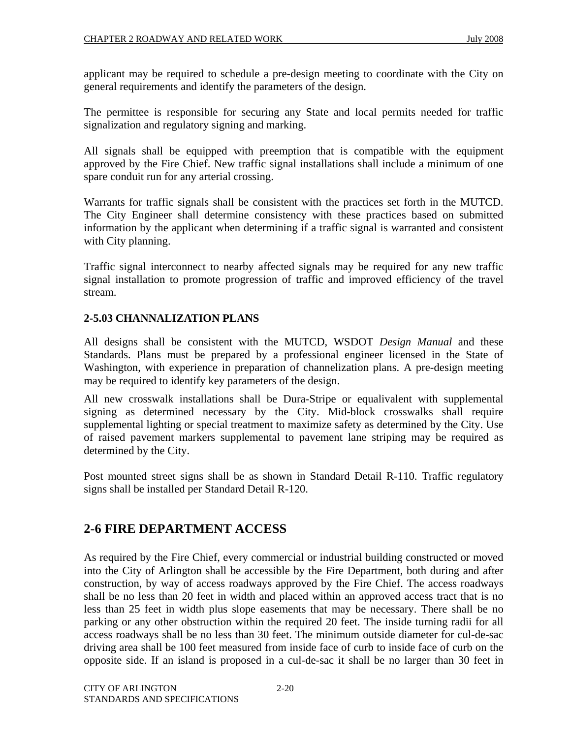applicant may be required to schedule a pre-design meeting to coordinate with the City on general requirements and identify the parameters of the design.

The permittee is responsible for securing any State and local permits needed for traffic signalization and regulatory signing and marking.

All signals shall be equipped with preemption that is compatible with the equipment approved by the Fire Chief. New traffic signal installations shall include a minimum of one spare conduit run for any arterial crossing.

Warrants for traffic signals shall be consistent with the practices set forth in the MUTCD. The City Engineer shall determine consistency with these practices based on submitted information by the applicant when determining if a traffic signal is warranted and consistent with City planning.

Traffic signal interconnect to nearby affected signals may be required for any new traffic signal installation to promote progression of traffic and improved efficiency of the travel stream.

### 2-5.03 CHANNALIZATION PLANS

All designs shall be consistent with the MUTCD, WSDOT *Design Manual* and these Standards. Plans must be prepared by a professional engineer licensed in the State of Washington, with experience in preparation of channelization plans. A pre-design meeting may be required to identify key parameters of the design.

All new crosswalk installations shall be Dura-Stripe or equalivalent with supplemental signing as determined necessary by the City. Mid-block crosswalks shall require supplemental lighting or special treatment to maximize safety as determined by the City. Use of raised pavement markers supplemental to pavement lane striping may be required as determined by the City.

Post mounted street signs shall be as shown in Standard Detail R-110. Traffic regulatory signs shall be installed per Standard Detail R-120.

## 2-6 FIRE DEPARTMENT ACCESS

As required by the Fire Chief, every commercial or industrial building constructed or moved into the City of Arlington shall be accessible by the Fire Department, both during and after construction, by way of access roadways approved by the Fire Chief. The access roadways shall be no less than 20 feet in width and placed within an approved access tract that is no less than 25 feet in width plus slope easements that may be necessary. There shall be no parking or any other obstruction within the required 20 feet. The inside turning radii for all access roadways shall be no less than 30 feet. The minimum outside diameter for cul-de-sac driving area shall be 100 feet measured from inside face of curb to inside face of curb on the opposite side. If an island is proposed in a cul-de-sac it shall be no larger than 30 feet in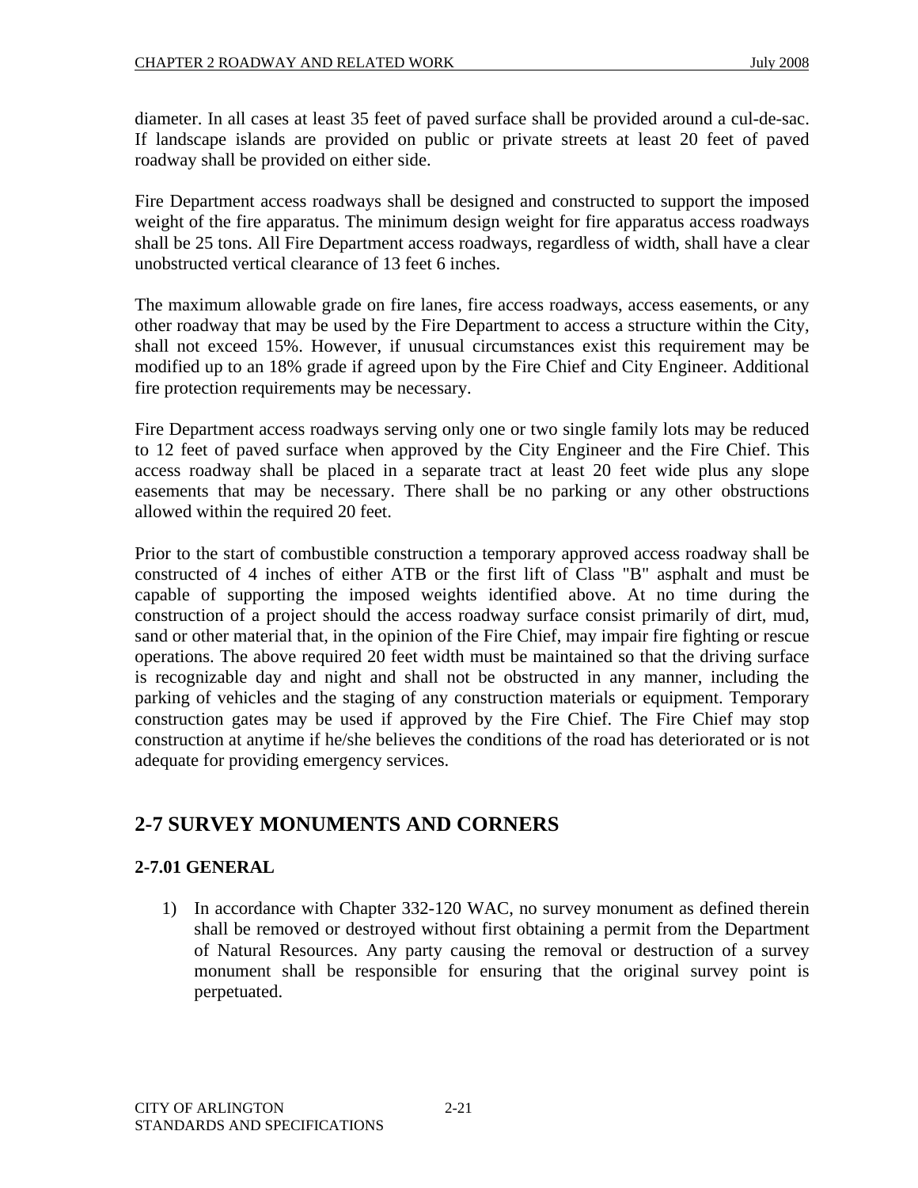diameter. In all cases at least 35 feet of paved surface shall be provided around a cul-de-sac. If landscape islands are provided on public or private streets at least 20 feet of paved roadway shall be provided on either side.

Fire Department access roadways shall be designed and constructed to support the imposed weight of the fire apparatus. The minimum design weight for fire apparatus access roadways shall be 25 tons. All Fire Department access roadways, regardless of width, shall have a clear unobstructed vertical clearance of 13 feet 6 inches.

The maximum allowable grade on fire lanes, fire access roadways, access easements, or any other roadway that may be used by the Fire Department to access a structure within the City, shall not exceed 15%. However, if unusual circumstances exist this requirement may be modified up to an 18% grade if agreed upon by the Fire Chief and City Engineer. Additional fire protection requirements may be necessary.

Fire Department access roadways serving only one or two single family lots may be reduced to 12 feet of paved surface when approved by the City Engineer and the Fire Chief. This access roadway shall be placed in a separate tract at least 20 feet wide plus any slope easements that may be necessary. There shall be no parking or any other obstructions allowed within the required 20 feet.

Prior to the start of combustible construction a temporary approved access roadway shall be constructed of 4 inches of either ATB or the first lift of Class "B" asphalt and must be capable of supporting the imposed weights identified above. At no time during the construction of a project should the access roadway surface consist primarily of dirt, mud, sand or other material that, in the opinion of the Fire Chief, may impair fire fighting or rescue operations. The above required 20 feet width must be maintained so that the driving surface is recognizable day and night and shall not be obstructed in any manner, including the parking of vehicles and the staging of any construction materials or equipment. Temporary construction gates may be used if approved by the Fire Chief. The Fire Chief may stop construction at anytime if he/she believes the conditions of the road has deteriorated or is not adequate for providing emergency services.

## 2-7 SURVEY MONUMENTS AND CORNERS

### 2-7.01 GENERAL

1) In accordance with Chapter 332-120 WAC, no survey monument as defined therein shall be removed or destroyed without first obtaining a permit from the Department of Natural Resources. Any party causing the removal or destruction of a survey monument shall be responsible for ensuring that the original survey point is perpetuated.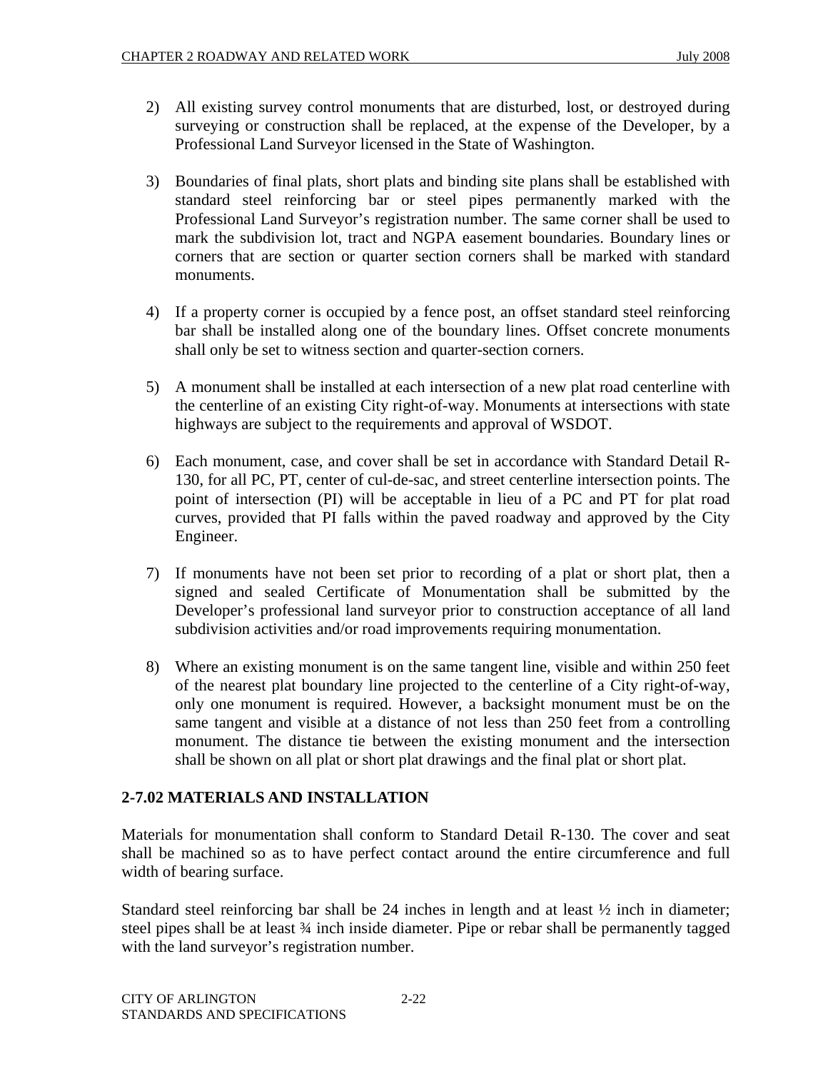2) All existing survey control monuments that are disturbed, lost, or destroyed during surveying or construction shall be replaced, at the expense of the Developer, by a Professional Land Surveyor licensed in the State of Washington.

3) Boundaries of final plats, short plats and binding site plans shall be established with standard steel reinforcing bar or steel pipes permanently marked with the Professional Land Surveyor's registration number. The same corner shall be used to mark the subdivision lot, tract and NGPA easement boundaries. Boundary lines or corners that are section or quarter section corners shall be marked with standard monuments.

4) If a property corner is occupied by a fence post, an offset standard steel reinforcing bar shall be installed along one of the boundary lines. Offset concrete monuments shall only be set to witness section and quarter-section corners.

5) A monument shall be installed at each intersection of a new plat road centerline with the centerline of an existing City right-of-way. Monuments at intersections with state highways are subject to the requirements and approval of WSDOT.

6) Each monument, case, and cover shall be set in accordance with Standard Detail R-130, for all PC, PT, center of cul-de-sac, and street centerline intersection points. The point of intersection (PI) will be acceptable in lieu of a PC and PT for plat road curves, provided that PI falls within the paved roadway and approved by the City Engineer.

7) If monuments have not been set prior to recording of a plat or short plat, then a signed and sealed Certificate of Monumentation shall be submitted by the Developer's professional land surveyor prior to construction acceptance of all land subdivision activities and/or road improvements requiring monumentation.

8) Where an existing monument is on the same tangent line, visible and within 250 feet of the nearest plat boundary line projected to the centerline of a City right-of-way, only one monument is required. However, a backsight monument must be on the same tangent and visible at a distance of not less than 250 feet from a controlling monument. The distance tie between the existing monument and the intersection shall be shown on all plat or short plat drawings and the final plat or short plat.

## 2-7.02 MATERIALS AND INSTALLATION

Materials for monumentation shall conform to Standard Detail R-130. The cover and seat shall be machined so as to have perfect contact around the entire circumference and full width of bearing surface.

Standard steel reinforcing bar shall be 24 inches in length and at least ½ inch in diameter; steel pipes shall be at least ¾ inch inside diameter. Pipe or rebar shall be permanently tagged with the land surveyor's registration number.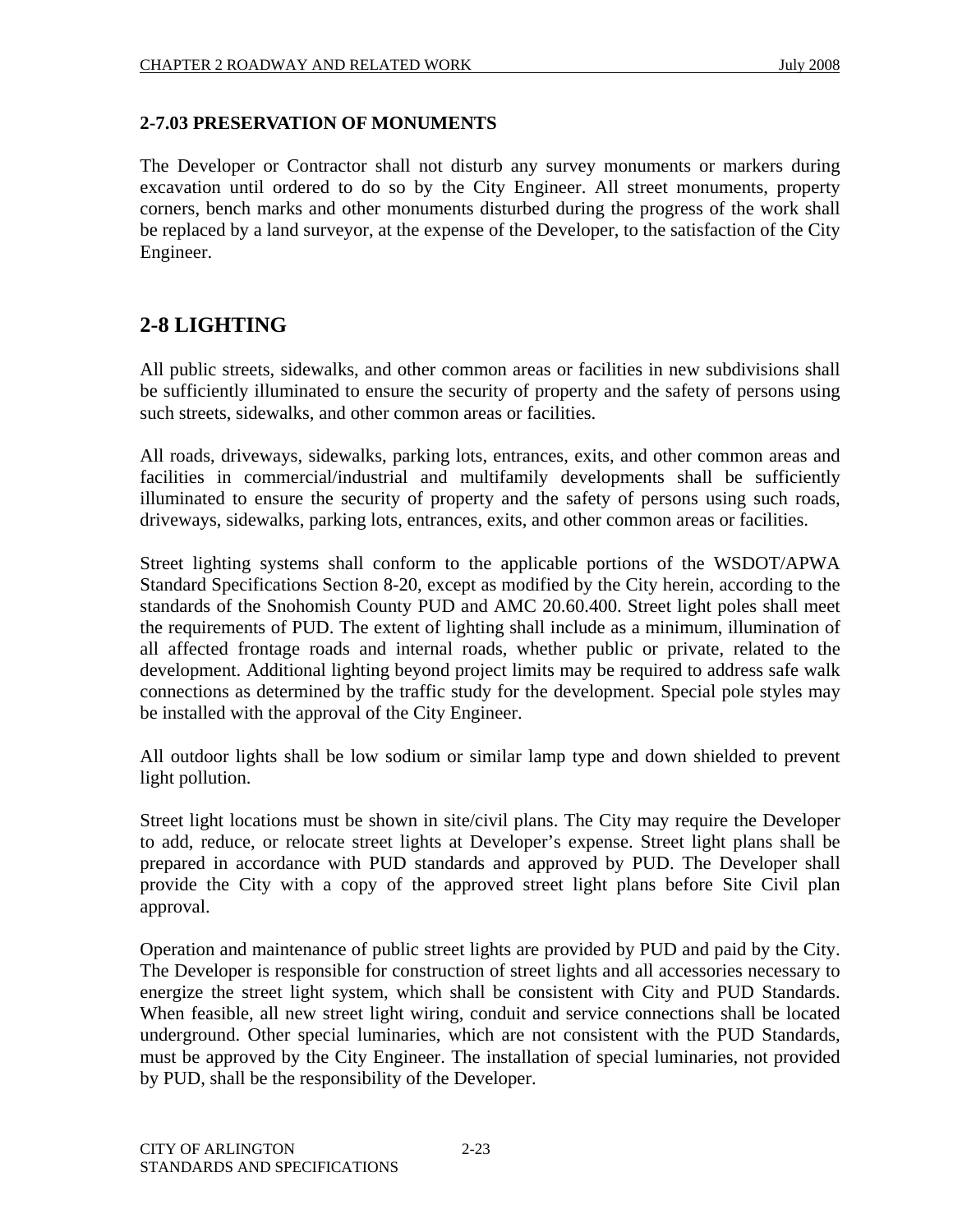### 2-7.03 PRESERVATION OF MONUMENTS

The Developer or Contractor shall not disturb any survey monuments or markers during excavation until ordered to do so by the City Engineer. All street monuments, property corners, bench marks and other monuments disturbed during the progress of the work shall be replaced by a land surveyor, at the expense of the Developer, to the satisfaction of the City Engineer.

## 2-8 LIGHTING

All public streets, sidewalks, and other common areas or facilities in new subdivisions shall be sufficiently illuminated to ensure the security of property and the safety of persons using such streets, sidewalks, and other common areas or facilities.

All roads, driveways, sidewalks, parking lots, entrances, exits, and other common areas and facilities in commercial/industrial and multifamily developments shall be sufficiently illuminated to ensure the security of property and the safety of persons using such roads, driveways, sidewalks, parking lots, entrances, exits, and other common areas or facilities.

Street lighting systems shall conform to the applicable portions of the WSDOT/APWA Standard Specifications Section 8-20, except as modified by the City herein, according to the standards of the Snohomish County PUD and AMC 20.60.400. Street light poles shall meet the requirements of PUD. The extent of lighting shall include as a minimum, illumination of all affected frontage roads and internal roads, whether public or private, related to the development. Additional lighting beyond project limits may be required to address safe walk connections as determined by the traffic study for the development. Special pole styles may be installed with the approval of the City Engineer.

All outdoor lights shall be low sodium or similar lamp type and down shielded to prevent light pollution.

Street light locations must be shown in site/civil plans. The City may require the Developer to add, reduce, or relocate street lights at Developer's expense. Street light plans shall be prepared in accordance with PUD standards and approved by PUD. The Developer shall provide the City with a copy of the approved street light plans before Site Civil plan approval.

Operation and maintenance of public street lights are provided by PUD and paid by the City. The Developer is responsible for construction of street lights and all accessories necessary to energize the street light system, which shall be consistent with City and PUD Standards. When feasible, all new street light wiring, conduit and service connections shall be located underground. Other special luminaries, which are not consistent with the PUD Standards, must be approved by the City Engineer. The installation of special luminaries, not provided by PUD, shall be the responsibility of the Developer.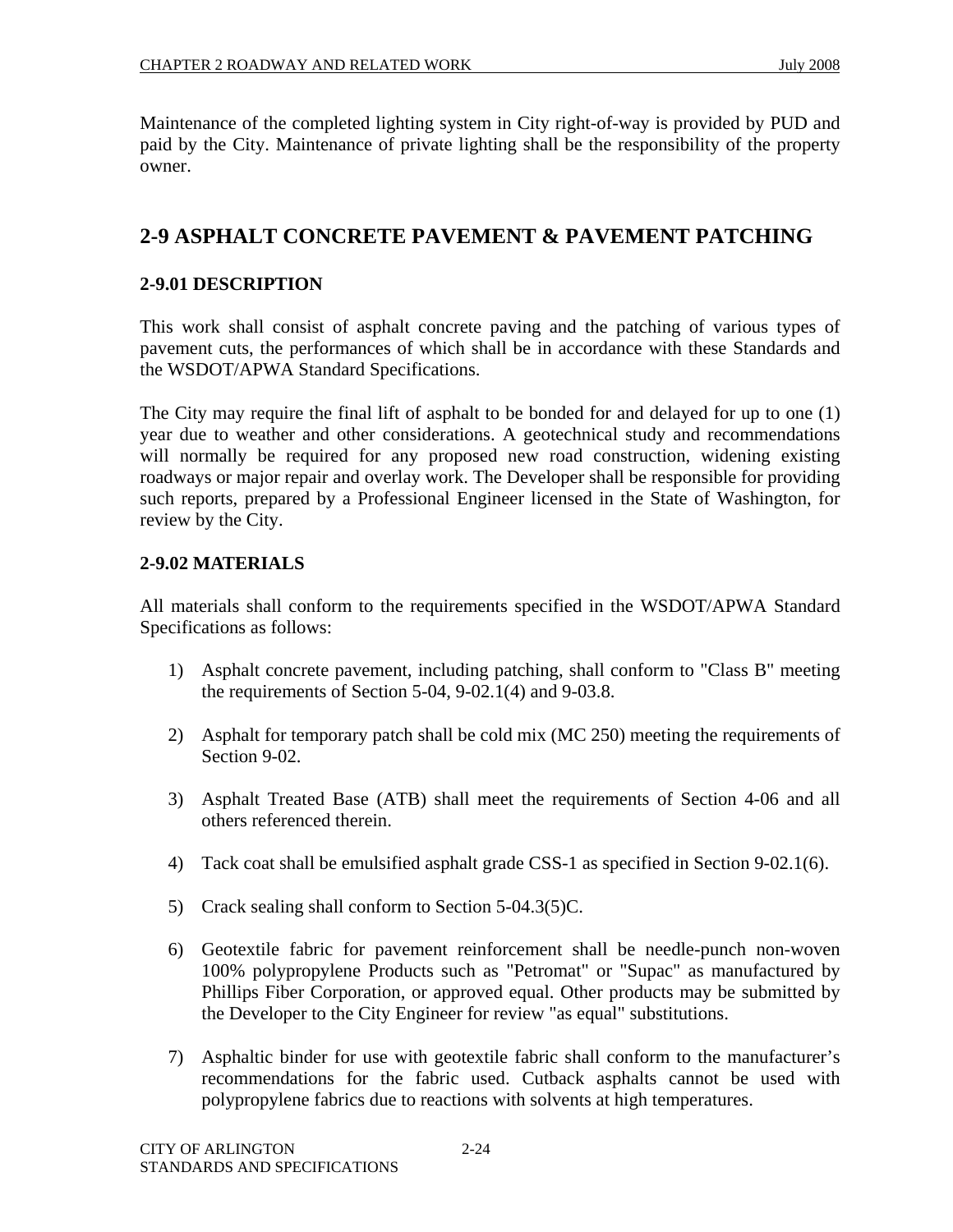Maintenance of the completed lighting system in City right-of-way is provided by PUD and paid by the City. Maintenance of private lighting shall be the responsibility of the property owner.

## 2-9 ASPHALT CONCRETE PAVEMENT & PAVEMENT PATCHING

### 2-9.01 DESCRIPTION

This work shall consist of asphalt concrete paving and the patching of various types of pavement cuts, the performances of which shall be in accordance with these Standards and the WSDOT/APWA Standard Specifications.

The City may require the final lift of asphalt to be bonded for and delayed for up to one (1) year due to weather and other considerations. A geotechnical study and recommendations will normally be required for any proposed new road construction, widening existing roadways or major repair and overlay work. The Developer shall be responsible for providing such reports, prepared by a Professional Engineer licensed in the State of Washington, for review by the City.

### 2-9.02 MATERIALS

All materials shall conform to the requirements specified in the WSDOT/APWA Standard Specifications as follows:

1) Asphalt concrete pavement, including patching, shall conform to "Class B" meeting the requirements of Section 5-04, 9-02.1(4) and 9-03.8.

2) Asphalt for temporary patch shall be cold mix (MC 250) meeting the requirements of Section 9-02.

3) Asphalt Treated Base (ATB) shall meet the requirements of Section 4-06 and all others referenced therein.

4) Tack coat shall be emulsified asphalt grade CSS-1 as specified in Section 9-02.1(6).

5) Crack sealing shall conform to Section 5-04.3(5)C.

6) Geotextile fabric for pavement reinforcement shall be needle-punch non-woven 100% polypropylene Products such as "Petromat" or "Supac" as manufactured by Phillips Fiber Corporation, or approved equal. Other products may be submitted by the Developer to the City Engineer for review "as equal" substitutions.

7) Asphaltic binder for use with geotextile fabric shall conform to the manufacturer's recommendations for the fabric used. Cutback asphalts cannot be used with polypropylene fabrics due to reactions with solvents at high temperatures.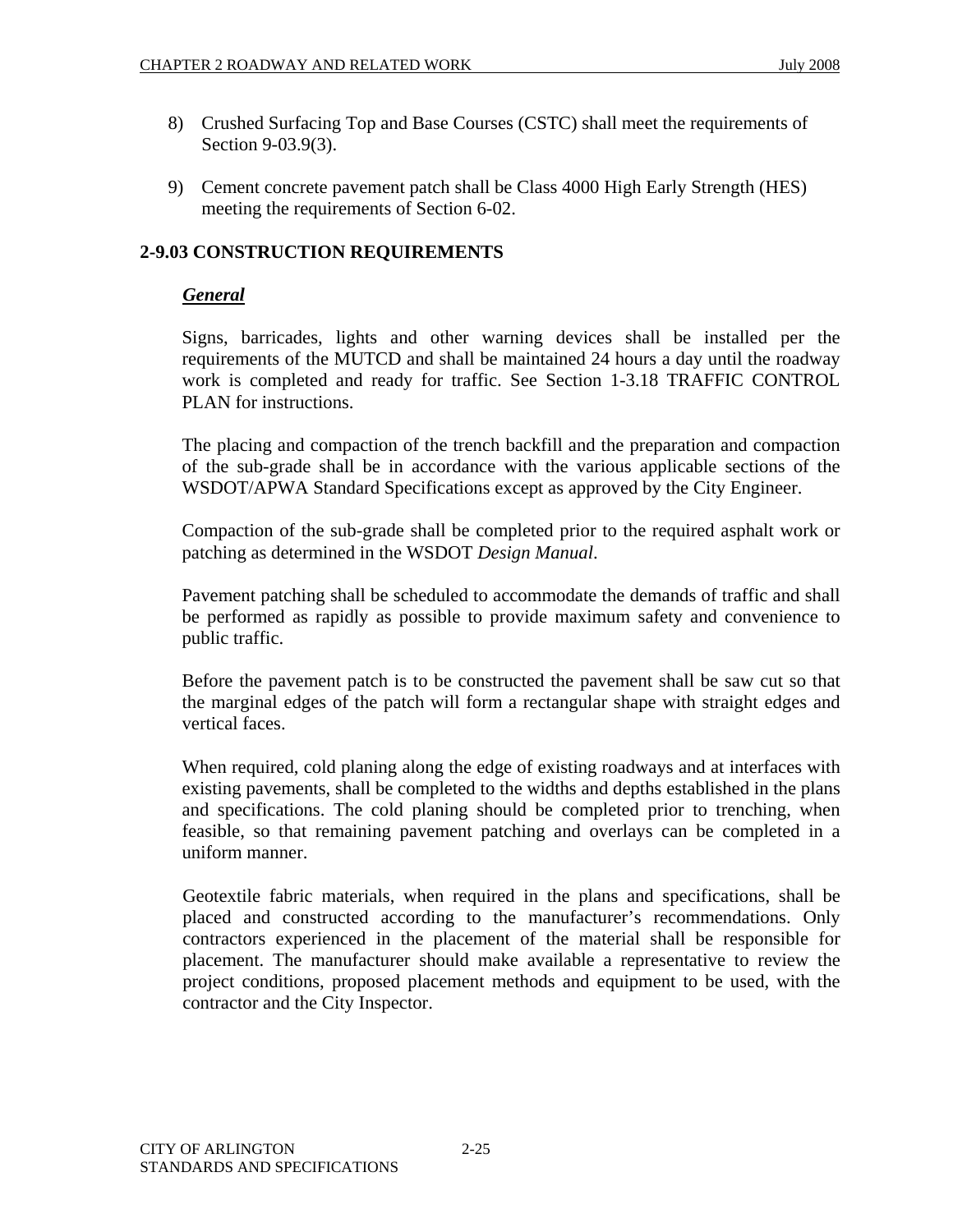8) Crushed Surfacing Top and Base Courses (CSTC) shall meet the requirements of Section 9-03.9(3).

9) Cement concrete pavement patch shall be Class 4000 High Early Strength (HES) meeting the requirements of Section 6-02.

## 2-9.03 CONSTRUCTION REQUIREMENTS

### ***General***

Signs, barricades, lights and other warning devices shall be installed per the requirements of the MUTCD and shall be maintained 24 hours a day until the roadway work is completed and ready for traffic. See Section 1-3.18 TRAFFIC CONTROL PLAN for instructions.

The placing and compaction of the trench backfill and the preparation and compaction of the sub-grade shall be in accordance with the various applicable sections of the WSDOT/APWA Standard Specifications except as approved by the City Engineer.

Compaction of the sub-grade shall be completed prior to the required asphalt work or patching as determined in the WSDOT *Design Manual*.

Pavement patching shall be scheduled to accommodate the demands of traffic and shall be performed as rapidly as possible to provide maximum safety and convenience to public traffic.

Before the pavement patch is to be constructed the pavement shall be saw cut so that the marginal edges of the patch will form a rectangular shape with straight edges and vertical faces.

When required, cold planing along the edge of existing roadways and at interfaces with existing pavements, shall be completed to the widths and depths established in the plans and specifications. The cold planing should be completed prior to trenching, when feasible, so that remaining pavement patching and overlays can be completed in a uniform manner.

Geotextile fabric materials, when required in the plans and specifications, shall be placed and constructed according to the manufacturer's recommendations. Only contractors experienced in the placement of the material shall be responsible for placement. The manufacturer should make available a representative to review the project conditions, proposed placement methods and equipment to be used, with the contractor and the City Inspector.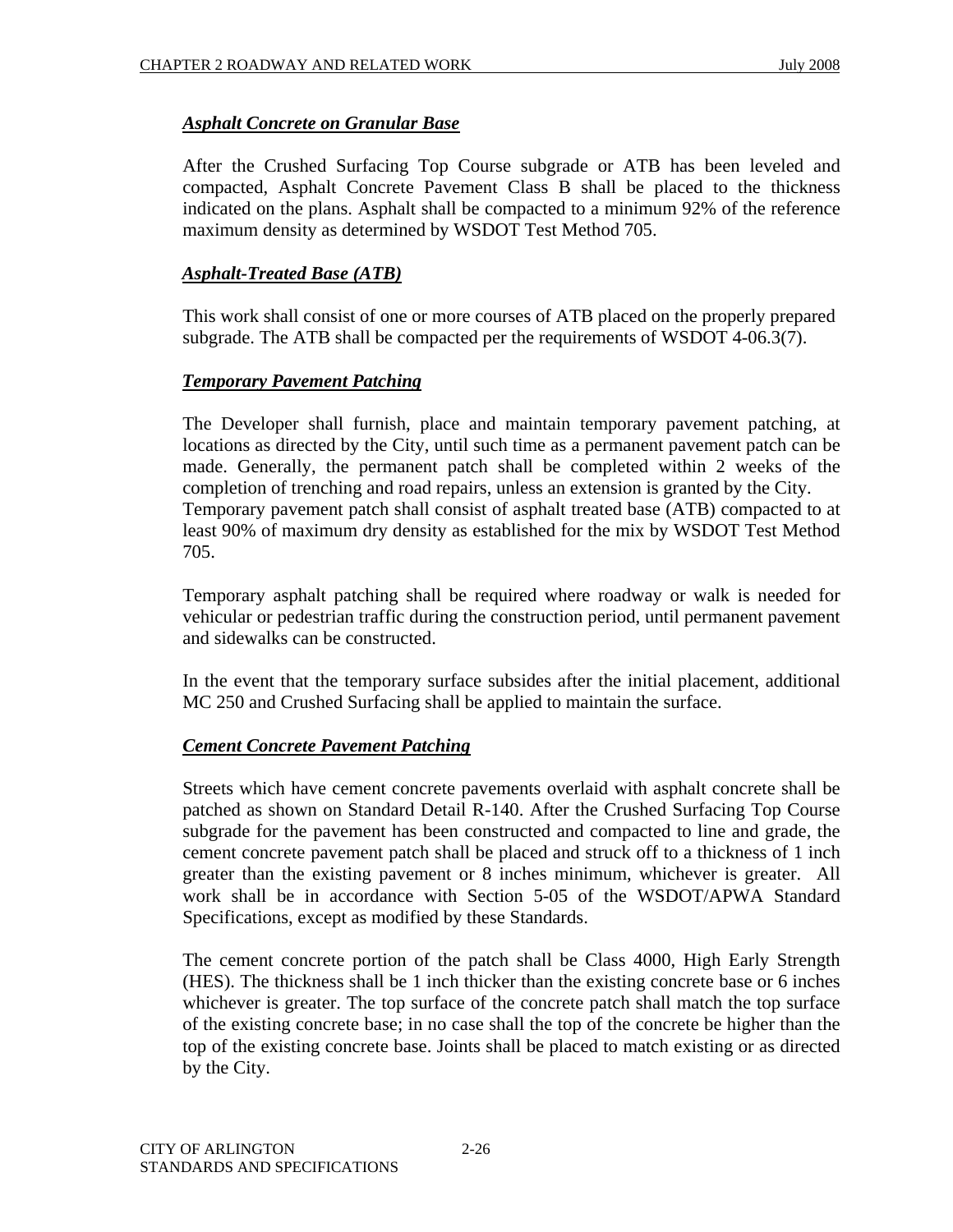### *Asphalt Concrete on Granular Base*

After the Crushed Surfacing Top Course subgrade or ATB has been leveled and compacted, Asphalt Concrete Pavement Class B shall be placed to the thickness indicated on the plans. Asphalt shall be compacted to a minimum 92% of the reference maximum density as determined by WSDOT Test Method 705.

### *Asphalt-Treated Base (ATB)*

This work shall consist of one or more courses of ATB placed on the properly prepared subgrade. The ATB shall be compacted per the requirements of WSDOT 4-06.3(7).

### *Temporary Pavement Patching*

The Developer shall furnish, place and maintain temporary pavement patching, at locations as directed by the City, until such time as a permanent pavement patch can be made. Generally, the permanent patch shall be completed within 2 weeks of the completion of trenching and road repairs, unless an extension is granted by the City. Temporary pavement patch shall consist of asphalt treated base (ATB) compacted to at least 90% of maximum dry density as established for the mix by WSDOT Test Method 705.

Temporary asphalt patching shall be required where roadway or walk is needed for vehicular or pedestrian traffic during the construction period, until permanent pavement and sidewalks can be constructed.

In the event that the temporary surface subsides after the initial placement, additional MC 250 and Crushed Surfacing shall be applied to maintain the surface.

### *Cement Concrete Pavement Patching*

Streets which have cement concrete pavements overlaid with asphalt concrete shall be patched as shown on Standard Detail R-140. After the Crushed Surfacing Top Course subgrade for the pavement has been constructed and compacted to line and grade, the cement concrete pavement patch shall be placed and struck off to a thickness of 1 inch greater than the existing pavement or 8 inches minimum, whichever is greater. All work shall be in accordance with Section 5-05 of the WSDOT/APWA Standard Specifications, except as modified by these Standards.

The cement concrete portion of the patch shall be Class 4000, High Early Strength (HES). The thickness shall be 1 inch thicker than the existing concrete base or 6 inches whichever is greater. The top surface of the concrete patch shall match the top surface of the existing concrete base; in no case shall the top of the concrete be higher than the top of the existing concrete base. Joints shall be placed to match existing or as directed by the City.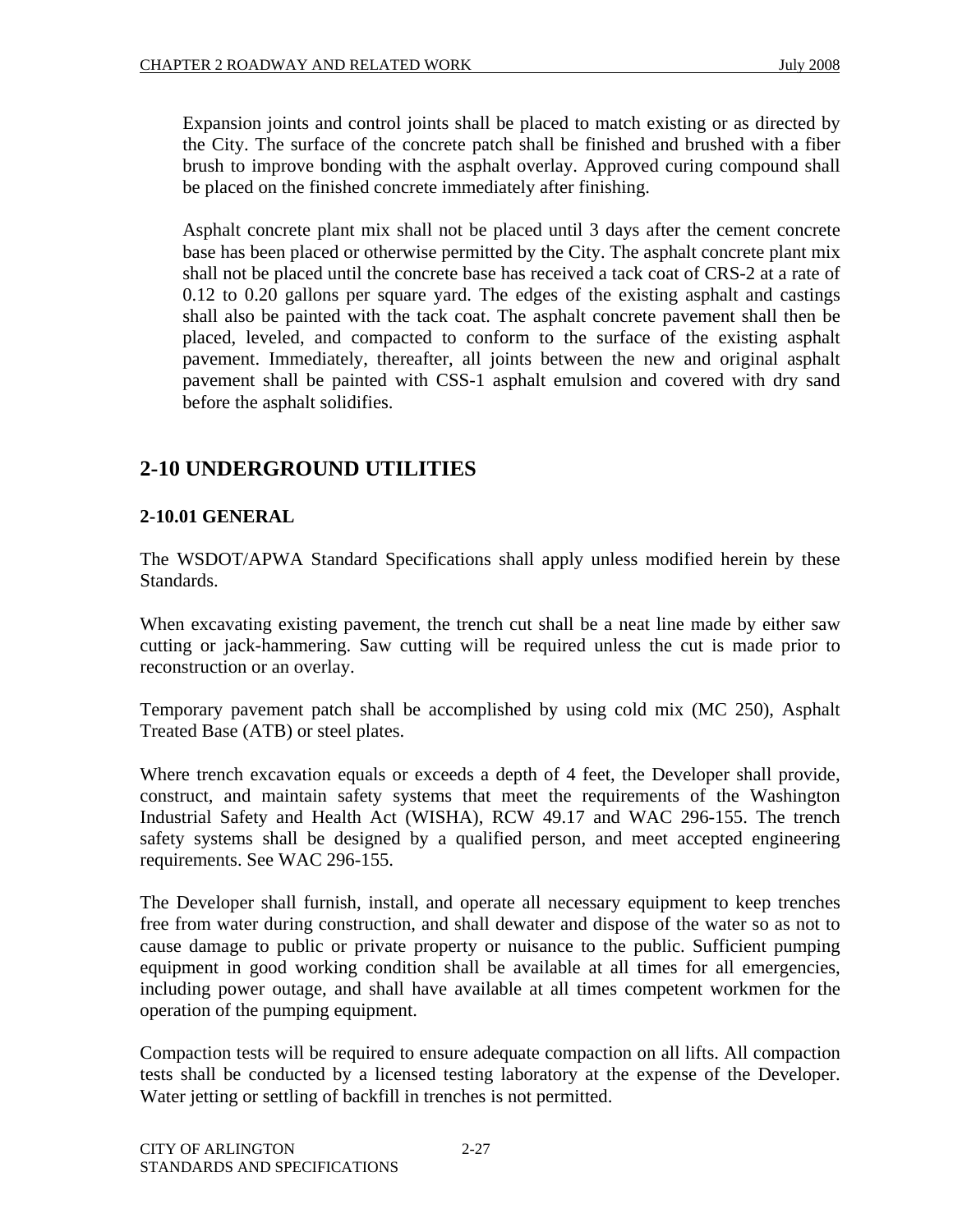Expansion joints and control joints shall be placed to match existing or as directed by the City. The surface of the concrete patch shall be finished and brushed with a fiber brush to improve bonding with the asphalt overlay. Approved curing compound shall be placed on the finished concrete immediately after finishing.

Asphalt concrete plant mix shall not be placed until 3 days after the cement concrete base has been placed or otherwise permitted by the City. The asphalt concrete plant mix shall not be placed until the concrete base has received a tack coat of CRS-2 at a rate of 0.12 to 0.20 gallons per square yard. The edges of the existing asphalt and castings shall also be painted with the tack coat. The asphalt concrete pavement shall then be placed, leveled, and compacted to conform to the surface of the existing asphalt pavement. Immediately, thereafter, all joints between the new and original asphalt pavement shall be painted with CSS-1 asphalt emulsion and covered with dry sand before the asphalt solidifies.

## 2-10 UNDERGROUND UTILITIES

### 2-10.01 GENERAL

The WSDOT/APWA Standard Specifications shall apply unless modified herein by these Standards.

When excavating existing pavement, the trench cut shall be a neat line made by either saw cutting or jack-hammering. Saw cutting will be required unless the cut is made prior to reconstruction or an overlay.

Temporary pavement patch shall be accomplished by using cold mix (MC 250), Asphalt Treated Base (ATB) or steel plates.

Where trench excavation equals or exceeds a depth of 4 feet, the Developer shall provide, construct, and maintain safety systems that meet the requirements of the Washington Industrial Safety and Health Act (WISHA), RCW 49.17 and WAC 296-155. The trench safety systems shall be designed by a qualified person, and meet accepted engineering requirements. See WAC 296-155.

The Developer shall furnish, install, and operate all necessary equipment to keep trenches free from water during construction, and shall dewater and dispose of the water so as not to cause damage to public or private property or nuisance to the public. Sufficient pumping equipment in good working condition shall be available at all times for all emergencies, including power outage, and shall have available at all times competent workmen for the operation of the pumping equipment.

Compaction tests will be required to ensure adequate compaction on all lifts. All compaction tests shall be conducted by a licensed testing laboratory at the expense of the Developer. Water jetting or settling of backfill in trenches is not permitted.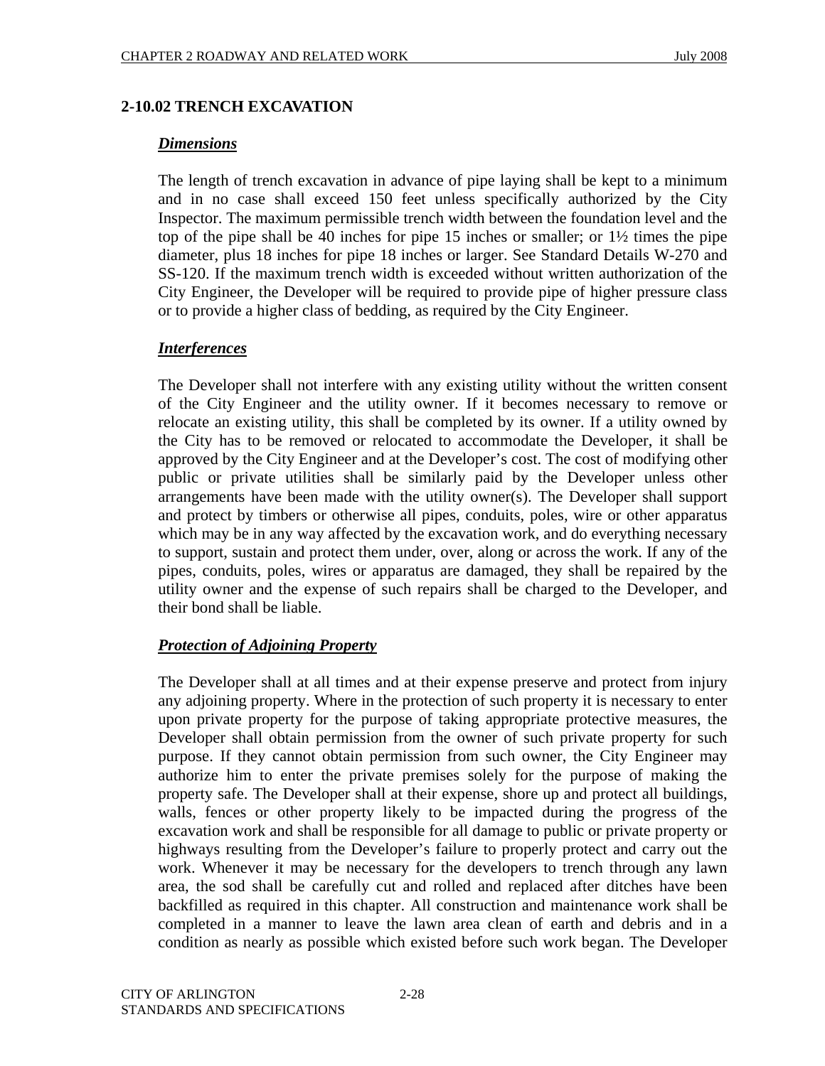## 2-10.02 TRENCH EXCAVATION

***Dimensions***

The length of trench excavation in advance of pipe laying shall be kept to a minimum and in no case shall exceed 150 feet unless specifically authorized by the City Inspector. The maximum permissible trench width between the foundation level and the top of the pipe shall be 40 inches for pipe 15 inches or smaller; or 1½ times the pipe diameter, plus 18 inches for pipe 18 inches or larger. See Standard Details W-270 and SS-120. If the maximum trench width is exceeded without written authorization of the City Engineer, the Developer will be required to provide pipe of higher pressure class or to provide a higher class of bedding, as required by the City Engineer.

***Interferences***

The Developer shall not interfere with any existing utility without the written consent of the City Engineer and the utility owner. If it becomes necessary to remove or relocate an existing utility, this shall be completed by its owner. If a utility owned by the City has to be removed or relocated to accommodate the Developer, it shall be approved by the City Engineer and at the Developer's cost. The cost of modifying other public or private utilities shall be similarly paid by the Developer unless other arrangements have been made with the utility owner(s). The Developer shall support and protect by timbers or otherwise all pipes, conduits, poles, wire or other apparatus which may be in any way affected by the excavation work, and do everything necessary to support, sustain and protect them under, over, along or across the work. If any of the pipes, conduits, poles, wires or apparatus are damaged, they shall be repaired by the utility owner and the expense of such repairs shall be charged to the Developer, and their bond shall be liable.

***Protection of Adjoining Property***

The Developer shall at all times and at their expense preserve and protect from injury any adjoining property. Where in the protection of such property it is necessary to enter upon private property for the purpose of taking appropriate protective measures, the Developer shall obtain permission from the owner of such private property for such purpose. If they cannot obtain permission from such owner, the City Engineer may authorize him to enter the private premises solely for the purpose of making the property safe. The Developer shall at their expense, shore up and protect all buildings, walls, fences or other property likely to be impacted during the progress of the excavation work and shall be responsible for all damage to public or private property or highways resulting from the Developer's failure to properly protect and carry out the work. Whenever it may be necessary for the developers to trench through any lawn area, the sod shall be carefully cut and rolled and replaced after ditches have been backfilled as required in this chapter. All construction and maintenance work shall be completed in a manner to leave the lawn area clean of earth and debris and in a condition as nearly as possible which existed before such work began. The Developer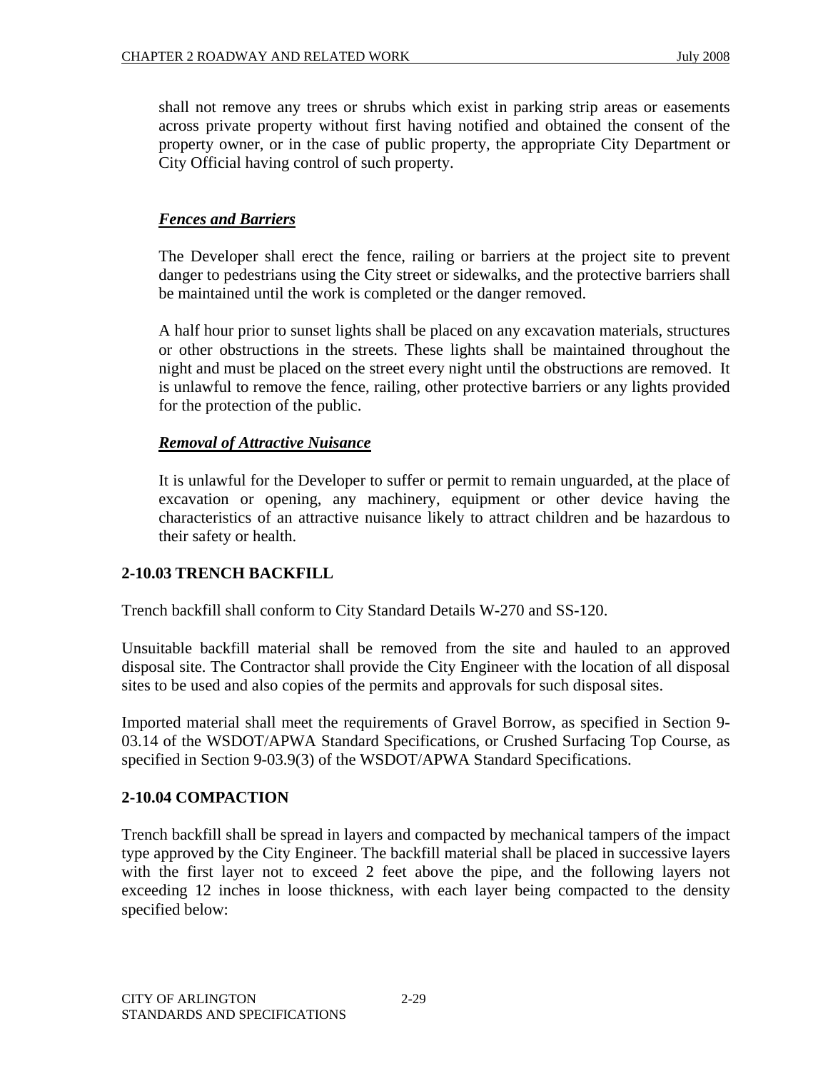shall not remove any trees or shrubs which exist in parking strip areas or easements across private property without first having notified and obtained the consent of the property owner, or in the case of public property, the appropriate City Department or City Official having control of such property.

***Fences and Barriers***

The Developer shall erect the fence, railing or barriers at the project site to prevent danger to pedestrians using the City street or sidewalks, and the protective barriers shall be maintained until the work is completed or the danger removed.

A half hour prior to sunset lights shall be placed on any excavation materials, structures or other obstructions in the streets. These lights shall be maintained throughout the night and must be placed on the street every night until the obstructions are removed. It is unlawful to remove the fence, railing, other protective barriers or any lights provided for the protection of the public.

***Removal of Attractive Nuisance***

It is unlawful for the Developer to suffer or permit to remain unguarded, at the place of excavation or opening, any machinery, equipment or other device having the characteristics of an attractive nuisance likely to attract children and be hazardous to their safety or health.

## 2-10.03 TRENCH BACKFILL

Trench backfill shall conform to City Standard Details W-270 and SS-120.

Unsuitable backfill material shall be removed from the site and hauled to an approved disposal site. The Contractor shall provide the City Engineer with the location of all disposal sites to be used and also copies of the permits and approvals for such disposal sites.

Imported material shall meet the requirements of Gravel Borrow, as specified in Section 9-03.14 of the WSDOT/APWA Standard Specifications, or Crushed Surfacing Top Course, as specified in Section 9-03.9(3) of the WSDOT/APWA Standard Specifications.

## 2-10.04 COMPACTION

Trench backfill shall be spread in layers and compacted by mechanical tampers of the impact type approved by the City Engineer. The backfill material shall be placed in successive layers with the first layer not to exceed 2 feet above the pipe, and the following layers not exceeding 12 inches in loose thickness, with each layer being compacted to the density specified below: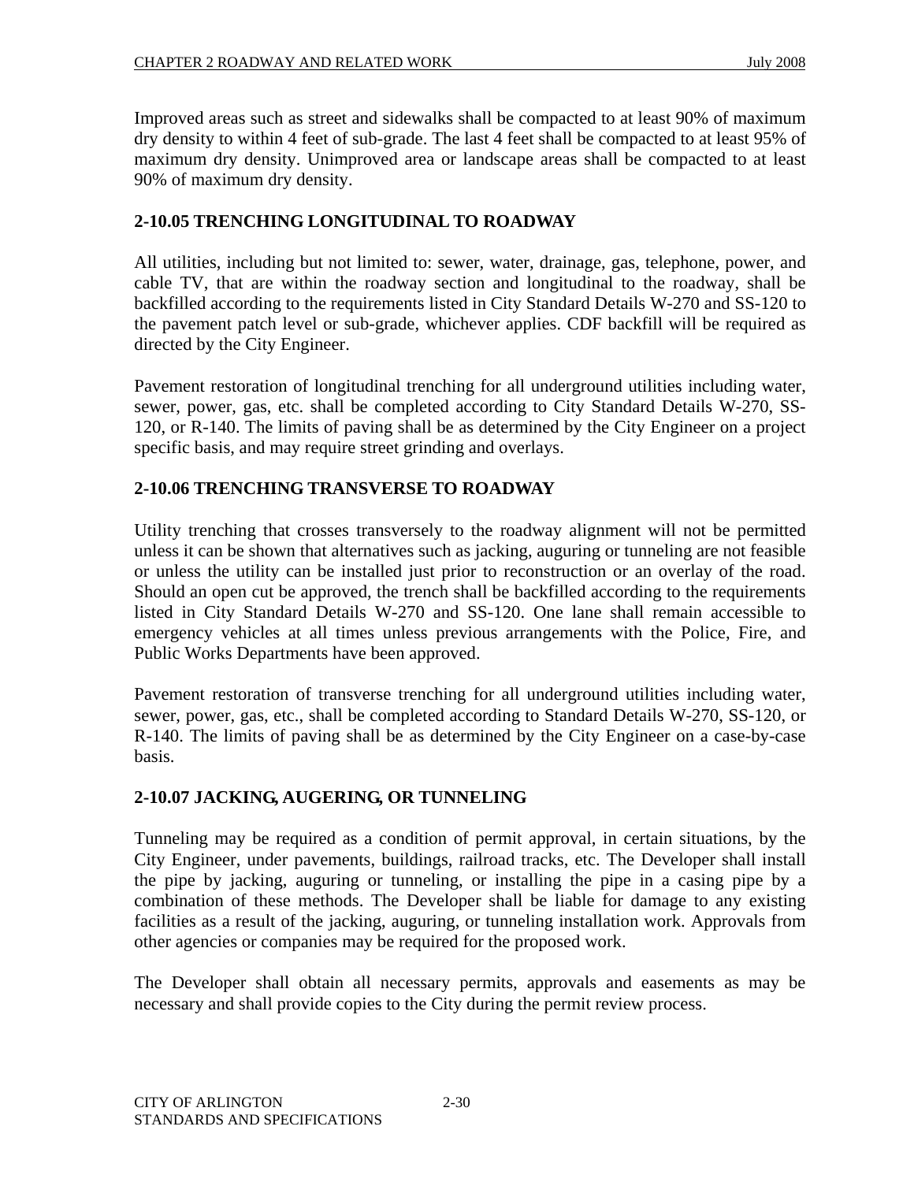Improved areas such as street and sidewalks shall be compacted to at least 90% of maximum dry density to within 4 feet of sub-grade. The last 4 feet shall be compacted to at least 95% of maximum dry density. Unimproved area or landscape areas shall be compacted to at least 90% of maximum dry density.

### 2-10.05 TRENCHING LONGITUDINAL TO ROADWAY

All utilities, including but not limited to: sewer, water, drainage, gas, telephone, power, and cable TV, that are within the roadway section and longitudinal to the roadway, shall be backfilled according to the requirements listed in City Standard Details W-270 and SS-120 to the pavement patch level or sub-grade, whichever applies. CDF backfill will be required as directed by the City Engineer.

Pavement restoration of longitudinal trenching for all underground utilities including water, sewer, power, gas, etc. shall be completed according to City Standard Details W-270, SS-120, or R-140. The limits of paving shall be as determined by the City Engineer on a project specific basis, and may require street grinding and overlays.

### 2-10.06 TRENCHING TRANSVERSE TO ROADWAY

Utility trenching that crosses transversely to the roadway alignment will not be permitted unless it can be shown that alternatives such as jacking, auguring or tunneling are not feasible or unless the utility can be installed just prior to reconstruction or an overlay of the road. Should an open cut be approved, the trench shall be backfilled according to the requirements listed in City Standard Details W-270 and SS-120. One lane shall remain accessible to emergency vehicles at all times unless previous arrangements with the Police, Fire, and Public Works Departments have been approved.

Pavement restoration of transverse trenching for all underground utilities including water, sewer, power, gas, etc., shall be completed according to Standard Details W-270, SS-120, or R-140. The limits of paving shall be as determined by the City Engineer on a case-by-case basis.

### 2-10.07 JACKING, AUGERING, OR TUNNELING

Tunneling may be required as a condition of permit approval, in certain situations, by the City Engineer, under pavements, buildings, railroad tracks, etc. The Developer shall install the pipe by jacking, auguring or tunneling, or installing the pipe in a casing pipe by a combination of these methods. The Developer shall be liable for damage to any existing facilities as a result of the jacking, auguring, or tunneling installation work. Approvals from other agencies or companies may be required for the proposed work.

The Developer shall obtain all necessary permits, approvals and easements as may be necessary and shall provide copies to the City during the permit review process.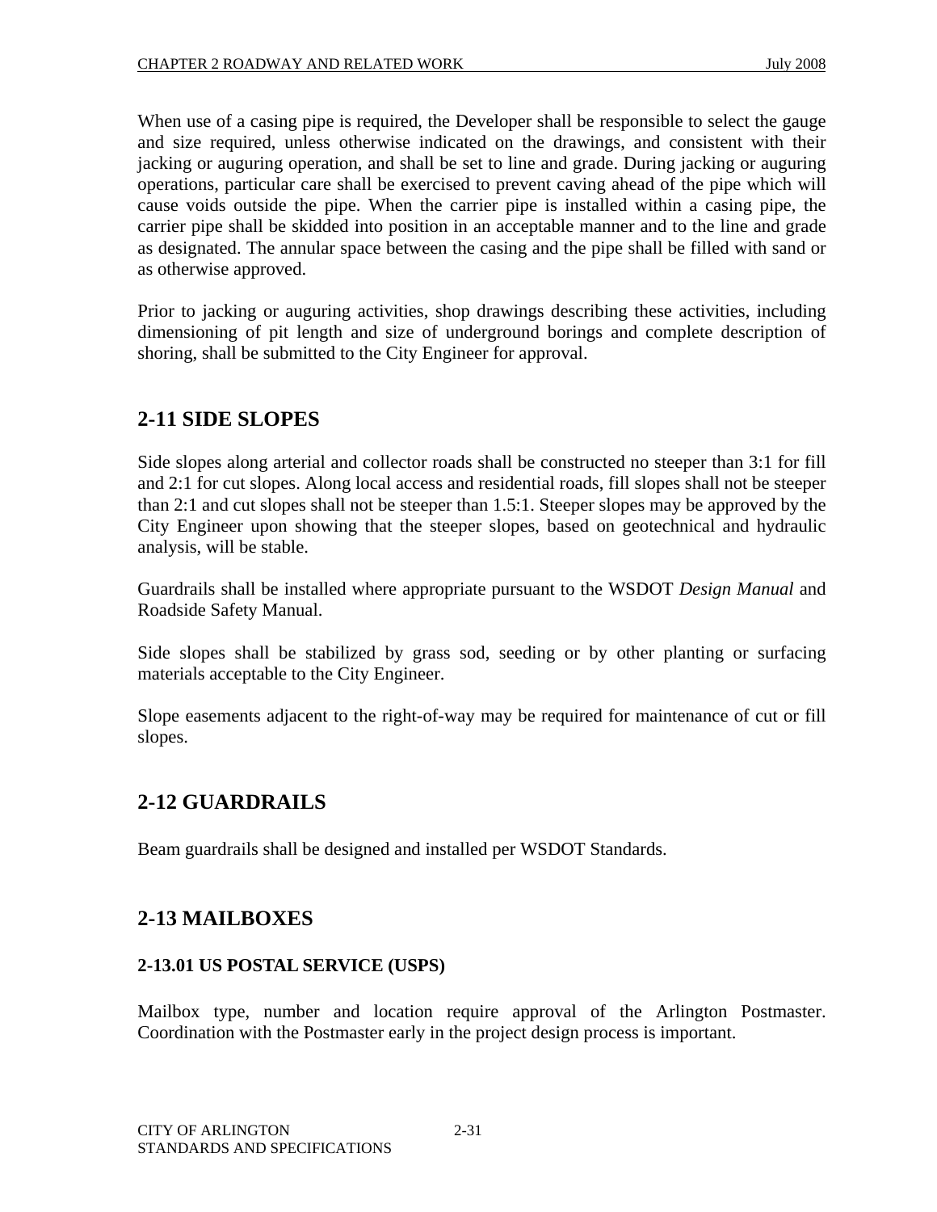When use of a casing pipe is required, the Developer shall be responsible to select the gauge and size required, unless otherwise indicated on the drawings, and consistent with their jacking or auguring operation, and shall be set to line and grade. During jacking or auguring operations, particular care shall be exercised to prevent caving ahead of the pipe which will cause voids outside the pipe. When the carrier pipe is installed within a casing pipe, the carrier pipe shall be skidded into position in an acceptable manner and to the line and grade as designated. The annular space between the casing and the pipe shall be filled with sand or as otherwise approved.

Prior to jacking or auguring activities, shop drawings describing these activities, including dimensioning of pit length and size of underground borings and complete description of shoring, shall be submitted to the City Engineer for approval.

## 2-11 SIDE SLOPES

Side slopes along arterial and collector roads shall be constructed no steeper than 3:1 for fill and 2:1 for cut slopes. Along local access and residential roads, fill slopes shall not be steeper than 2:1 and cut slopes shall not be steeper than 1.5:1. Steeper slopes may be approved by the City Engineer upon showing that the steeper slopes, based on geotechnical and hydraulic analysis, will be stable.

Guardrails shall be installed where appropriate pursuant to the WSDOT *Design Manual* and Roadside Safety Manual.

Side slopes shall be stabilized by grass sod, seeding or by other planting or surfacing materials acceptable to the City Engineer.

Slope easements adjacent to the right-of-way may be required for maintenance of cut or fill slopes.

## 2-12 GUARDRAILS

Beam guardrails shall be designed and installed per WSDOT Standards.

## 2-13 MAILBOXES

### 2-13.01 US POSTAL SERVICE (USPS)

Mailbox type, number and location require approval of the Arlington Postmaster. Coordination with the Postmaster early in the project design process is important.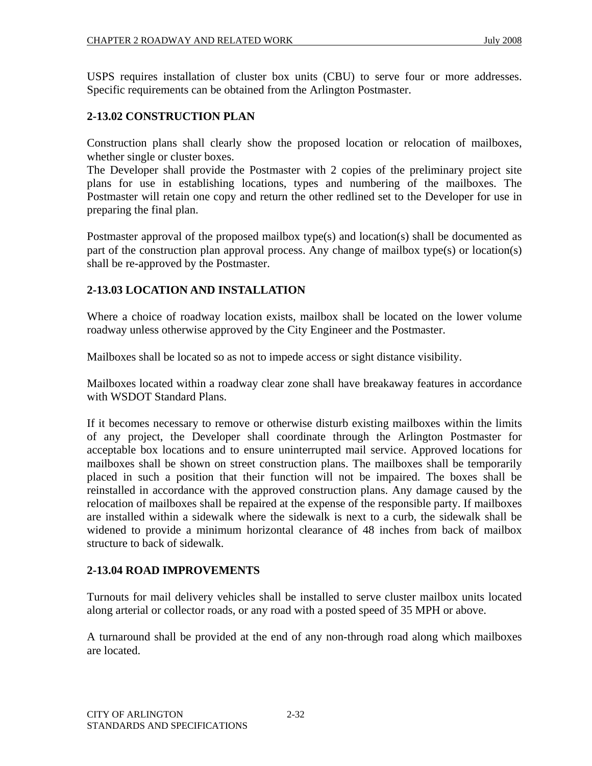USPS requires installation of cluster box units (CBU) to serve four or more addresses. Specific requirements can be obtained from the Arlington Postmaster.

## 2-13.02 CONSTRUCTION PLAN

Construction plans shall clearly show the proposed location or relocation of mailboxes, whether single or cluster boxes.
The Developer shall provide the Postmaster with 2 copies of the preliminary project site plans for use in establishing locations, types and numbering of the mailboxes. The Postmaster will retain one copy and return the other redlined set to the Developer for use in preparing the final plan.

Postmaster approval of the proposed mailbox type(s) and location(s) shall be documented as part of the construction plan approval process. Any change of mailbox type(s) or location(s) shall be re-approved by the Postmaster.

## 2-13.03 LOCATION AND INSTALLATION

Where a choice of roadway location exists, mailbox shall be located on the lower volume roadway unless otherwise approved by the City Engineer and the Postmaster.

Mailboxes shall be located so as not to impede access or sight distance visibility.

Mailboxes located within a roadway clear zone shall have breakaway features in accordance with WSDOT Standard Plans.

If it becomes necessary to remove or otherwise disturb existing mailboxes within the limits of any project, the Developer shall coordinate through the Arlington Postmaster for acceptable box locations and to ensure uninterrupted mail service. Approved locations for mailboxes shall be shown on street construction plans. The mailboxes shall be temporarily placed in such a position that their function will not be impaired. The boxes shall be reinstalled in accordance with the approved construction plans. Any damage caused by the relocation of mailboxes shall be repaired at the expense of the responsible party. If mailboxes are installed within a sidewalk where the sidewalk is next to a curb, the sidewalk shall be widened to provide a minimum horizontal clearance of 48 inches from back of mailbox structure to back of sidewalk.

## 2-13.04 ROAD IMPROVEMENTS

Turnouts for mail delivery vehicles shall be installed to serve cluster mailbox units located along arterial or collector roads, or any road with a posted speed of 35 MPH or above.

A turnaround shall be provided at the end of any non-through road along which mailboxes are located.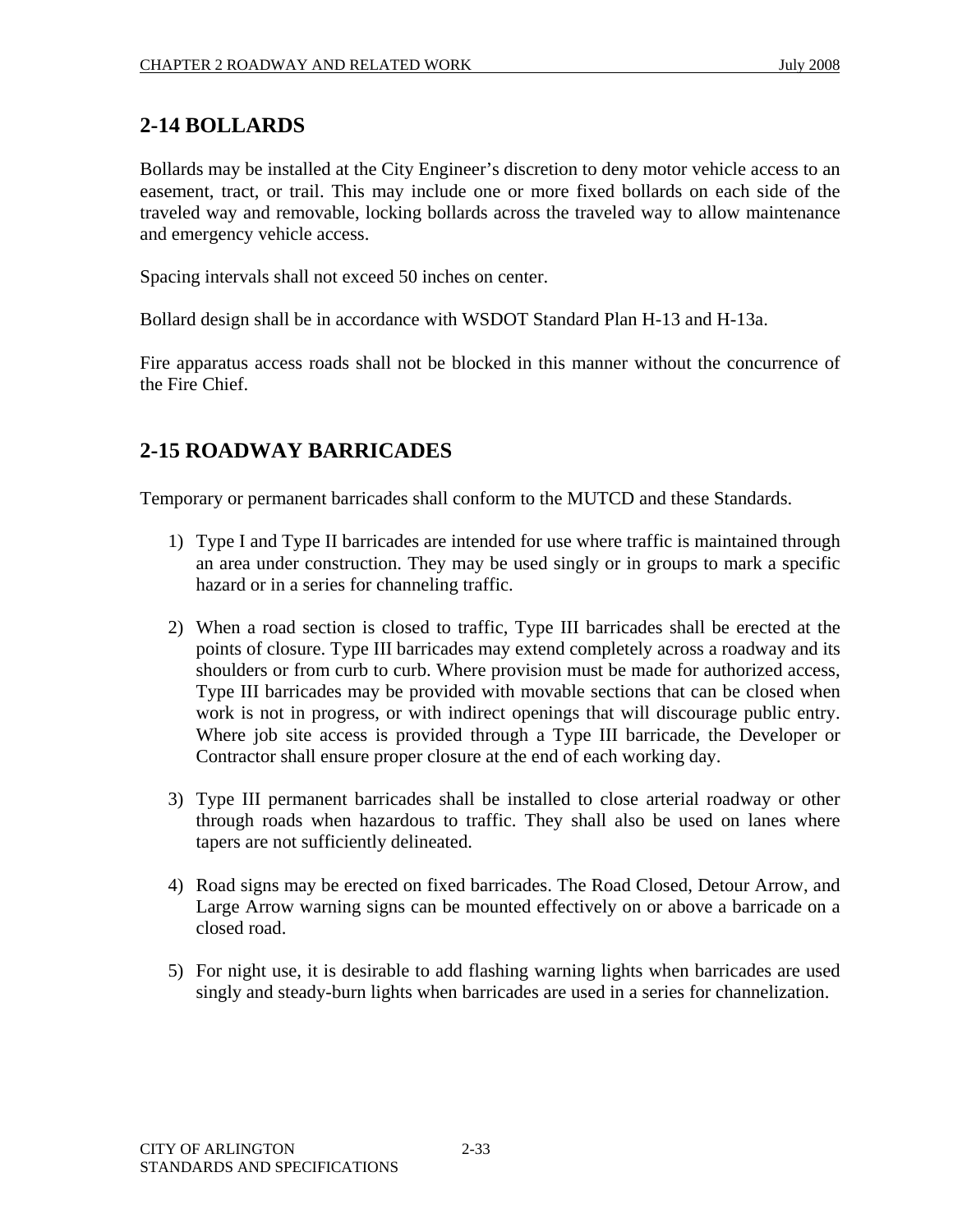## 2-14 BOLLARDS

Bollards may be installed at the City Engineer's discretion to deny motor vehicle access to an easement, tract, or trail. This may include one or more fixed bollards on each side of the traveled way and removable, locking bollards across the traveled way to allow maintenance and emergency vehicle access.

Spacing intervals shall not exceed 50 inches on center.

Bollard design shall be in accordance with WSDOT Standard Plan H-13 and H-13a.

Fire apparatus access roads shall not be blocked in this manner without the concurrence of the Fire Chief.

## 2-15 ROADWAY BARRICADES

Temporary or permanent barricades shall conform to the MUTCD and these Standards.

1) Type I and Type II barricades are intended for use where traffic is maintained through an area under construction. They may be used singly or in groups to mark a specific hazard or in a series for channeling traffic.

2) When a road section is closed to traffic, Type III barricades shall be erected at the points of closure. Type III barricades may extend completely across a roadway and its shoulders or from curb to curb. Where provision must be made for authorized access, Type III barricades may be provided with movable sections that can be closed when work is not in progress, or with indirect openings that will discourage public entry. Where job site access is provided through a Type III barricade, the Developer or Contractor shall ensure proper closure at the end of each working day.

3) Type III permanent barricades shall be installed to close arterial roadway or other through roads when hazardous to traffic. They shall also be used on lanes where tapers are not sufficiently delineated.

4) Road signs may be erected on fixed barricades. The Road Closed, Detour Arrow, and Large Arrow warning signs can be mounted effectively on or above a barricade on a closed road.

5) For night use, it is desirable to add flashing warning lights when barricades are used singly and steady-burn lights when barricades are used in a series for channelization.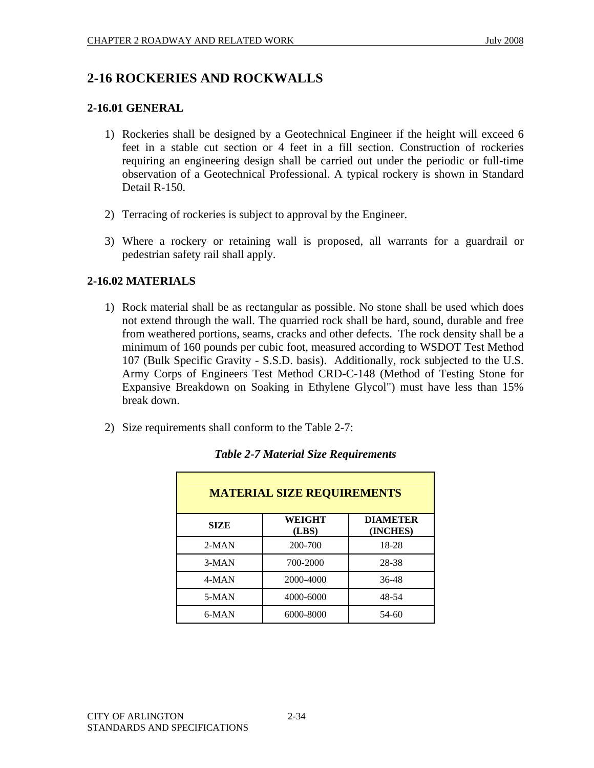## 2-16 ROCKERIES AND ROCKWALLS

### 2-16.01 GENERAL

1) Rockeries shall be designed by a Geotechnical Engineer if the height will exceed 6 feet in a stable cut section or 4 feet in a fill section. Construction of rockeries requiring an engineering design shall be carried out under the periodic or full-time observation of a Geotechnical Professional. A typical rockery is shown in Standard Detail R-150.

2) Terracing of rockeries is subject to approval by the Engineer.

3) Where a rockery or retaining wall is proposed, all warrants for a guardrail or pedestrian safety rail shall apply.

### 2-16.02 MATERIALS

1) Rock material shall be as rectangular as possible. No stone shall be used which does not extend through the wall. The quarried rock shall be hard, sound, durable and free from weathered portions, seams, cracks and other defects. The rock density shall be a minimum of 160 pounds per cubic foot, measured according to WSDOT Test Method 107 (Bulk Specific Gravity - S.S.D. basis). Additionally, rock subjected to the U.S. Army Corps of Engineers Test Method CRD-C-148 (Method of Testing Stone for Expansive Breakdown on Soaking in Ethylene Glycol") must have less than 15% break down.

2) Size requirements shall conform to the Table 2-7:

*Table 2-7 Material Size Requirements*

| MATERIAL SIZE REQUIREMENTS | | |
|---|---|---|
| **SIZE** | **WEIGHT (LBS)** | **DIAMETER (INCHES)** |
| 2-MAN | 200-700 | 18-28 |
| 3-MAN | 700-2000 | 28-38 |
| 4-MAN | 2000-4000 | 36-48 |
| 5-MAN | 4000-6000 | 48-54 |
| 6-MAN | 6000-8000 | 54-60 |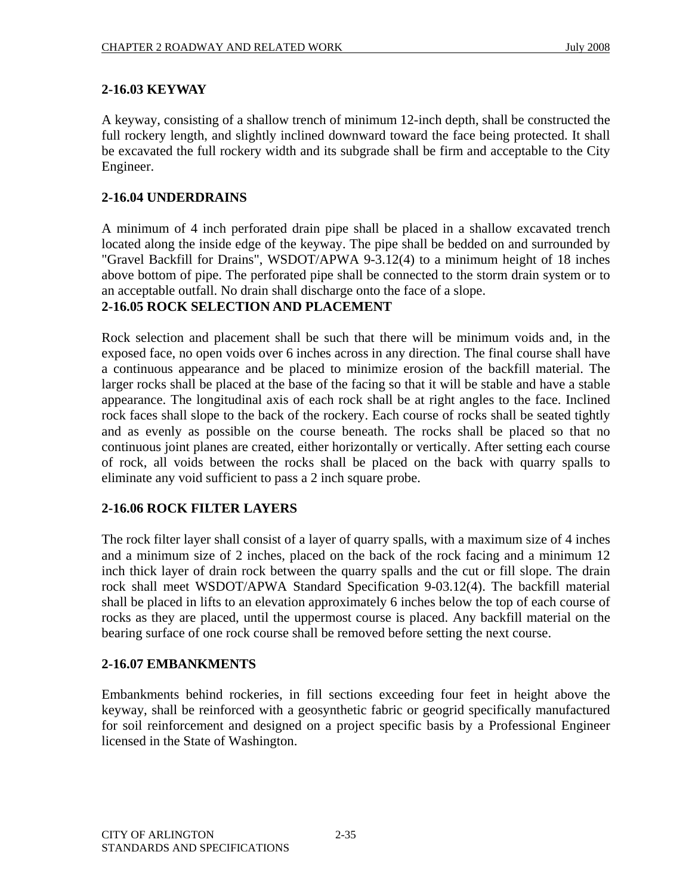## 2-16.03 KEYWAY

A keyway, consisting of a shallow trench of minimum 12-inch depth, shall be constructed the full rockery length, and slightly inclined downward toward the face being protected. It shall be excavated the full rockery width and its subgrade shall be firm and acceptable to the City Engineer.

## 2-16.04 UNDERDRAINS

A minimum of 4 inch perforated drain pipe shall be placed in a shallow excavated trench located along the inside edge of the keyway. The pipe shall be bedded on and surrounded by "Gravel Backfill for Drains", WSDOT/APWA 9-3.12(4) to a minimum height of 18 inches above bottom of pipe. The perforated pipe shall be connected to the storm drain system or to an acceptable outfall. No drain shall discharge onto the face of a slope.

## 2-16.05 ROCK SELECTION AND PLACEMENT

Rock selection and placement shall be such that there will be minimum voids and, in the exposed face, no open voids over 6 inches across in any direction. The final course shall have a continuous appearance and be placed to minimize erosion of the backfill material. The larger rocks shall be placed at the base of the facing so that it will be stable and have a stable appearance. The longitudinal axis of each rock shall be at right angles to the face. Inclined rock faces shall slope to the back of the rockery. Each course of rocks shall be seated tightly and as evenly as possible on the course beneath. The rocks shall be placed so that no continuous joint planes are created, either horizontally or vertically. After setting each course of rock, all voids between the rocks shall be placed on the back with quarry spalls to eliminate any void sufficient to pass a 2 inch square probe.

## 2-16.06 ROCK FILTER LAYERS

The rock filter layer shall consist of a layer of quarry spalls, with a maximum size of 4 inches and a minimum size of 2 inches, placed on the back of the rock facing and a minimum 12 inch thick layer of drain rock between the quarry spalls and the cut or fill slope. The drain rock shall meet WSDOT/APWA Standard Specification 9-03.12(4). The backfill material shall be placed in lifts to an elevation approximately 6 inches below the top of each course of rocks as they are placed, until the uppermost course is placed. Any backfill material on the bearing surface of one rock course shall be removed before setting the next course.

## 2-16.07 EMBANKMENTS

Embankments behind rockeries, in fill sections exceeding four feet in height above the keyway, shall be reinforced with a geosynthetic fabric or geogrid specifically manufactured for soil reinforcement and designed on a project specific basis by a Professional Engineer licensed in the State of Washington.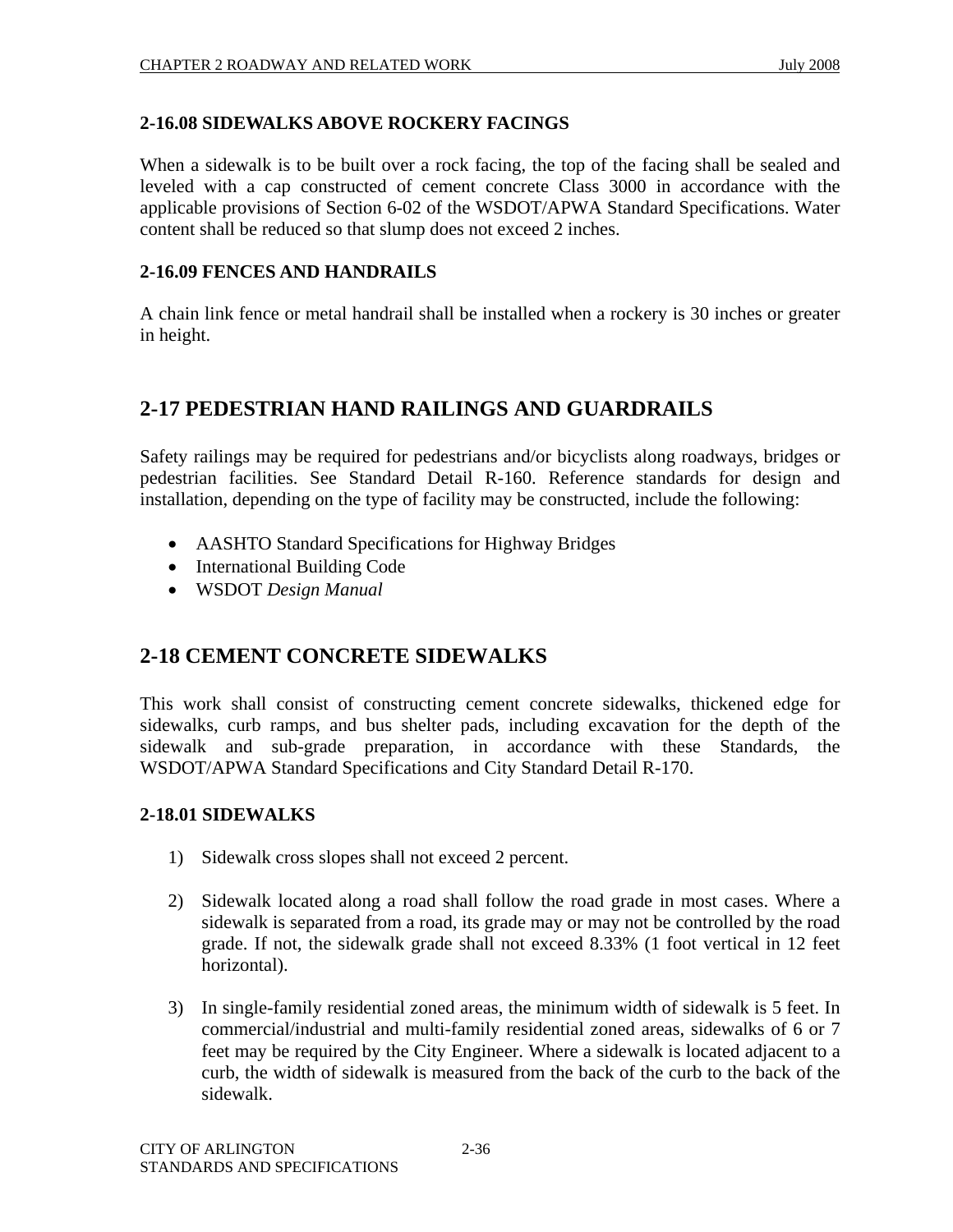### 2-16.08 SIDEWALKS ABOVE ROCKERY FACINGS

When a sidewalk is to be built over a rock facing, the top of the facing shall be sealed and leveled with a cap constructed of cement concrete Class 3000 in accordance with the applicable provisions of Section 6-02 of the WSDOT/APWA Standard Specifications. Water content shall be reduced so that slump does not exceed 2 inches.

### 2-16.09 FENCES AND HANDRAILS

A chain link fence or metal handrail shall be installed when a rockery is 30 inches or greater in height.

## 2-17 PEDESTRIAN HAND RAILINGS AND GUARDRAILS

Safety railings may be required for pedestrians and/or bicyclists along roadways, bridges or pedestrian facilities. See Standard Detail R-160. Reference standards for design and installation, depending on the type of facility may be constructed, include the following:

- AASHTO Standard Specifications for Highway Bridges
- International Building Code
- WSDOT *Design Manual*

## 2-18 CEMENT CONCRETE SIDEWALKS

This work shall consist of constructing cement concrete sidewalks, thickened edge for sidewalks, curb ramps, and bus shelter pads, including excavation for the depth of the sidewalk and sub-grade preparation, in accordance with these Standards, the WSDOT/APWA Standard Specifications and City Standard Detail R-170.

### 2-18.01 SIDEWALKS

1) Sidewalk cross slopes shall not exceed 2 percent.

2) Sidewalk located along a road shall follow the road grade in most cases. Where a sidewalk is separated from a road, its grade may or may not be controlled by the road grade. If not, the sidewalk grade shall not exceed 8.33% (1 foot vertical in 12 feet horizontal).

3) In single-family residential zoned areas, the minimum width of sidewalk is 5 feet. In commercial/industrial and multi-family residential zoned areas, sidewalks of 6 or 7 feet may be required by the City Engineer. Where a sidewalk is located adjacent to a curb, the width of sidewalk is measured from the back of the curb to the back of the sidewalk.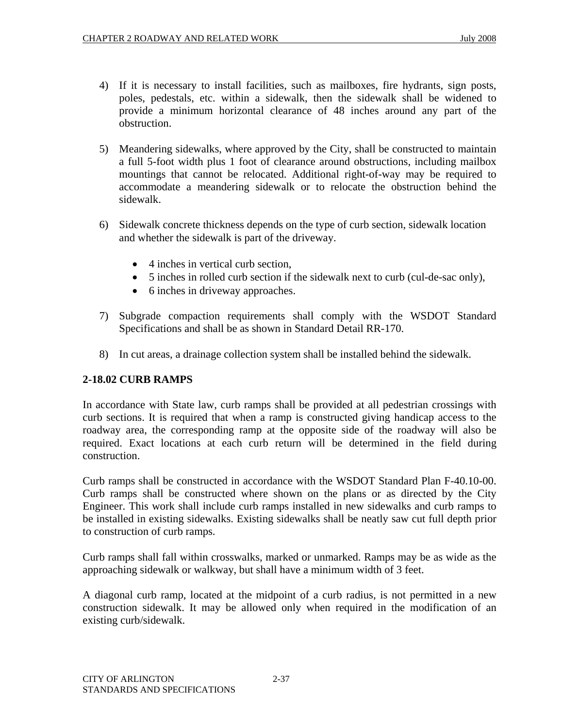4) If it is necessary to install facilities, such as mailboxes, fire hydrants, sign posts, poles, pedestals, etc. within a sidewalk, then the sidewalk shall be widened to provide a minimum horizontal clearance of 48 inches around any part of the obstruction.

5) Meandering sidewalks, where approved by the City, shall be constructed to maintain a full 5-foot width plus 1 foot of clearance around obstructions, including mailbox mountings that cannot be relocated. Additional right-of-way may be required to accommodate a meandering sidewalk or to relocate the obstruction behind the sidewalk.

6) Sidewalk concrete thickness depends on the type of curb section, sidewalk location and whether the sidewalk is part of the driveway.

   - 4 inches in vertical curb section,
   - 5 inches in rolled curb section if the sidewalk next to curb (cul-de-sac only),
   - 6 inches in driveway approaches.

7) Subgrade compaction requirements shall comply with the WSDOT Standard Specifications and shall be as shown in Standard Detail RR-170.

8) In cut areas, a drainage collection system shall be installed behind the sidewalk.

### 2-18.02 CURB RAMPS

In accordance with State law, curb ramps shall be provided at all pedestrian crossings with curb sections. It is required that when a ramp is constructed giving handicap access to the roadway area, the corresponding ramp at the opposite side of the roadway will also be required. Exact locations at each curb return will be determined in the field during construction.

Curb ramps shall be constructed in accordance with the WSDOT Standard Plan F-40.10-00. Curb ramps shall be constructed where shown on the plans or as directed by the City Engineer. This work shall include curb ramps installed in new sidewalks and curb ramps to be installed in existing sidewalks. Existing sidewalks shall be neatly saw cut full depth prior to construction of curb ramps.

Curb ramps shall fall within crosswalks, marked or unmarked. Ramps may be as wide as the approaching sidewalk or walkway, but shall have a minimum width of 3 feet.

A diagonal curb ramp, located at the midpoint of a curb radius, is not permitted in a new construction sidewalk. It may be allowed only when required in the modification of an existing curb/sidewalk.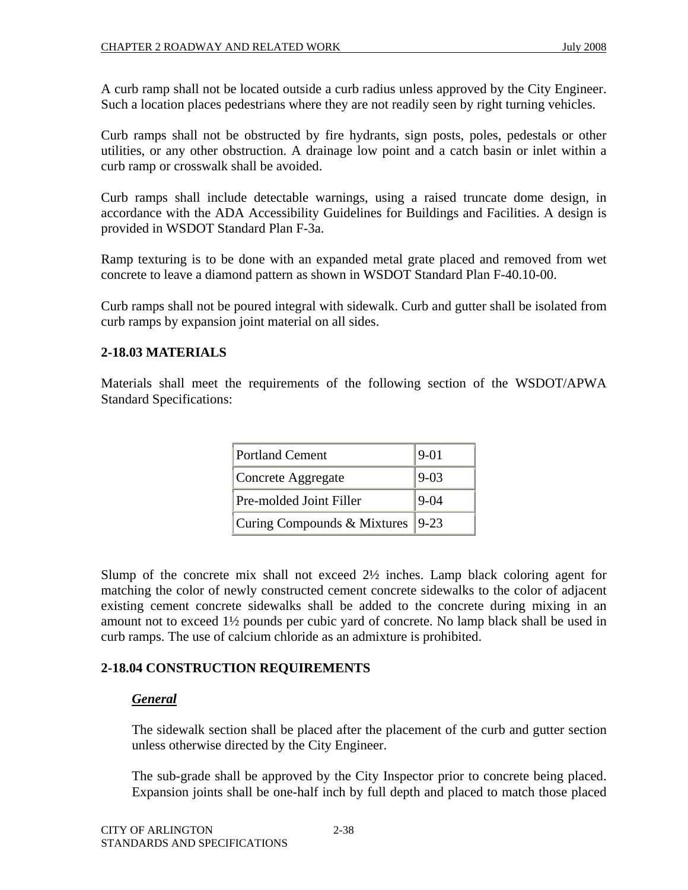A curb ramp shall not be located outside a curb radius unless approved by the City Engineer. Such a location places pedestrians where they are not readily seen by right turning vehicles.

Curb ramps shall not be obstructed by fire hydrants, sign posts, poles, pedestals or other utilities, or any other obstruction. A drainage low point and a catch basin or inlet within a curb ramp or crosswalk shall be avoided.

Curb ramps shall include detectable warnings, using a raised truncate dome design, in accordance with the ADA Accessibility Guidelines for Buildings and Facilities. A design is provided in WSDOT Standard Plan F-3a.

Ramp texturing is to be done with an expanded metal grate placed and removed from wet concrete to leave a diamond pattern as shown in WSDOT Standard Plan F-40.10-00.

Curb ramps shall not be poured integral with sidewalk. Curb and gutter shall be isolated from curb ramps by expansion joint material on all sides.

### 2-18.03 MATERIALS

Materials shall meet the requirements of the following section of the WSDOT/APWA Standard Specifications:

| | |
|---|---|
| Portland Cement | 9-01 |
| Concrete Aggregate | 9-03 |
| Pre-molded Joint Filler | 9-04 |
| Curing Compounds & Mixtures | 9-23 |

Slump of the concrete mix shall not exceed 2½ inches. Lamp black coloring agent for matching the color of newly constructed cement concrete sidewalks to the color of adjacent existing cement concrete sidewalks shall be added to the concrete during mixing in an amount not to exceed 1½ pounds per cubic yard of concrete. No lamp black shall be used in curb ramps. The use of calcium chloride as an admixture is prohibited.

### 2-18.04 CONSTRUCTION REQUIREMENTS

***General***

The sidewalk section shall be placed after the placement of the curb and gutter section unless otherwise directed by the City Engineer.

The sub-grade shall be approved by the City Inspector prior to concrete being placed. Expansion joints shall be one-half inch by full depth and placed to match those placed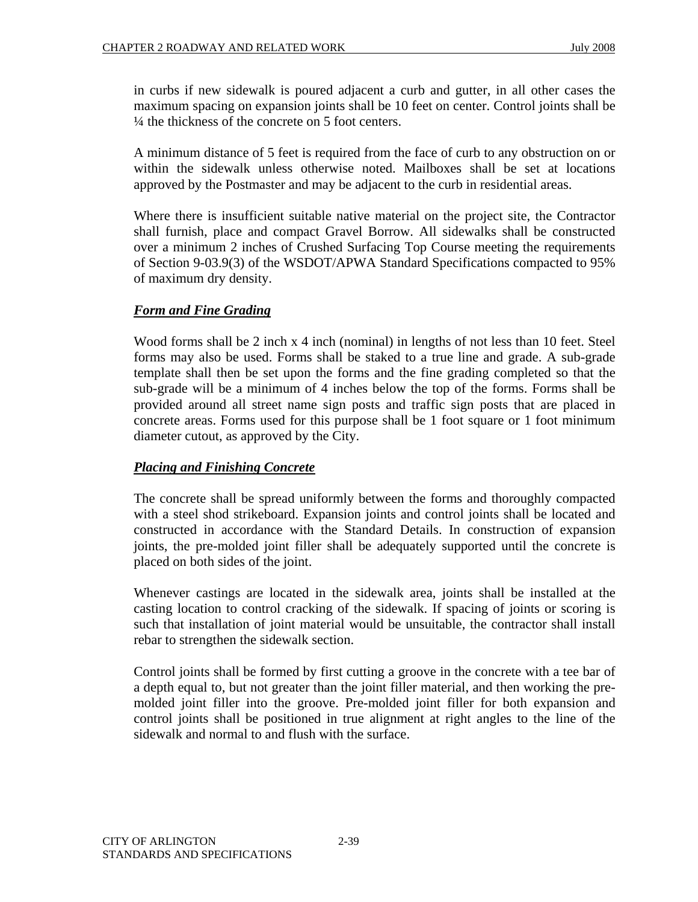in curbs if new sidewalk is poured adjacent a curb and gutter, in all other cases the maximum spacing on expansion joints shall be 10 feet on center. Control joints shall be ¼ the thickness of the concrete on 5 foot centers.

A minimum distance of 5 feet is required from the face of curb to any obstruction on or within the sidewalk unless otherwise noted. Mailboxes shall be set at locations approved by the Postmaster and may be adjacent to the curb in residential areas.

Where there is insufficient suitable native material on the project site, the Contractor shall furnish, place and compact Gravel Borrow. All sidewalks shall be constructed over a minimum 2 inches of Crushed Surfacing Top Course meeting the requirements of Section 9-03.9(3) of the WSDOT/APWA Standard Specifications compacted to 95% of maximum dry density.

***Form and Fine Grading***

Wood forms shall be 2 inch x 4 inch (nominal) in lengths of not less than 10 feet. Steel forms may also be used. Forms shall be staked to a true line and grade. A sub-grade template shall then be set upon the forms and the fine grading completed so that the sub-grade will be a minimum of 4 inches below the top of the forms. Forms shall be provided around all street name sign posts and traffic sign posts that are placed in concrete areas. Forms used for this purpose shall be 1 foot square or 1 foot minimum diameter cutout, as approved by the City.

***Placing and Finishing Concrete***

The concrete shall be spread uniformly between the forms and thoroughly compacted with a steel shod strikeboard. Expansion joints and control joints shall be located and constructed in accordance with the Standard Details. In construction of expansion joints, the pre-molded joint filler shall be adequately supported until the concrete is placed on both sides of the joint.

Whenever castings are located in the sidewalk area, joints shall be installed at the casting location to control cracking of the sidewalk. If spacing of joints or scoring is such that installation of joint material would be unsuitable, the contractor shall install rebar to strengthen the sidewalk section.

Control joints shall be formed by first cutting a groove in the concrete with a tee bar of a depth equal to, but not greater than the joint filler material, and then working the pre-molded joint filler into the groove. Pre-molded joint filler for both expansion and control joints shall be positioned in true alignment at right angles to the line of the sidewalk and normal to and flush with the surface.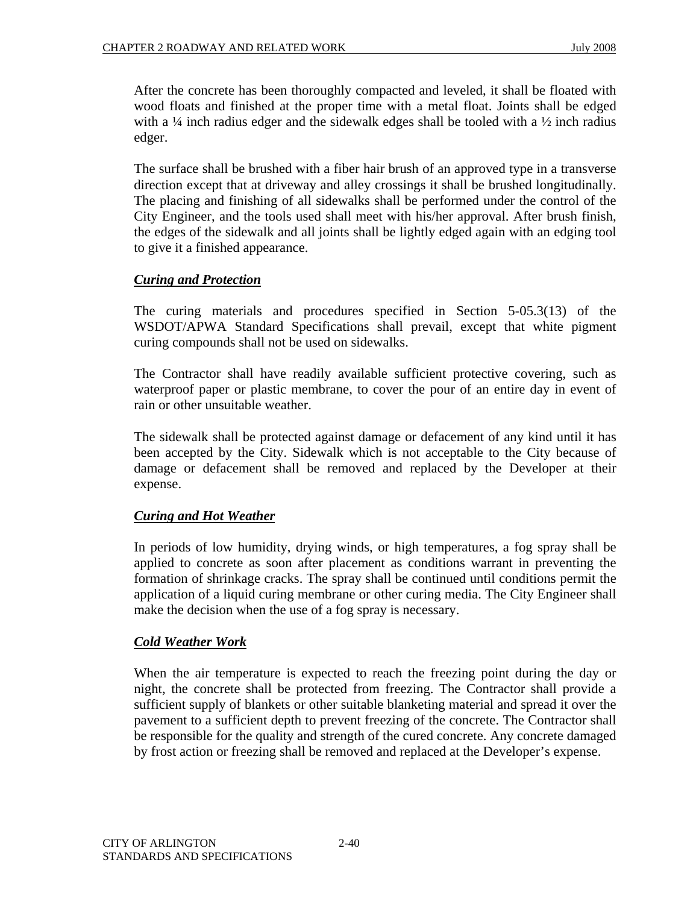After the concrete has been thoroughly compacted and leveled, it shall be floated with wood floats and finished at the proper time with a metal float. Joints shall be edged with a ¼ inch radius edger and the sidewalk edges shall be tooled with a ½ inch radius edger.

The surface shall be brushed with a fiber hair brush of an approved type in a transverse direction except that at driveway and alley crossings it shall be brushed longitudinally. The placing and finishing of all sidewalks shall be performed under the control of the City Engineer, and the tools used shall meet with his/her approval. After brush finish, the edges of the sidewalk and all joints shall be lightly edged again with an edging tool to give it a finished appearance.

***Curing and Protection***

The curing materials and procedures specified in Section 5-05.3(13) of the WSDOT/APWA Standard Specifications shall prevail, except that white pigment curing compounds shall not be used on sidewalks.

The Contractor shall have readily available sufficient protective covering, such as waterproof paper or plastic membrane, to cover the pour of an entire day in event of rain or other unsuitable weather.

The sidewalk shall be protected against damage or defacement of any kind until it has been accepted by the City. Sidewalk which is not acceptable to the City because of damage or defacement shall be removed and replaced by the Developer at their expense.

***Curing and Hot Weather***

In periods of low humidity, drying winds, or high temperatures, a fog spray shall be applied to concrete as soon after placement as conditions warrant in preventing the formation of shrinkage cracks. The spray shall be continued until conditions permit the application of a liquid curing membrane or other curing media. The City Engineer shall make the decision when the use of a fog spray is necessary.

***Cold Weather Work***

When the air temperature is expected to reach the freezing point during the day or night, the concrete shall be protected from freezing. The Contractor shall provide a sufficient supply of blankets or other suitable blanketing material and spread it over the pavement to a sufficient depth to prevent freezing of the concrete. The Contractor shall be responsible for the quality and strength of the cured concrete. Any concrete damaged by frost action or freezing shall be removed and replaced at the Developer's expense.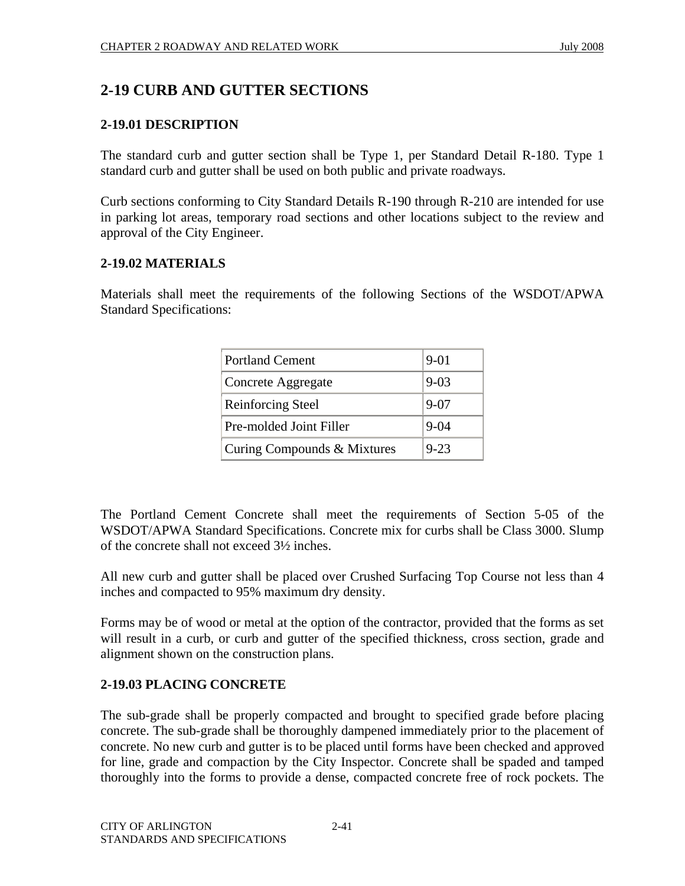## 2-19 CURB AND GUTTER SECTIONS

### 2-19.01 DESCRIPTION

The standard curb and gutter section shall be Type 1, per Standard Detail R-180. Type 1 standard curb and gutter shall be used on both public and private roadways.

Curb sections conforming to City Standard Details R-190 through R-210 are intended for use in parking lot areas, temporary road sections and other locations subject to the review and approval of the City Engineer.

### 2-19.02 MATERIALS

Materials shall meet the requirements of the following Sections of the WSDOT/APWA Standard Specifications:

| | |
|---|---|
| Portland Cement | 9-01 |
| Concrete Aggregate | 9-03 |
| Reinforcing Steel | 9-07 |
| Pre-molded Joint Filler | 9-04 |
| Curing Compounds & Mixtures | 9-23 |

The Portland Cement Concrete shall meet the requirements of Section 5-05 of the WSDOT/APWA Standard Specifications. Concrete mix for curbs shall be Class 3000. Slump of the concrete shall not exceed 3½ inches.

All new curb and gutter shall be placed over Crushed Surfacing Top Course not less than 4 inches and compacted to 95% maximum dry density.

Forms may be of wood or metal at the option of the contractor, provided that the forms as set will result in a curb, or curb and gutter of the specified thickness, cross section, grade and alignment shown on the construction plans.

### 2-19.03 PLACING CONCRETE

The sub-grade shall be properly compacted and brought to specified grade before placing concrete. The sub-grade shall be thoroughly dampened immediately prior to the placement of concrete. No new curb and gutter is to be placed until forms have been checked and approved for line, grade and compaction by the City Inspector. Concrete shall be spaded and tamped thoroughly into the forms to provide a dense, compacted concrete free of rock pockets. The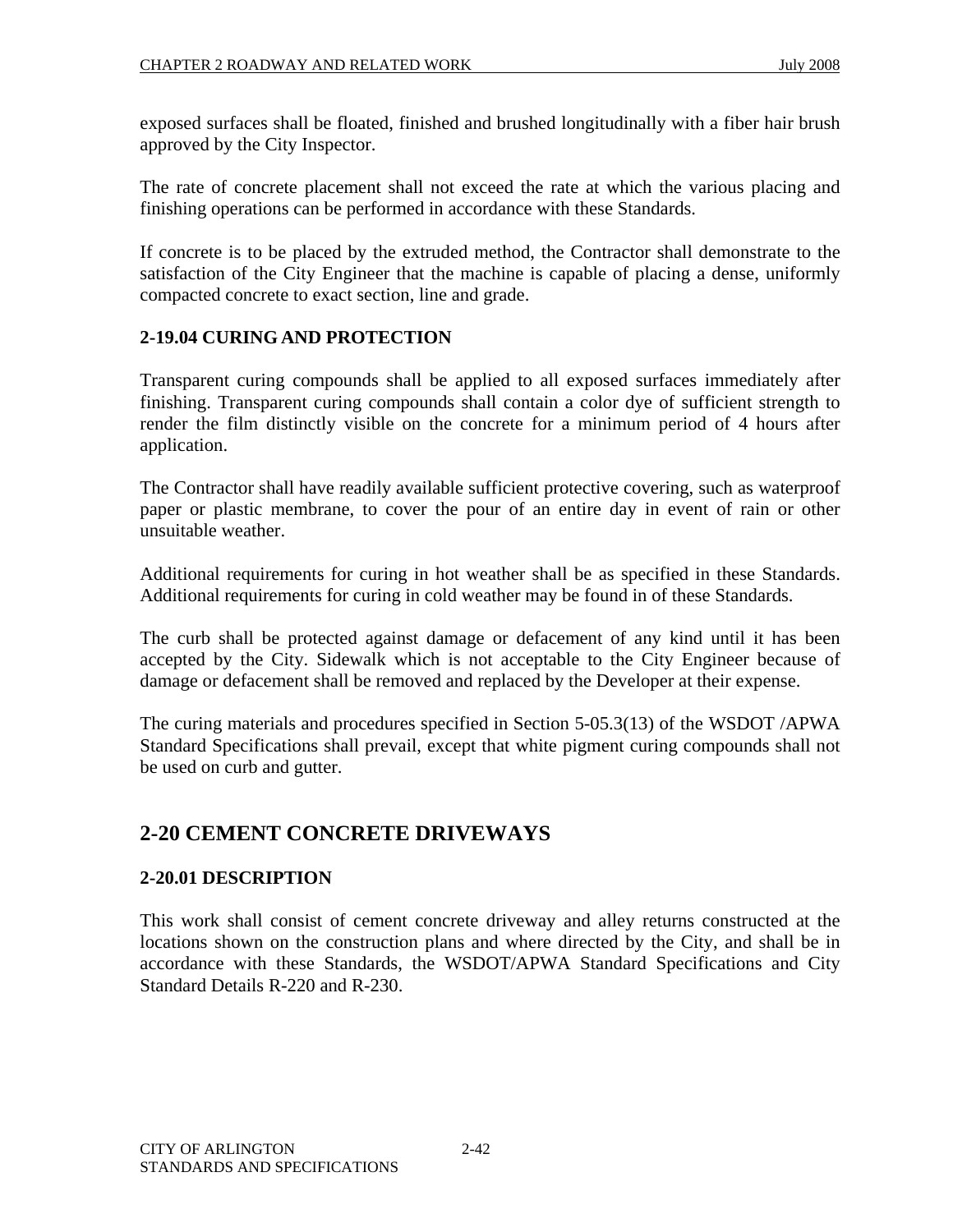exposed surfaces shall be floated, finished and brushed longitudinally with a fiber hair brush approved by the City Inspector.

The rate of concrete placement shall not exceed the rate at which the various placing and finishing operations can be performed in accordance with these Standards.

If concrete is to be placed by the extruded method, the Contractor shall demonstrate to the satisfaction of the City Engineer that the machine is capable of placing a dense, uniformly compacted concrete to exact section, line and grade.

### 2-19.04 CURING AND PROTECTION

Transparent curing compounds shall be applied to all exposed surfaces immediately after finishing. Transparent curing compounds shall contain a color dye of sufficient strength to render the film distinctly visible on the concrete for a minimum period of 4 hours after application.

The Contractor shall have readily available sufficient protective covering, such as waterproof paper or plastic membrane, to cover the pour of an entire day in event of rain or other unsuitable weather.

Additional requirements for curing in hot weather shall be as specified in these Standards. Additional requirements for curing in cold weather may be found in of these Standards.

The curb shall be protected against damage or defacement of any kind until it has been accepted by the City. Sidewalk which is not acceptable to the City Engineer because of damage or defacement shall be removed and replaced by the Developer at their expense.

The curing materials and procedures specified in Section 5-05.3(13) of the WSDOT /APWA Standard Specifications shall prevail, except that white pigment curing compounds shall not be used on curb and gutter.

## 2-20 CEMENT CONCRETE DRIVEWAYS

### 2-20.01 DESCRIPTION

This work shall consist of cement concrete driveway and alley returns constructed at the locations shown on the construction plans and where directed by the City, and shall be in accordance with these Standards, the WSDOT/APWA Standard Specifications and City Standard Details R-220 and R-230.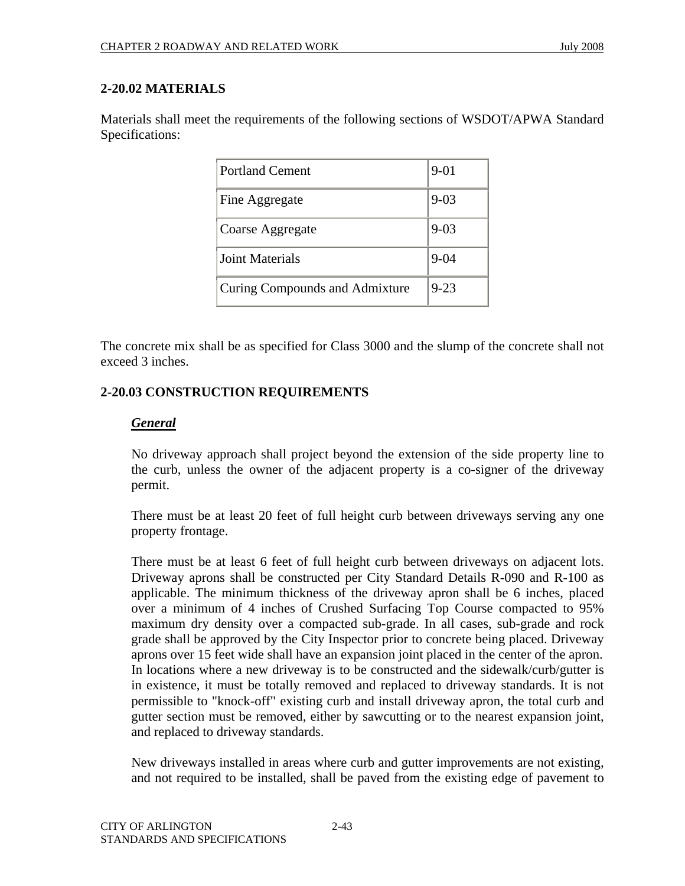## 2-20.02 MATERIALS

Materials shall meet the requirements of the following sections of WSDOT/APWA Standard Specifications:

| | |
|---|---|
| Portland Cement | 9-01 |
| Fine Aggregate | 9-03 |
| Coarse Aggregate | 9-03 |
| Joint Materials | 9-04 |
| Curing Compounds and Admixture | 9-23 |

The concrete mix shall be as specified for Class 3000 and the slump of the concrete shall not exceed 3 inches.

## 2-20.03 CONSTRUCTION REQUIREMENTS

***General***

No driveway approach shall project beyond the extension of the side property line to the curb, unless the owner of the adjacent property is a co-signer of the driveway permit.

There must be at least 20 feet of full height curb between driveways serving any one property frontage.

There must be at least 6 feet of full height curb between driveways on adjacent lots. Driveway aprons shall be constructed per City Standard Details R-090 and R-100 as applicable. The minimum thickness of the driveway apron shall be 6 inches, placed over a minimum of 4 inches of Crushed Surfacing Top Course compacted to 95% maximum dry density over a compacted sub-grade. In all cases, sub-grade and rock grade shall be approved by the City Inspector prior to concrete being placed. Driveway aprons over 15 feet wide shall have an expansion joint placed in the center of the apron. In locations where a new driveway is to be constructed and the sidewalk/curb/gutter is in existence, it must be totally removed and replaced to driveway standards. It is not permissible to "knock-off" existing curb and install driveway apron, the total curb and gutter section must be removed, either by sawcutting or to the nearest expansion joint, and replaced to driveway standards.

New driveways installed in areas where curb and gutter improvements are not existing, and not required to be installed, shall be paved from the existing edge of pavement to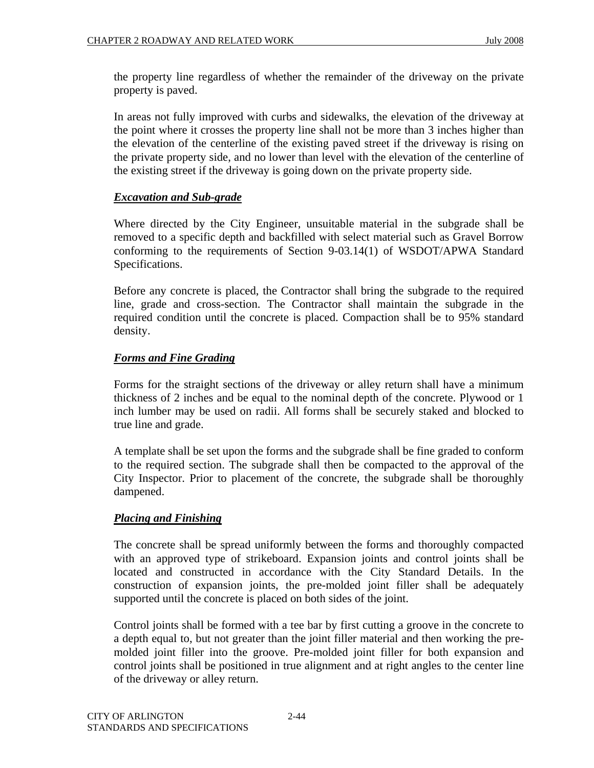the property line regardless of whether the remainder of the driveway on the private property is paved.

In areas not fully improved with curbs and sidewalks, the elevation of the driveway at the point where it crosses the property line shall not be more than 3 inches higher than the elevation of the centerline of the existing paved street if the driveway is rising on the private property side, and no lower than level with the elevation of the centerline of the existing street if the driveway is going down on the private property side.

***Excavation and Sub-grade***

Where directed by the City Engineer, unsuitable material in the subgrade shall be removed to a specific depth and backfilled with select material such as Gravel Borrow conforming to the requirements of Section 9-03.14(1) of WSDOT/APWA Standard Specifications.

Before any concrete is placed, the Contractor shall bring the subgrade to the required line, grade and cross-section. The Contractor shall maintain the subgrade in the required condition until the concrete is placed. Compaction shall be to 95% standard density.

***Forms and Fine Grading***

Forms for the straight sections of the driveway or alley return shall have a minimum thickness of 2 inches and be equal to the nominal depth of the concrete. Plywood or 1 inch lumber may be used on radii. All forms shall be securely staked and blocked to true line and grade.

A template shall be set upon the forms and the subgrade shall be fine graded to conform to the required section. The subgrade shall then be compacted to the approval of the City Inspector. Prior to placement of the concrete, the subgrade shall be thoroughly dampened.

***Placing and Finishing***

The concrete shall be spread uniformly between the forms and thoroughly compacted with an approved type of strikeboard. Expansion joints and control joints shall be located and constructed in accordance with the City Standard Details. In the construction of expansion joints, the pre-molded joint filler shall be adequately supported until the concrete is placed on both sides of the joint.

Control joints shall be formed with a tee bar by first cutting a groove in the concrete to a depth equal to, but not greater than the joint filler material and then working the pre-molded joint filler into the groove. Pre-molded joint filler for both expansion and control joints shall be positioned in true alignment and at right angles to the center line of the driveway or alley return.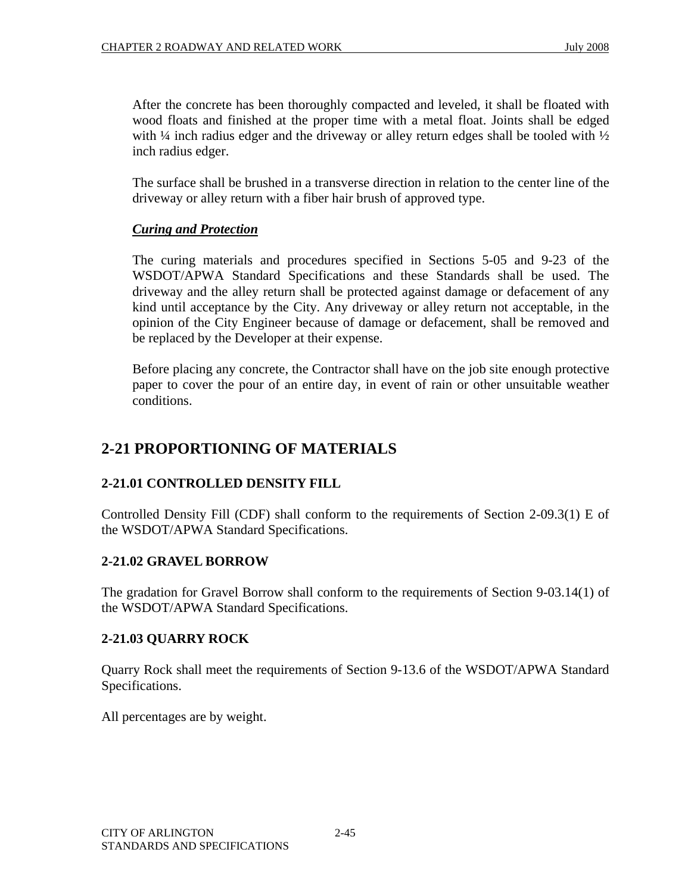After the concrete has been thoroughly compacted and leveled, it shall be floated with wood floats and finished at the proper time with a metal float. Joints shall be edged with ¼ inch radius edger and the driveway or alley return edges shall be tooled with ½ inch radius edger.

The surface shall be brushed in a transverse direction in relation to the center line of the driveway or alley return with a fiber hair brush of approved type.

***Curing and Protection***

The curing materials and procedures specified in Sections 5-05 and 9-23 of the WSDOT/APWA Standard Specifications and these Standards shall be used. The driveway and the alley return shall be protected against damage or defacement of any kind until acceptance by the City. Any driveway or alley return not acceptable, in the opinion of the City Engineer because of damage or defacement, shall be removed and be replaced by the Developer at their expense.

Before placing any concrete, the Contractor shall have on the job site enough protective paper to cover the pour of an entire day, in event of rain or other unsuitable weather conditions.

## 2-21 PROPORTIONING OF MATERIALS

### 2-21.01 CONTROLLED DENSITY FILL

Controlled Density Fill (CDF) shall conform to the requirements of Section 2-09.3(1) E of the WSDOT/APWA Standard Specifications.

### 2-21.02 GRAVEL BORROW

The gradation for Gravel Borrow shall conform to the requirements of Section 9-03.14(1) of the WSDOT/APWA Standard Specifications.

### 2-21.03 QUARRY ROCK

Quarry Rock shall meet the requirements of Section 9-13.6 of the WSDOT/APWA Standard Specifications.

All percentages are by weight.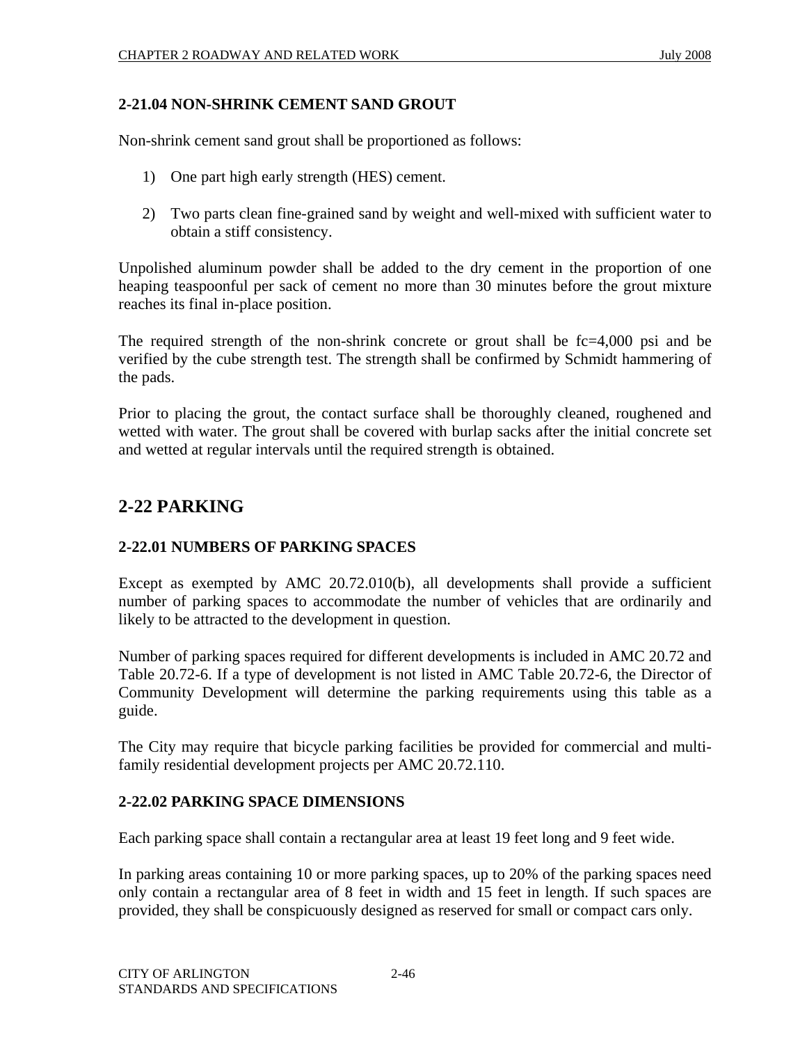### 2-21.04 NON-SHRINK CEMENT SAND GROUT

Non-shrink cement sand grout shall be proportioned as follows:

1) One part high early strength (HES) cement.

2) Two parts clean fine-grained sand by weight and well-mixed with sufficient water to obtain a stiff consistency.

Unpolished aluminum powder shall be added to the dry cement in the proportion of one heaping teaspoonful per sack of cement no more than 30 minutes before the grout mixture reaches its final in-place position.

The required strength of the non-shrink concrete or grout shall be fc=4,000 psi and be verified by the cube strength test. The strength shall be confirmed by Schmidt hammering of the pads.

Prior to placing the grout, the contact surface shall be thoroughly cleaned, roughened and wetted with water. The grout shall be covered with burlap sacks after the initial concrete set and wetted at regular intervals until the required strength is obtained.

## 2-22 PARKING

### 2-22.01 NUMBERS OF PARKING SPACES

Except as exempted by AMC 20.72.010(b), all developments shall provide a sufficient number of parking spaces to accommodate the number of vehicles that are ordinarily and likely to be attracted to the development in question.

Number of parking spaces required for different developments is included in AMC 20.72 and Table 20.72-6. If a type of development is not listed in AMC Table 20.72-6, the Director of Community Development will determine the parking requirements using this table as a guide.

The City may require that bicycle parking facilities be provided for commercial and multi-family residential development projects per AMC 20.72.110.

### 2-22.02 PARKING SPACE DIMENSIONS

Each parking space shall contain a rectangular area at least 19 feet long and 9 feet wide.

In parking areas containing 10 or more parking spaces, up to 20% of the parking spaces need only contain a rectangular area of 8 feet in width and 15 feet in length. If such spaces are provided, they shall be conspicuously designed as reserved for small or compact cars only.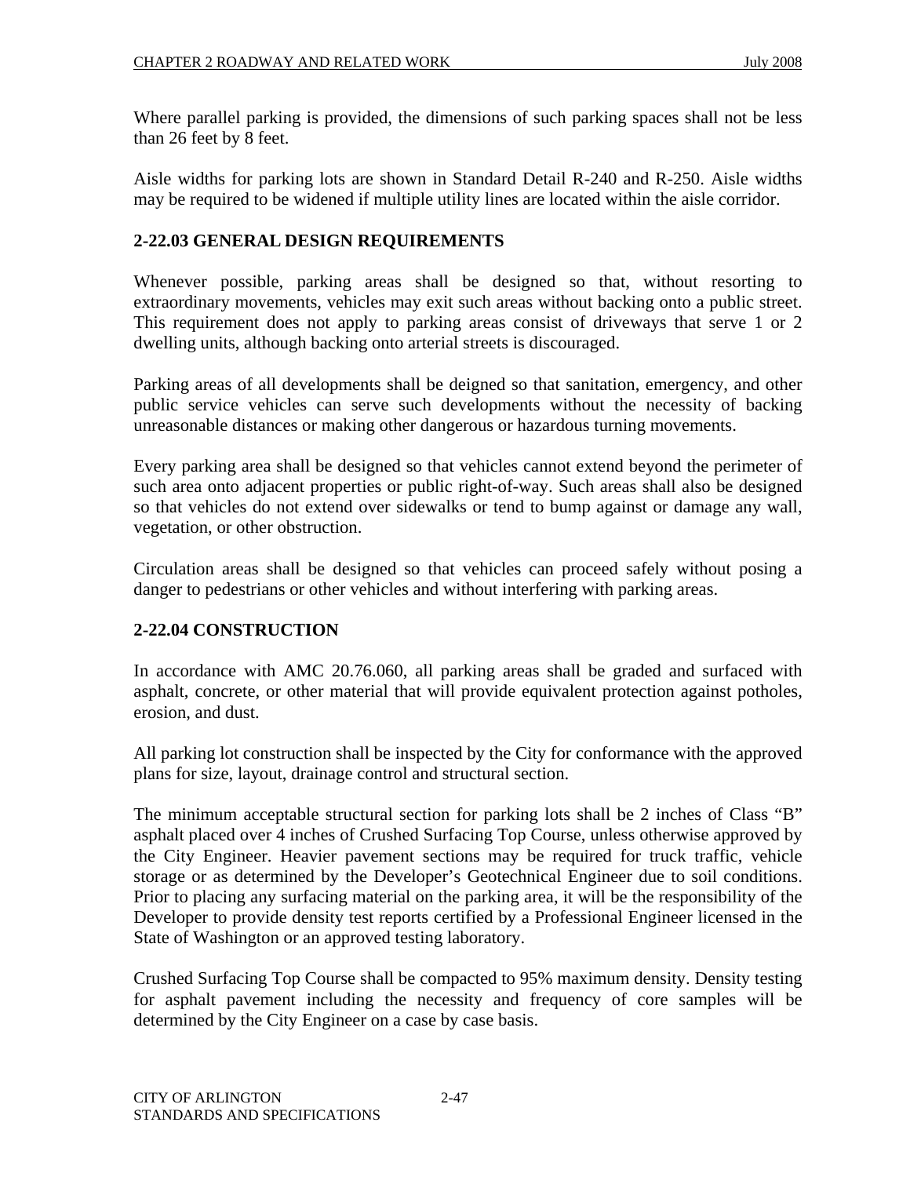Where parallel parking is provided, the dimensions of such parking spaces shall not be less than 26 feet by 8 feet.

Aisle widths for parking lots are shown in Standard Detail R-240 and R-250. Aisle widths may be required to be widened if multiple utility lines are located within the aisle corridor.

## 2-22.03 GENERAL DESIGN REQUIREMENTS

Whenever possible, parking areas shall be designed so that, without resorting to extraordinary movements, vehicles may exit such areas without backing onto a public street. This requirement does not apply to parking areas consist of driveways that serve 1 or 2 dwelling units, although backing onto arterial streets is discouraged.

Parking areas of all developments shall be deigned so that sanitation, emergency, and other public service vehicles can serve such developments without the necessity of backing unreasonable distances or making other dangerous or hazardous turning movements.

Every parking area shall be designed so that vehicles cannot extend beyond the perimeter of such area onto adjacent properties or public right-of-way. Such areas shall also be designed so that vehicles do not extend over sidewalks or tend to bump against or damage any wall, vegetation, or other obstruction.

Circulation areas shall be designed so that vehicles can proceed safely without posing a danger to pedestrians or other vehicles and without interfering with parking areas.

## 2-22.04 CONSTRUCTION

In accordance with AMC 20.76.060, all parking areas shall be graded and surfaced with asphalt, concrete, or other material that will provide equivalent protection against potholes, erosion, and dust.

All parking lot construction shall be inspected by the City for conformance with the approved plans for size, layout, drainage control and structural section.

The minimum acceptable structural section for parking lots shall be 2 inches of Class "B" asphalt placed over 4 inches of Crushed Surfacing Top Course, unless otherwise approved by the City Engineer. Heavier pavement sections may be required for truck traffic, vehicle storage or as determined by the Developer's Geotechnical Engineer due to soil conditions. Prior to placing any surfacing material on the parking area, it will be the responsibility of the Developer to provide density test reports certified by a Professional Engineer licensed in the State of Washington or an approved testing laboratory.

Crushed Surfacing Top Course shall be compacted to 95% maximum density. Density testing for asphalt pavement including the necessity and frequency of core samples will be determined by the City Engineer on a case by case basis.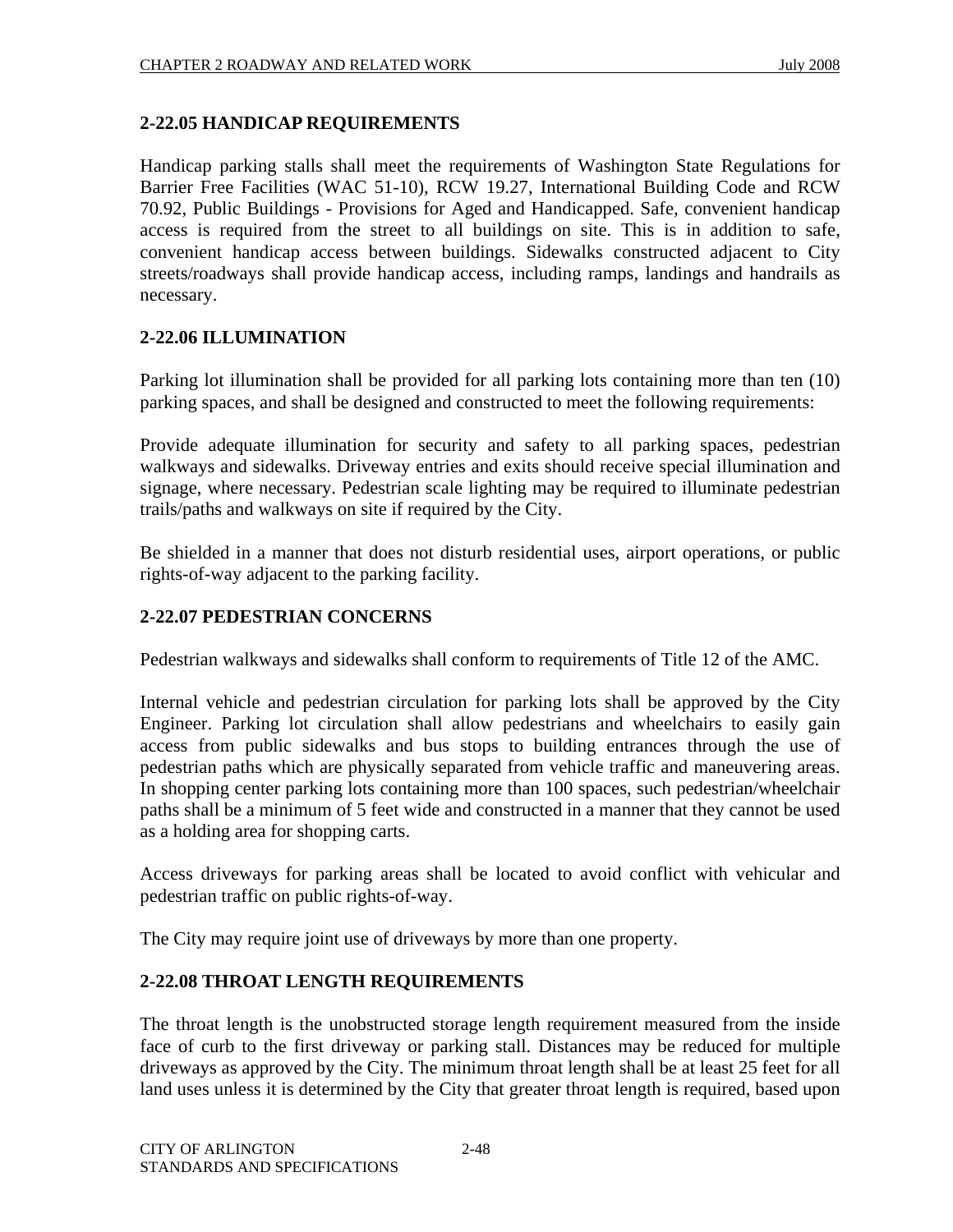## 2-22.05 HANDICAP REQUIREMENTS

Handicap parking stalls shall meet the requirements of Washington State Regulations for Barrier Free Facilities (WAC 51-10), RCW 19.27, International Building Code and RCW 70.92, Public Buildings - Provisions for Aged and Handicapped. Safe, convenient handicap access is required from the street to all buildings on site. This is in addition to safe, convenient handicap access between buildings. Sidewalks constructed adjacent to City streets/roadways shall provide handicap access, including ramps, landings and handrails as necessary.

## 2-22.06 ILLUMINATION

Parking lot illumination shall be provided for all parking lots containing more than ten (10) parking spaces, and shall be designed and constructed to meet the following requirements:

Provide adequate illumination for security and safety to all parking spaces, pedestrian walkways and sidewalks. Driveway entries and exits should receive special illumination and signage, where necessary. Pedestrian scale lighting may be required to illuminate pedestrian trails/paths and walkways on site if required by the City.

Be shielded in a manner that does not disturb residential uses, airport operations, or public rights-of-way adjacent to the parking facility.

## 2-22.07 PEDESTRIAN CONCERNS

Pedestrian walkways and sidewalks shall conform to requirements of Title 12 of the AMC.

Internal vehicle and pedestrian circulation for parking lots shall be approved by the City Engineer. Parking lot circulation shall allow pedestrians and wheelchairs to easily gain access from public sidewalks and bus stops to building entrances through the use of pedestrian paths which are physically separated from vehicle traffic and maneuvering areas. In shopping center parking lots containing more than 100 spaces, such pedestrian/wheelchair paths shall be a minimum of 5 feet wide and constructed in a manner that they cannot be used as a holding area for shopping carts.

Access driveways for parking areas shall be located to avoid conflict with vehicular and pedestrian traffic on public rights-of-way.

The City may require joint use of driveways by more than one property.

## 2-22.08 THROAT LENGTH REQUIREMENTS

The throat length is the unobstructed storage length requirement measured from the inside face of curb to the first driveway or parking stall. Distances may be reduced for multiple driveways as approved by the City. The minimum throat length shall be at least 25 feet for all land uses unless it is determined by the City that greater throat length is required, based upon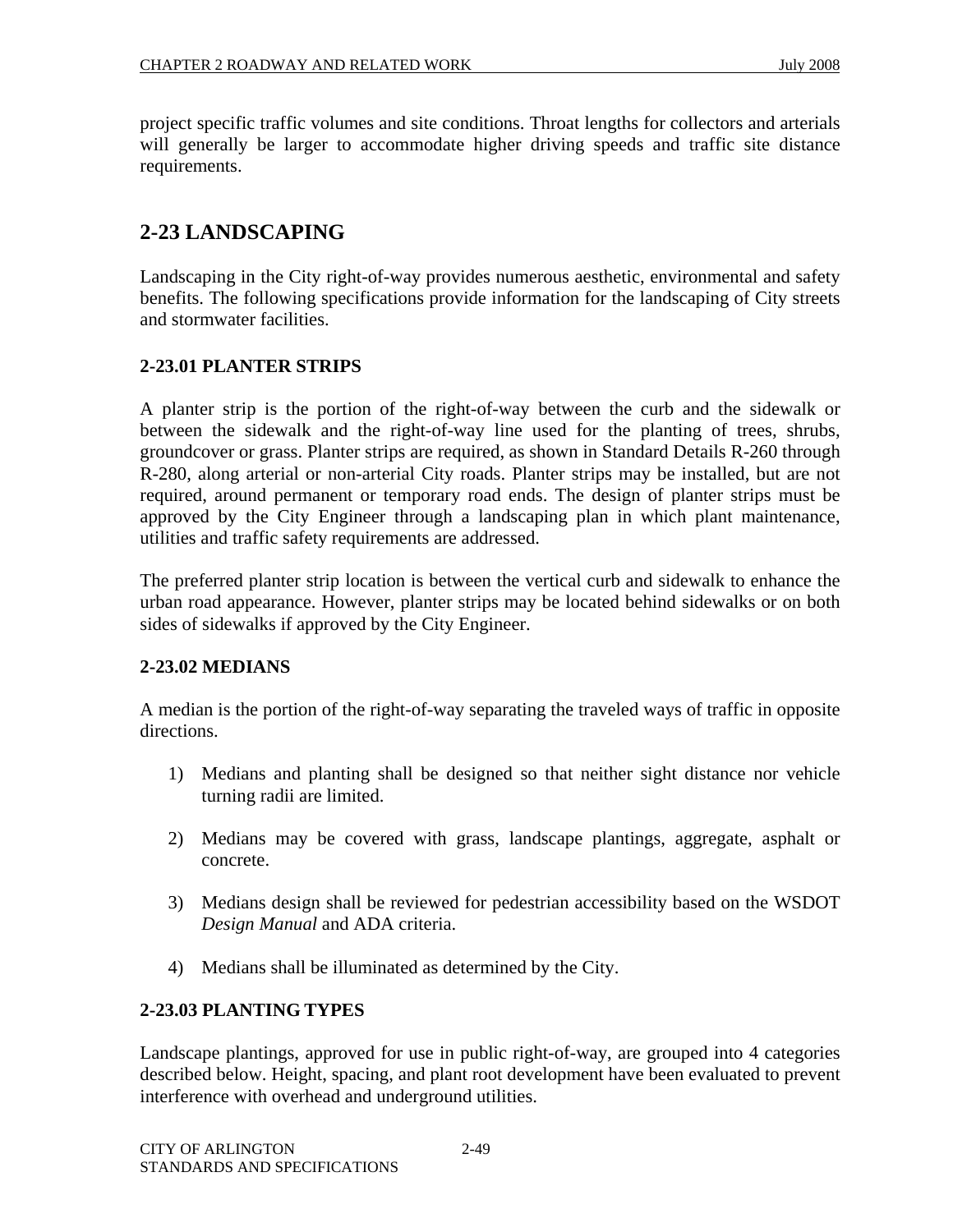project specific traffic volumes and site conditions. Throat lengths for collectors and arterials will generally be larger to accommodate higher driving speeds and traffic site distance requirements.

## 2-23 LANDSCAPING

Landscaping in the City right-of-way provides numerous aesthetic, environmental and safety benefits. The following specifications provide information for the landscaping of City streets and stormwater facilities.

### 2-23.01 PLANTER STRIPS

A planter strip is the portion of the right-of-way between the curb and the sidewalk or between the sidewalk and the right-of-way line used for the planting of trees, shrubs, groundcover or grass. Planter strips are required, as shown in Standard Details R-260 through R-280, along arterial or non-arterial City roads. Planter strips may be installed, but are not required, around permanent or temporary road ends. The design of planter strips must be approved by the City Engineer through a landscaping plan in which plant maintenance, utilities and traffic safety requirements are addressed.

The preferred planter strip location is between the vertical curb and sidewalk to enhance the urban road appearance. However, planter strips may be located behind sidewalks or on both sides of sidewalks if approved by the City Engineer.

### 2-23.02 MEDIANS

A median is the portion of the right-of-way separating the traveled ways of traffic in opposite directions.

1) Medians and planting shall be designed so that neither sight distance nor vehicle turning radii are limited.

2) Medians may be covered with grass, landscape plantings, aggregate, asphalt or concrete.

3) Medians design shall be reviewed for pedestrian accessibility based on the WSDOT *Design Manual* and ADA criteria.

4) Medians shall be illuminated as determined by the City.

### 2-23.03 PLANTING TYPES

Landscape plantings, approved for use in public right-of-way, are grouped into 4 categories described below. Height, spacing, and plant root development have been evaluated to prevent interference with overhead and underground utilities.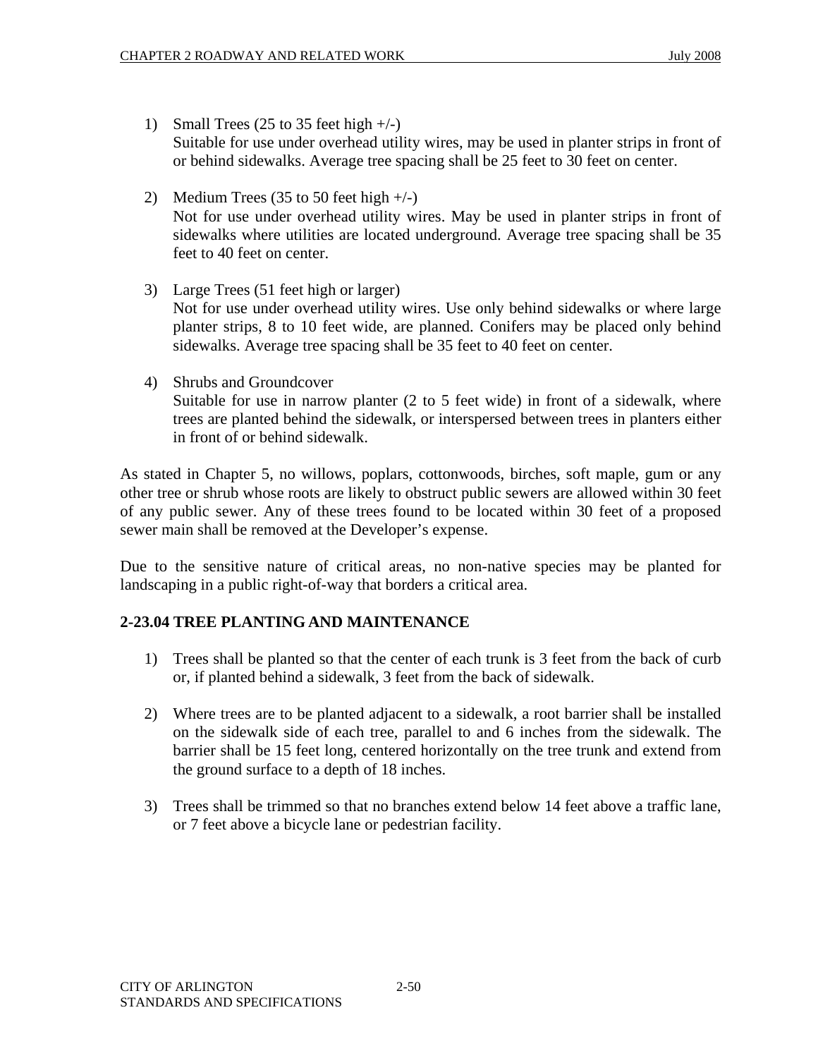1) Small Trees (25 to 35 feet high +/-)
   Suitable for use under overhead utility wires, may be used in planter strips in front of or behind sidewalks. Average tree spacing shall be 25 feet to 30 feet on center.

2) Medium Trees (35 to 50 feet high +/-)
   Not for use under overhead utility wires. May be used in planter strips in front of sidewalks where utilities are located underground. Average tree spacing shall be 35 feet to 40 feet on center.

3) Large Trees (51 feet high or larger)
   Not for use under overhead utility wires. Use only behind sidewalks or where large planter strips, 8 to 10 feet wide, are planned. Conifers may be placed only behind sidewalks. Average tree spacing shall be 35 feet to 40 feet on center.

4) Shrubs and Groundcover
   Suitable for use in narrow planter (2 to 5 feet wide) in front of a sidewalk, where trees are planted behind the sidewalk, or interspersed between trees in planters either in front of or behind sidewalk.

As stated in Chapter 5, no willows, poplars, cottonwoods, birches, soft maple, gum or any other tree or shrub whose roots are likely to obstruct public sewers are allowed within 30 feet of any public sewer. Any of these trees found to be located within 30 feet of a proposed sewer main shall be removed at the Developer's expense.

Due to the sensitive nature of critical areas, no non-native species may be planted for landscaping in a public right-of-way that borders a critical area.

## 2-23.04 TREE PLANTING AND MAINTENANCE

1) Trees shall be planted so that the center of each trunk is 3 feet from the back of curb or, if planted behind a sidewalk, 3 feet from the back of sidewalk.

2) Where trees are to be planted adjacent to a sidewalk, a root barrier shall be installed on the sidewalk side of each tree, parallel to and 6 inches from the sidewalk. The barrier shall be 15 feet long, centered horizontally on the tree trunk and extend from the ground surface to a depth of 18 inches.

3) Trees shall be trimmed so that no branches extend below 14 feet above a traffic lane, or 7 feet above a bicycle lane or pedestrian facility.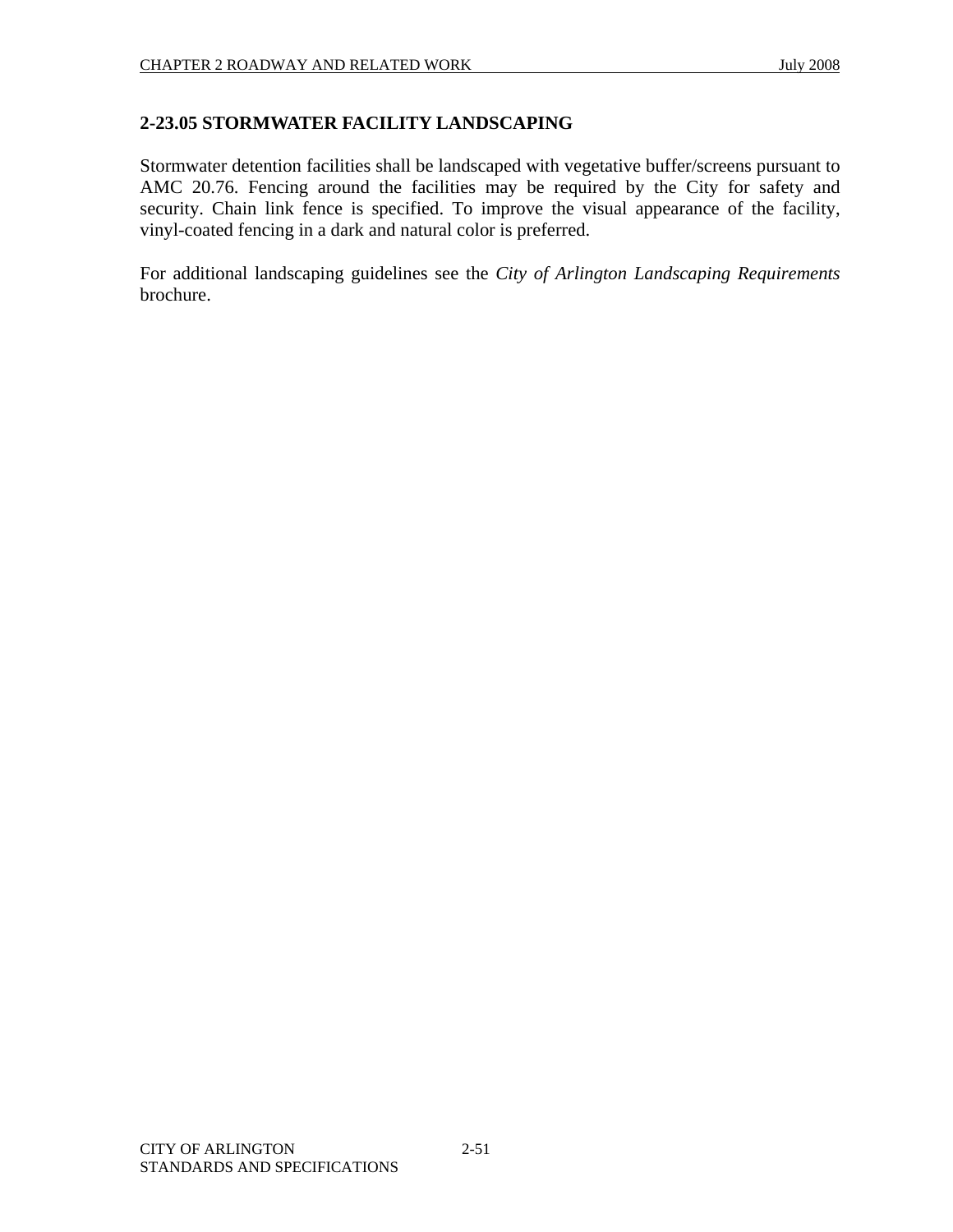## 2-23.05 STORMWATER FACILITY LANDSCAPING

Stormwater detention facilities shall be landscaped with vegetative buffer/screens pursuant to AMC 20.76. Fencing around the facilities may be required by the City for safety and security. Chain link fence is specified. To improve the visual appearance of the facility, vinyl-coated fencing in a dark and natural color is preferred.

For additional landscaping guidelines see the *City of Arlington Landscaping Requirements* brochure.